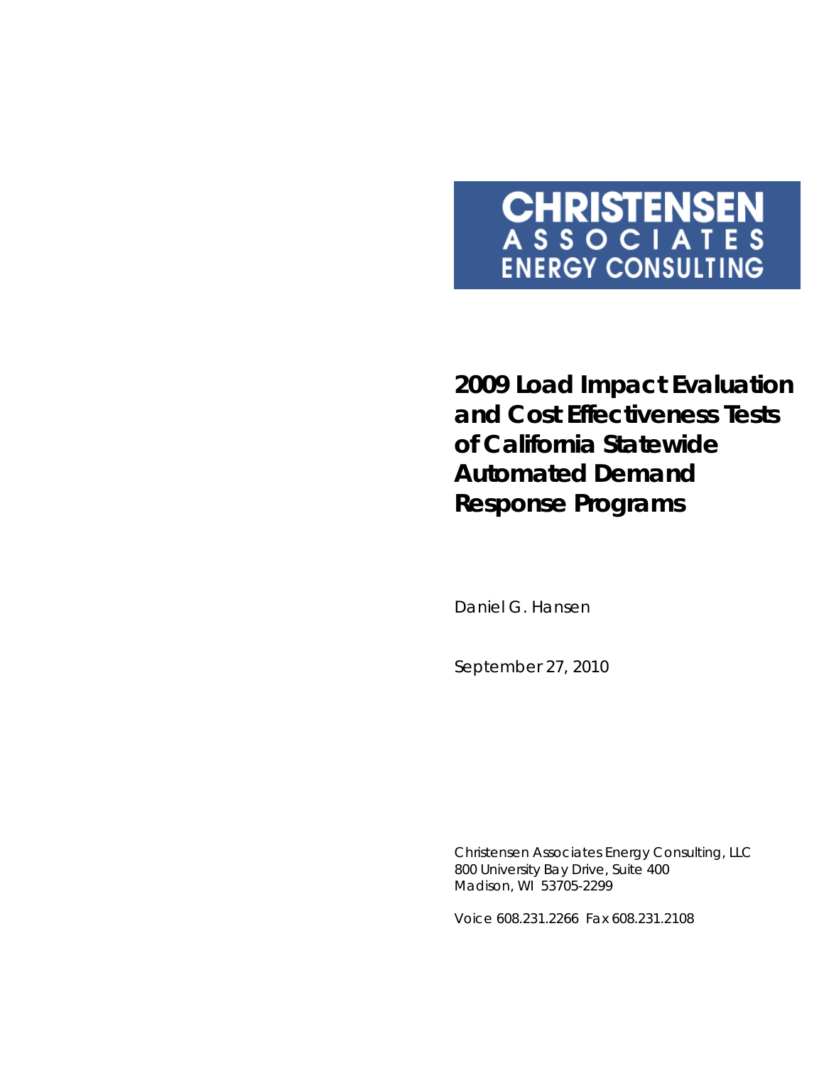CHRISTENSEN
ASSOCIATES
ENERGY CONSULTING

# 2009 Load Impact Evaluation and Cost Effectiveness Tests of California Statewide Automated Demand Response Programs

Daniel G. Hansen

September 27, 2010

Christensen Associates Energy Consulting, LLC
800 University Bay Drive, Suite 400
Madison, WI 53705-2299

Voice 608.231.2266 Fax 608.231.2108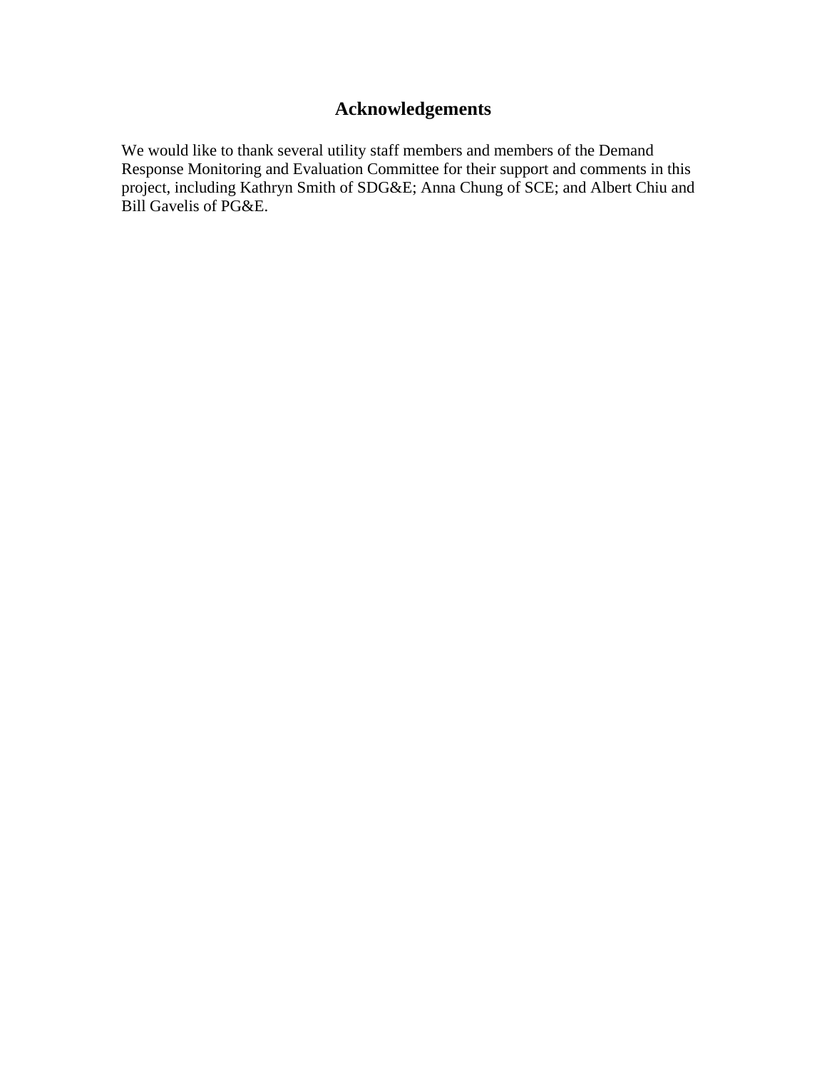# Acknowledgements

We would like to thank several utility staff members and members of the Demand Response Monitoring and Evaluation Committee for their support and comments in this project, including Kathryn Smith of SDG&E; Anna Chung of SCE; and Albert Chiu and Bill Gavelis of PG&E.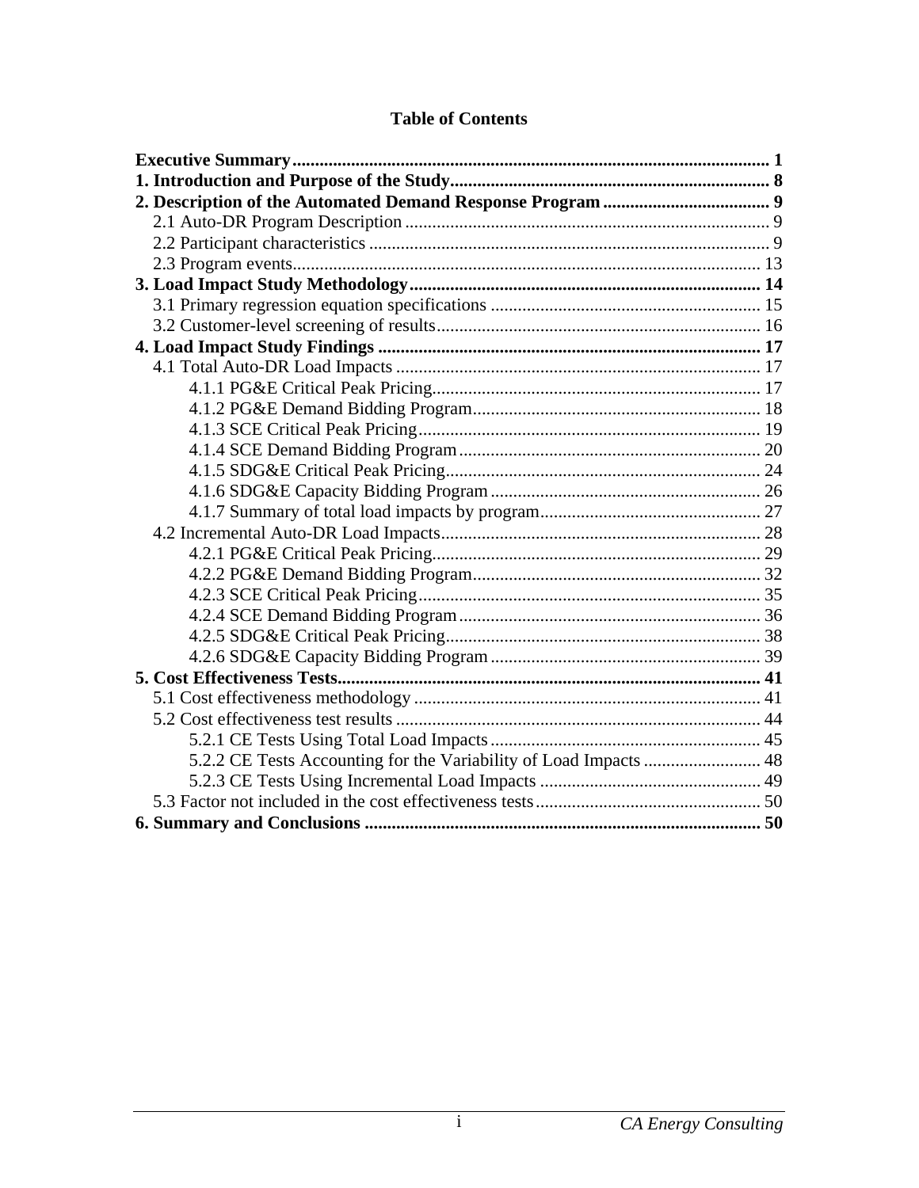**Table of Contents**

**Executive Summary** ........ **1**
**1. Introduction and Purpose of the Study** ........ **8**
**2. Description of the Automated Demand Response Program** ........ **9**
- 2.1 Auto-DR Program Description ........ 9
- 2.2 Participant characteristics ........ 9
- 2.3 Program events ........ 13

**3. Load Impact Study Methodology** ........ **14**
- 3.1 Primary regression equation specifications ........ 15
- 3.2 Customer-level screening of results ........ 16

**4. Load Impact Study Findings** ........ **17**
- 4.1 Total Auto-DR Load Impacts ........ 17
  - 4.1.1 PG&E Critical Peak Pricing ........ 17
  - 4.1.2 PG&E Demand Bidding Program ........ 18
  - 4.1.3 SCE Critical Peak Pricing ........ 19
  - 4.1.4 SCE Demand Bidding Program ........ 20
  - 4.1.5 SDG&E Critical Peak Pricing ........ 24
  - 4.1.6 SDG&E Capacity Bidding Program ........ 26
  - 4.1.7 Summary of total load impacts by program ........ 27
- 4.2 Incremental Auto-DR Load Impacts ........ 28
  - 4.2.1 PG&E Critical Peak Pricing ........ 29
  - 4.2.2 PG&E Demand Bidding Program ........ 32
  - 4.2.3 SCE Critical Peak Pricing ........ 35
  - 4.2.4 SCE Demand Bidding Program ........ 36
  - 4.2.5 SDG&E Critical Peak Pricing ........ 38
  - 4.2.6 SDG&E Capacity Bidding Program ........ 39

**5. Cost Effectiveness Tests** ........ **41**
- 5.1 Cost effectiveness methodology ........ 41
- 5.2 Cost effectiveness test results ........ 44
  - 5.2.1 CE Tests Using Total Load Impacts ........ 45
  - 5.2.2 CE Tests Accounting for the Variability of Load Impacts ........ 48
  - 5.2.3 CE Tests Using Incremental Load Impacts ........ 49
- 5.3 Factor not included in the cost effectiveness tests ........ 50

**6. Summary and Conclusions** ........ **50**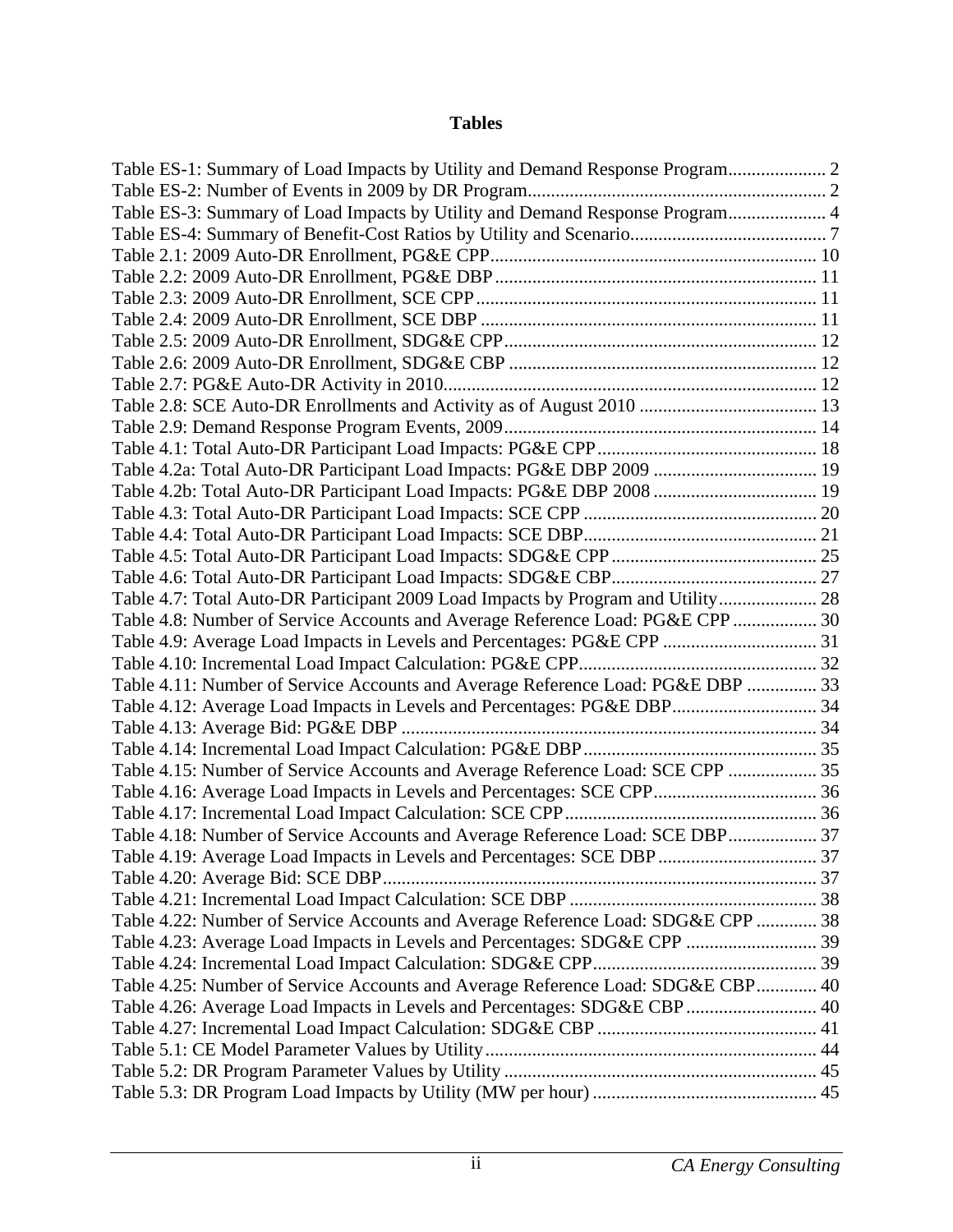# Tables

Table ES-1: Summary of Load Impacts by Utility and Demand Response Program..................... 2
Table ES-2: Number of Events in 2009 by DR Program................................................................ 2
Table ES-3: Summary of Load Impacts by Utility and Demand Response Program..................... 4
Table ES-4: Summary of Benefit-Cost Ratios by Utility and Scenario.......................................... 7
Table 2.1: 2009 Auto-DR Enrollment, PG&E CPP..................................................................... 10
Table 2.2: 2009 Auto-DR Enrollment, PG&E DBP..................................................................... 11
Table 2.3: 2009 Auto-DR Enrollment, SCE CPP......................................................................... 11
Table 2.4: 2009 Auto-DR Enrollment, SCE DBP ........................................................................ 11
Table 2.5: 2009 Auto-DR Enrollment, SDG&E CPP................................................................... 12
Table 2.6: 2009 Auto-DR Enrollment, SDG&E CBP .................................................................. 12
Table 2.7: PG&E Auto-DR Activity in 2010................................................................................ 12
Table 2.8: SCE Auto-DR Enrollments and Activity as of August 2010 ...................................... 13
Table 2.9: Demand Response Program Events, 2009................................................................... 14
Table 4.1: Total Auto-DR Participant Load Impacts: PG&E CPP............................................... 18
Table 4.2a: Total Auto-DR Participant Load Impacts: PG&E DBP 2009 ................................... 19
Table 4.2b: Total Auto-DR Participant Load Impacts: PG&E DBP 2008 ................................... 19
Table 4.3: Total Auto-DR Participant Load Impacts: SCE CPP .................................................. 20
Table 4.4: Total Auto-DR Participant Load Impacts: SCE DBP.................................................. 21
Table 4.5: Total Auto-DR Participant Load Impacts: SDG&E CPP............................................ 25
Table 4.6: Total Auto-DR Participant Load Impacts: SDG&E CBP............................................ 27
Table 4.7: Total Auto-DR Participant 2009 Load Impacts by Program and Utility..................... 28
Table 4.8: Number of Service Accounts and Average Reference Load: PG&E CPP .................. 30
Table 4.9: Average Load Impacts in Levels and Percentages: PG&E CPP ................................. 31
Table 4.10: Incremental Load Impact Calculation: PG&E CPP................................................... 32
Table 4.11: Number of Service Accounts and Average Reference Load: PG&E DBP ............... 33
Table 4.12: Average Load Impacts in Levels and Percentages: PG&E DBP............................... 34
Table 4.13: Average Bid: PG&E DBP ......................................................................................... 34
Table 4.14: Incremental Load Impact Calculation: PG&E DBP.................................................. 35
Table 4.15: Number of Service Accounts and Average Reference Load: SCE CPP ................... 35
Table 4.16: Average Load Impacts in Levels and Percentages: SCE CPP................................... 36
Table 4.17: Incremental Load Impact Calculation: SCE CPP...................................................... 36
Table 4.18: Number of Service Accounts and Average Reference Load: SCE DBP................... 37
Table 4.19: Average Load Impacts in Levels and Percentages: SCE DBP.................................. 37
Table 4.20: Average Bid: SCE DBP............................................................................................. 37
Table 4.21: Incremental Load Impact Calculation: SCE DBP ..................................................... 38
Table 4.22: Number of Service Accounts and Average Reference Load: SDG&E CPP ............. 38
Table 4.23: Average Load Impacts in Levels and Percentages: SDG&E CPP ............................ 39
Table 4.24: Incremental Load Impact Calculation: SDG&E CPP................................................ 39
Table 4.25: Number of Service Accounts and Average Reference Load: SDG&E CBP............. 40
Table 4.26: Average Load Impacts in Levels and Percentages: SDG&E CBP............................ 40
Table 4.27: Incremental Load Impact Calculation: SDG&E CBP ............................................... 41
Table 5.1: CE Model Parameter Values by Utility....................................................................... 44
Table 5.2: DR Program Parameter Values by Utility................................................................... 45
Table 5.3: DR Program Load Impacts by Utility (MW per hour) ................................................ 45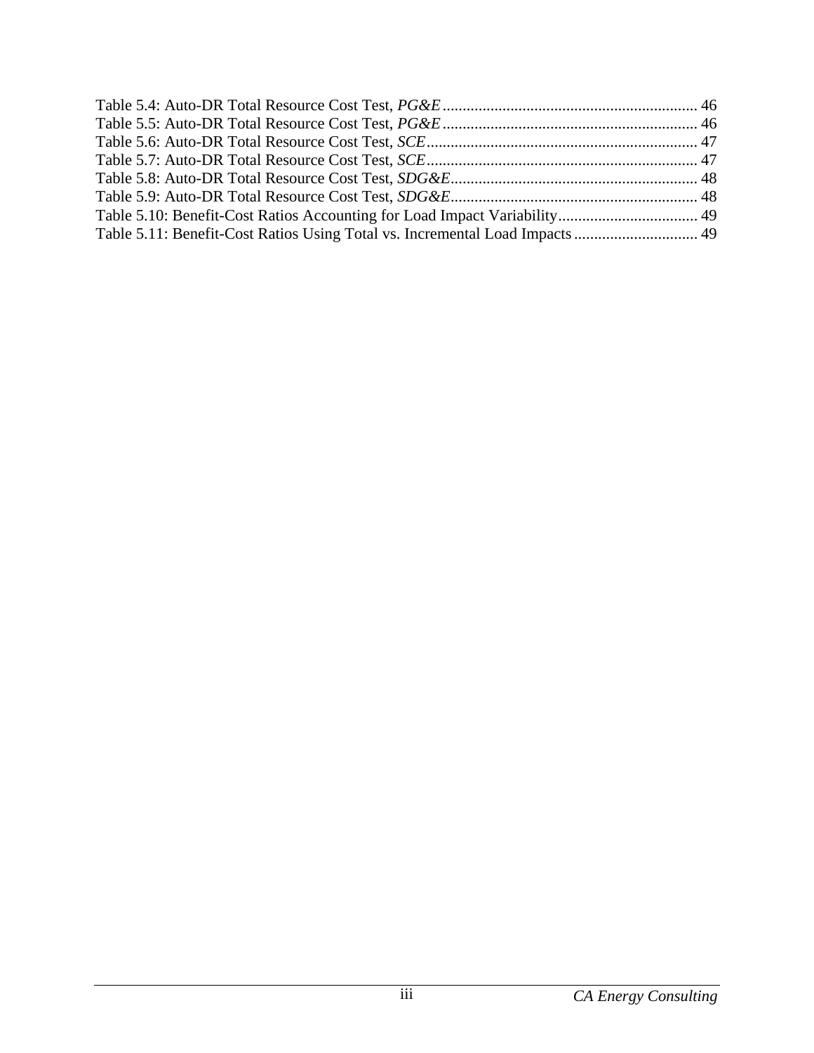Table 5.4: Auto-DR Total Resource Cost Test, *PG&E* ........................................................ 46
Table 5.5: Auto-DR Total Resource Cost Test, *PG&E* ........................................................ 46
Table 5.6: Auto-DR Total Resource Cost Test, *SCE* ........................................................... 47
Table 5.7: Auto-DR Total Resource Cost Test, *SCE* ........................................................... 47
Table 5.8: Auto-DR Total Resource Cost Test, *SDG&E* ...................................................... 48
Table 5.9: Auto-DR Total Resource Cost Test, *SDG&E* ...................................................... 48
Table 5.10: Benefit-Cost Ratios Accounting for Load Impact Variability ................................... 49
Table 5.11: Benefit-Cost Ratios Using Total vs. Incremental Load Impacts ............................... 49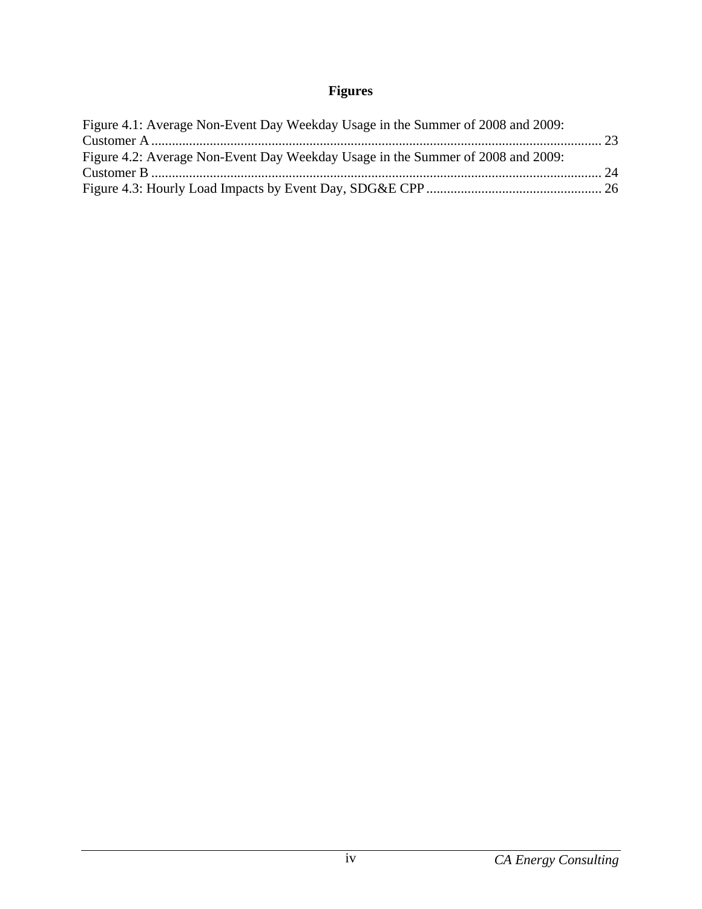# Figures

Figure 4.1: Average Non-Event Day Weekday Usage in the Summer of 2008 and 2009: Customer A ........................................................................................................................ 23

Figure 4.2: Average Non-Event Day Weekday Usage in the Summer of 2008 and 2009: Customer B ........................................................................................................................ 24

Figure 4.3: Hourly Load Impacts by Event Day, SDG&E CPP .................................................. 26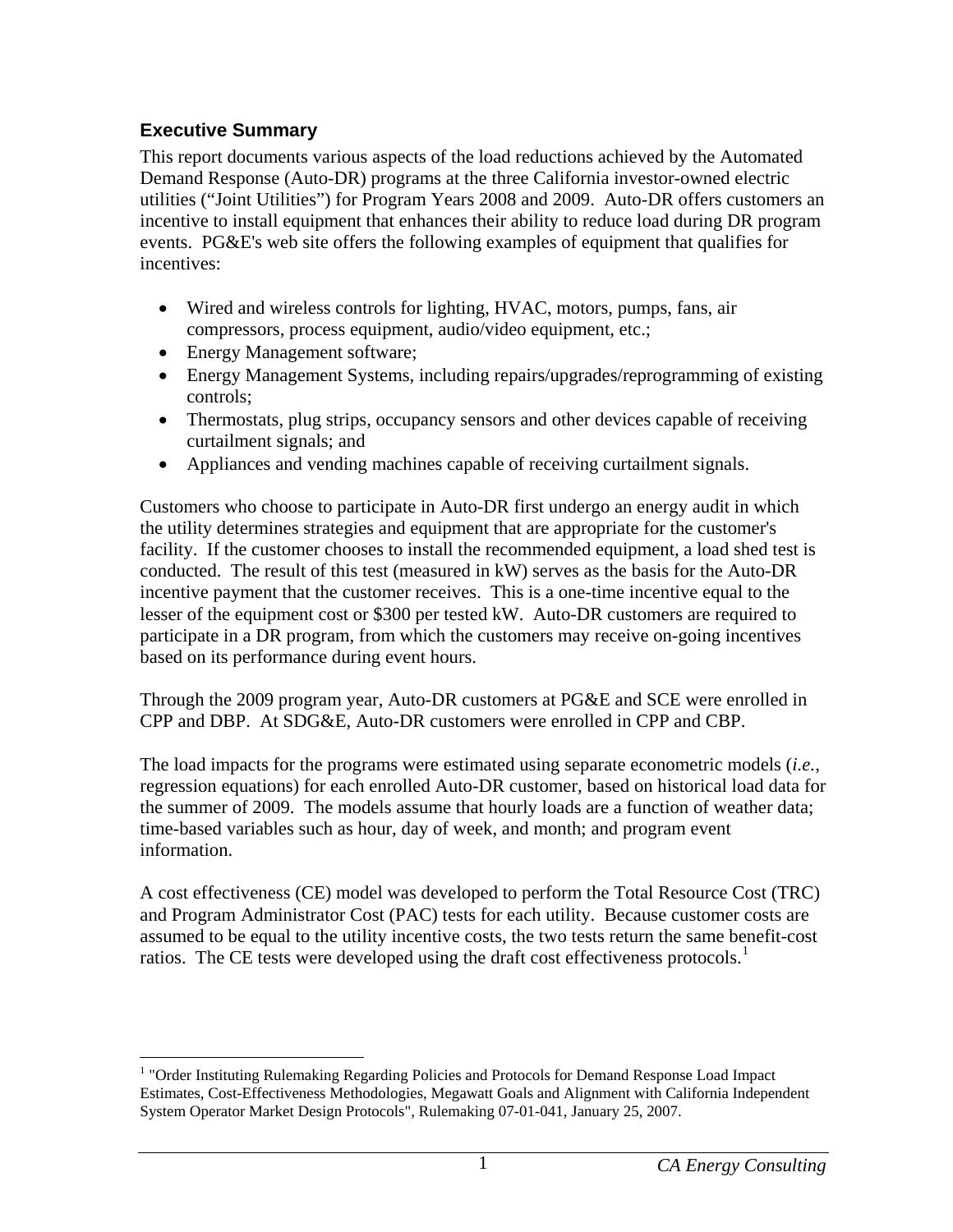## Executive Summary

This report documents various aspects of the load reductions achieved by the Automated Demand Response (Auto-DR) programs at the three California investor-owned electric utilities ("Joint Utilities") for Program Years 2008 and 2009. Auto-DR offers customers an incentive to install equipment that enhances their ability to reduce load during DR program events. PG&E's web site offers the following examples of equipment that qualifies for incentives:

- Wired and wireless controls for lighting, HVAC, motors, pumps, fans, air compressors, process equipment, audio/video equipment, etc.;
- Energy Management software;
- Energy Management Systems, including repairs/upgrades/reprogramming of existing controls;
- Thermostats, plug strips, occupancy sensors and other devices capable of receiving curtailment signals; and
- Appliances and vending machines capable of receiving curtailment signals.

Customers who choose to participate in Auto-DR first undergo an energy audit in which the utility determines strategies and equipment that are appropriate for the customer's facility. If the customer chooses to install the recommended equipment, a load shed test is conducted. The result of this test (measured in kW) serves as the basis for the Auto-DR incentive payment that the customer receives. This is a one-time incentive equal to the lesser of the equipment cost or $300 per tested kW. Auto-DR customers are required to participate in a DR program, from which the customers may receive on-going incentives based on its performance during event hours.

Through the 2009 program year, Auto-DR customers at PG&E and SCE were enrolled in CPP and DBP. At SDG&E, Auto-DR customers were enrolled in CPP and CBP.

The load impacts for the programs were estimated using separate econometric models (*i.e.*, regression equations) for each enrolled Auto-DR customer, based on historical load data for the summer of 2009. The models assume that hourly loads are a function of weather data; time-based variables such as hour, day of week, and month; and program event information.

A cost effectiveness (CE) model was developed to perform the Total Resource Cost (TRC) and Program Administrator Cost (PAC) tests for each utility. Because customer costs are assumed to be equal to the utility incentive costs, the two tests return the same benefit-cost ratios. The CE tests were developed using the draft cost effectiveness protocols.[1]

[1] "Order Instituting Rulemaking Regarding Policies and Protocols for Demand Response Load Impact Estimates, Cost-Effectiveness Methodologies, Megawatt Goals and Alignment with California Independent System Operator Market Design Protocols", Rulemaking 07-01-041, January 25, 2007.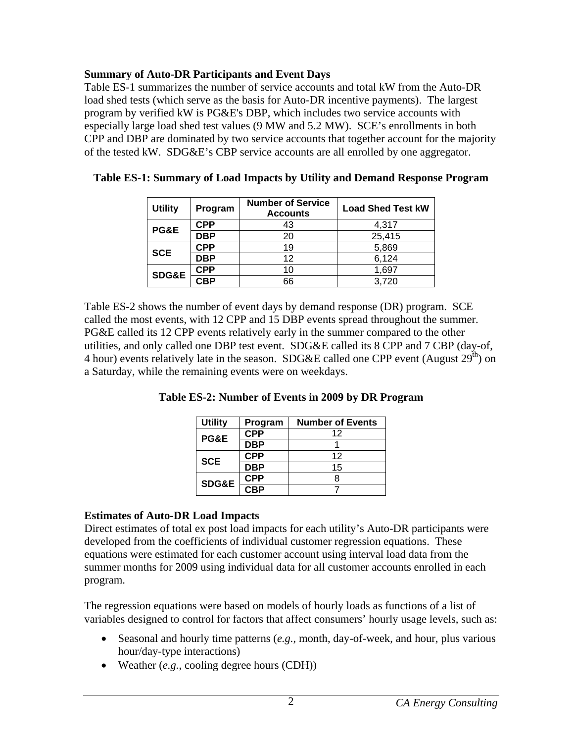### Summary of Auto-DR Participants and Event Days

Table ES-1 summarizes the number of service accounts and total kW from the Auto-DR load shed tests (which serve as the basis for Auto-DR incentive payments). The largest program by verified kW is PG&E's DBP, which includes two service accounts with especially large load shed test values (9 MW and 5.2 MW). SCE's enrollments in both CPP and DBP are dominated by two service accounts that together account for the majority of the tested kW. SDG&E's CBP service accounts are all enrolled by one aggregator.

**Table ES-1: Summary of Load Impacts by Utility and Demand Response Program**

| Utility | Program | Number of Service Accounts | Load Shed Test kW |
|---|---|---|---|
| PG&E | CPP | 43 | 4,317 |
| | DBP | 20 | 25,415 |
| SCE | CPP | 19 | 5,869 |
| | DBP | 12 | 6,124 |
| SDG&E | CPP | 10 | 1,697 |
| | CBP | 66 | 3,720 |

Table ES-2 shows the number of event days by demand response (DR) program. SCE called the most events, with 12 CPP and 15 DBP events spread throughout the summer. PG&E called its 12 CPP events relatively early in the summer compared to the other utilities, and only called one DBP test event. SDG&E called its 8 CPP and 7 CBP (day-of, 4 hour) events relatively late in the season. SDG&E called one CPP event (August 29th) on a Saturday, while the remaining events were on weekdays.

**Table ES-2: Number of Events in 2009 by DR Program**

| Utility | Program | Number of Events |
|---|---|---|
| PG&E | CPP | 12 |
| | DBP | 1 |
| SCE | CPP | 12 |
| | DBP | 15 |
| SDG&E | CPP | 8 |
| | CBP | 7 |

### Estimates of Auto-DR Load Impacts

Direct estimates of total ex post load impacts for each utility's Auto-DR participants were developed from the coefficients of individual customer regression equations. These equations were estimated for each customer account using interval load data from the summer months for 2009 using individual data for all customer accounts enrolled in each program.

The regression equations were based on models of hourly loads as functions of a list of variables designed to control for factors that affect consumers' hourly usage levels, such as:

- Seasonal and hourly time patterns (*e.g.*, month, day-of-week, and hour, plus various hour/day-type interactions)
- Weather (*e.g.*, cooling degree hours (CDH))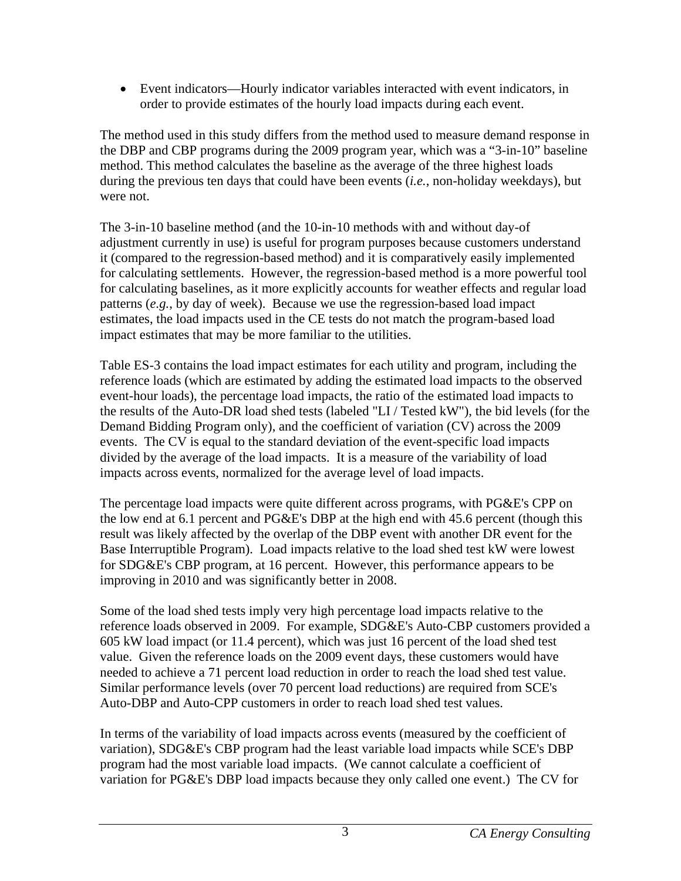- Event indicators—Hourly indicator variables interacted with event indicators, in order to provide estimates of the hourly load impacts during each event.

The method used in this study differs from the method used to measure demand response in the DBP and CBP programs during the 2009 program year, which was a "3-in-10" baseline method. This method calculates the baseline as the average of the three highest loads during the previous ten days that could have been events (*i.e.*, non-holiday weekdays), but were not.

The 3-in-10 baseline method (and the 10-in-10 methods with and without day-of adjustment currently in use) is useful for program purposes because customers understand it (compared to the regression-based method) and it is comparatively easily implemented for calculating settlements. However, the regression-based method is a more powerful tool for calculating baselines, as it more explicitly accounts for weather effects and regular load patterns (*e.g.*, by day of week). Because we use the regression-based load impact estimates, the load impacts used in the CE tests do not match the program-based load impact estimates that may be more familiar to the utilities.

Table ES-3 contains the load impact estimates for each utility and program, including the reference loads (which are estimated by adding the estimated load impacts to the observed event-hour loads), the percentage load impacts, the ratio of the estimated load impacts to the results of the Auto-DR load shed tests (labeled "LI / Tested kW"), the bid levels (for the Demand Bidding Program only), and the coefficient of variation (CV) across the 2009 events. The CV is equal to the standard deviation of the event-specific load impacts divided by the average of the load impacts. It is a measure of the variability of load impacts across events, normalized for the average level of load impacts.

The percentage load impacts were quite different across programs, with PG&E's CPP on the low end at 6.1 percent and PG&E's DBP at the high end with 45.6 percent (though this result was likely affected by the overlap of the DBP event with another DR event for the Base Interruptible Program). Load impacts relative to the load shed test kW were lowest for SDG&E's CBP program, at 16 percent. However, this performance appears to be improving in 2010 and was significantly better in 2008.

Some of the load shed tests imply very high percentage load impacts relative to the reference loads observed in 2009. For example, SDG&E's Auto-CBP customers provided a 605 kW load impact (or 11.4 percent), which was just 16 percent of the load shed test value. Given the reference loads on the 2009 event days, these customers would have needed to achieve a 71 percent load reduction in order to reach the load shed test value. Similar performance levels (over 70 percent load reductions) are required from SCE's Auto-DBP and Auto-CPP customers in order to reach load shed test values.

In terms of the variability of load impacts across events (measured by the coefficient of variation), SDG&E's CBP program had the least variable load impacts while SCE's DBP program had the most variable load impacts. (We cannot calculate a coefficient of variation for PG&E's DBP load impacts because they only called one event.) The CV for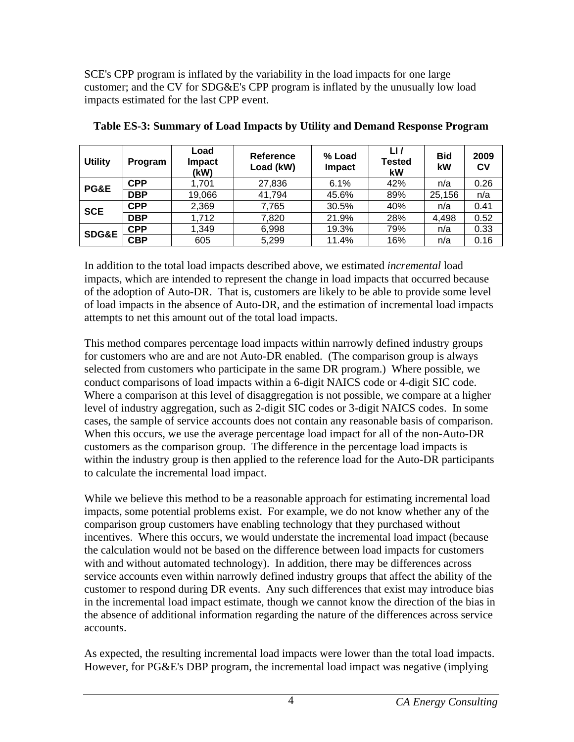SCE's CPP program is inflated by the variability in the load impacts for one large customer; and the CV for SDG&E's CPP program is inflated by the unusually low load impacts estimated for the last CPP event.

**Table ES-3: Summary of Load Impacts by Utility and Demand Response Program**

| Utility | Program | Load Impact (kW) | Reference Load (kW) | % Load Impact | LI / Tested kW | Bid kW | 2009 CV |
|---|---|---|---|---|---|---|---|
| PG&E | CPP | 1,701 | 27,836 | 6.1% | 42% | n/a | 0.26 |
| | DBP | 19,066 | 41,794 | 45.6% | 89% | 25,156 | n/a |
| SCE | CPP | 2,369 | 7,765 | 30.5% | 40% | n/a | 0.41 |
| | DBP | 1,712 | 7,820 | 21.9% | 28% | 4,498 | 0.52 |
| SDG&E | CPP | 1,349 | 6,998 | 19.3% | 79% | n/a | 0.33 |
| | CBP | 605 | 5,299 | 11.4% | 16% | n/a | 0.16 |

In addition to the total load impacts described above, we estimated *incremental* load impacts, which are intended to represent the change in load impacts that occurred because of the adoption of Auto-DR. That is, customers are likely to be able to provide some level of load impacts in the absence of Auto-DR, and the estimation of incremental load impacts attempts to net this amount out of the total load impacts.

This method compares percentage load impacts within narrowly defined industry groups for customers who are and are not Auto-DR enabled. (The comparison group is always selected from customers who participate in the same DR program.) Where possible, we conduct comparisons of load impacts within a 6-digit NAICS code or 4-digit SIC code. Where a comparison at this level of disaggregation is not possible, we compare at a higher level of industry aggregation, such as 2-digit SIC codes or 3-digit NAICS codes. In some cases, the sample of service accounts does not contain any reasonable basis of comparison. When this occurs, we use the average percentage load impact for all of the non-Auto-DR customers as the comparison group. The difference in the percentage load impacts is within the industry group is then applied to the reference load for the Auto-DR participants to calculate the incremental load impact.

While we believe this method to be a reasonable approach for estimating incremental load impacts, some potential problems exist. For example, we do not know whether any of the comparison group customers have enabling technology that they purchased without incentives. Where this occurs, we would understate the incremental load impact (because the calculation would not be based on the difference between load impacts for customers with and without automated technology). In addition, there may be differences across service accounts even within narrowly defined industry groups that affect the ability of the customer to respond during DR events. Any such differences that exist may introduce bias in the incremental load impact estimate, though we cannot know the direction of the bias in the absence of additional information regarding the nature of the differences across service accounts.

As expected, the resulting incremental load impacts were lower than the total load impacts. However, for PG&E's DBP program, the incremental load impact was negative (implying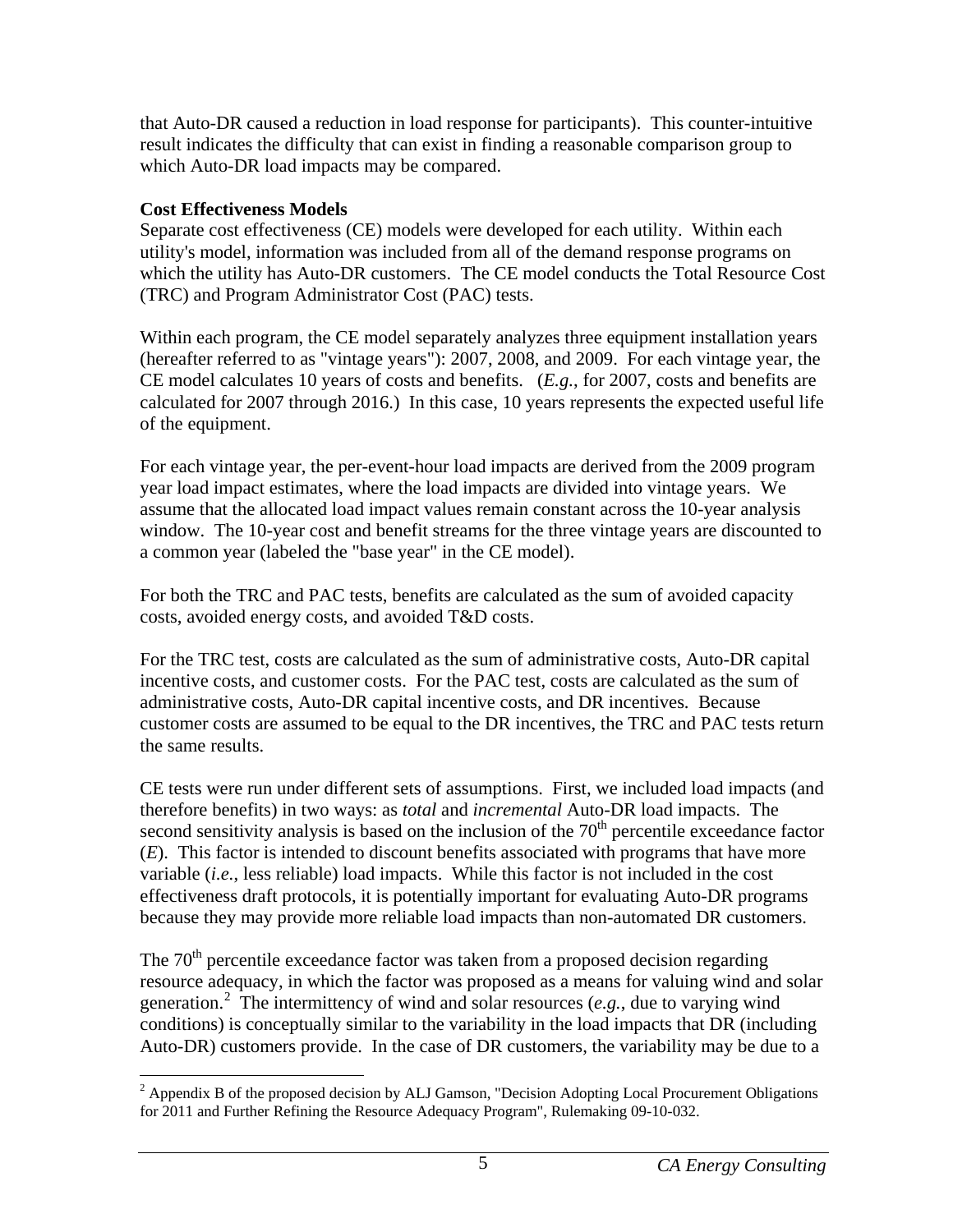that Auto-DR caused a reduction in load response for participants). This counter-intuitive result indicates the difficulty that can exist in finding a reasonable comparison group to which Auto-DR load impacts may be compared.

**Cost Effectiveness Models**

Separate cost effectiveness (CE) models were developed for each utility. Within each utility's model, information was included from all of the demand response programs on which the utility has Auto-DR customers. The CE model conducts the Total Resource Cost (TRC) and Program Administrator Cost (PAC) tests.

Within each program, the CE model separately analyzes three equipment installation years (hereafter referred to as "vintage years"): 2007, 2008, and 2009. For each vintage year, the CE model calculates 10 years of costs and benefits. (*E.g.*, for 2007, costs and benefits are calculated for 2007 through 2016.) In this case, 10 years represents the expected useful life of the equipment.

For each vintage year, the per-event-hour load impacts are derived from the 2009 program year load impact estimates, where the load impacts are divided into vintage years. We assume that the allocated load impact values remain constant across the 10-year analysis window. The 10-year cost and benefit streams for the three vintage years are discounted to a common year (labeled the "base year" in the CE model).

For both the TRC and PAC tests, benefits are calculated as the sum of avoided capacity costs, avoided energy costs, and avoided T&D costs.

For the TRC test, costs are calculated as the sum of administrative costs, Auto-DR capital incentive costs, and customer costs. For the PAC test, costs are calculated as the sum of administrative costs, Auto-DR capital incentive costs, and DR incentives. Because customer costs are assumed to be equal to the DR incentives, the TRC and PAC tests return the same results.

CE tests were run under different sets of assumptions. First, we included load impacts (and therefore benefits) in two ways: as *total* and *incremental* Auto-DR load impacts. The second sensitivity analysis is based on the inclusion of the 70th percentile exceedance factor ($E$). This factor is intended to discount benefits associated with programs that have more variable (*i.e.*, less reliable) load impacts. While this factor is not included in the cost effectiveness draft protocols, it is potentially important for evaluating Auto-DR programs because they may provide more reliable load impacts than non-automated DR customers.

The 70th percentile exceedance factor was taken from a proposed decision regarding resource adequacy, in which the factor was proposed as a means for valuing wind and solar generation.[2] The intermittency of wind and solar resources (*e.g.*, due to varying wind conditions) is conceptually similar to the variability in the load impacts that DR (including Auto-DR) customers provide. In the case of DR customers, the variability may be due to a

[2] Appendix B of the proposed decision by ALJ Gamson, "Decision Adopting Local Procurement Obligations for 2011 and Further Refining the Resource Adequacy Program", Rulemaking 09-10-032.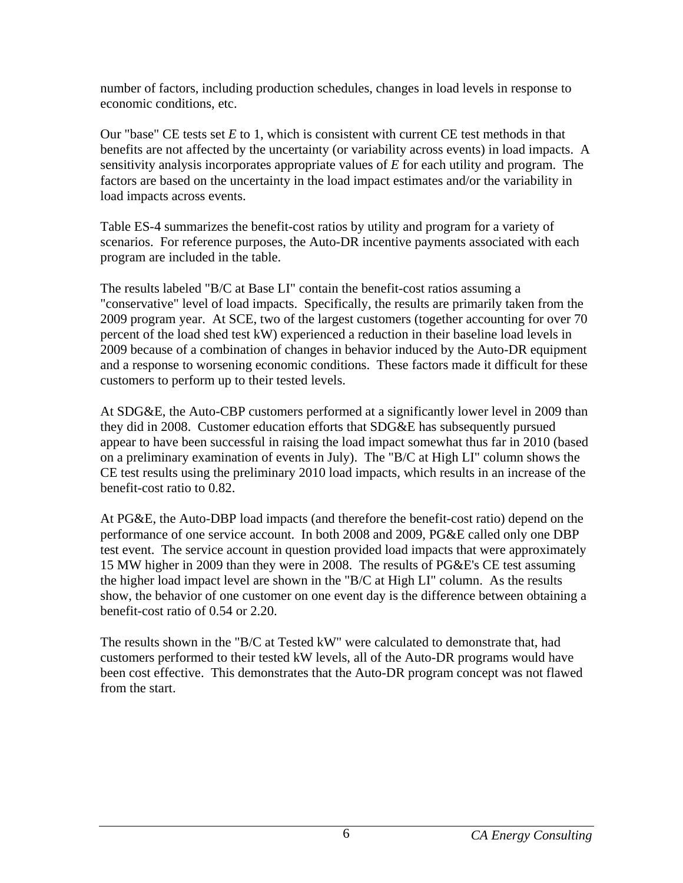number of factors, including production schedules, changes in load levels in response to economic conditions, etc.

Our "base" CE tests set $E$ to 1, which is consistent with current CE test methods in that benefits are not affected by the uncertainty (or variability across events) in load impacts. A sensitivity analysis incorporates appropriate values of $E$ for each utility and program. The factors are based on the uncertainty in the load impact estimates and/or the variability in load impacts across events.

Table ES-4 summarizes the benefit-cost ratios by utility and program for a variety of scenarios. For reference purposes, the Auto-DR incentive payments associated with each program are included in the table.

The results labeled "B/C at Base LI" contain the benefit-cost ratios assuming a "conservative" level of load impacts. Specifically, the results are primarily taken from the 2009 program year. At SCE, two of the largest customers (together accounting for over 70 percent of the load shed test kW) experienced a reduction in their baseline load levels in 2009 because of a combination of changes in behavior induced by the Auto-DR equipment and a response to worsening economic conditions. These factors made it difficult for these customers to perform up to their tested levels.

At SDG&E, the Auto-CBP customers performed at a significantly lower level in 2009 than they did in 2008. Customer education efforts that SDG&E has subsequently pursued appear to have been successful in raising the load impact somewhat thus far in 2010 (based on a preliminary examination of events in July). The "B/C at High LI" column shows the CE test results using the preliminary 2010 load impacts, which results in an increase of the benefit-cost ratio to 0.82.

At PG&E, the Auto-DBP load impacts (and therefore the benefit-cost ratio) depend on the performance of one service account. In both 2008 and 2009, PG&E called only one DBP test event. The service account in question provided load impacts that were approximately 15 MW higher in 2009 than they were in 2008. The results of PG&E's CE test assuming the higher load impact level are shown in the "B/C at High LI" column. As the results show, the behavior of one customer on one event day is the difference between obtaining a benefit-cost ratio of 0.54 or 2.20.

The results shown in the "B/C at Tested kW" were calculated to demonstrate that, had customers performed to their tested kW levels, all of the Auto-DR programs would have been cost effective. This demonstrates that the Auto-DR program concept was not flawed from the start.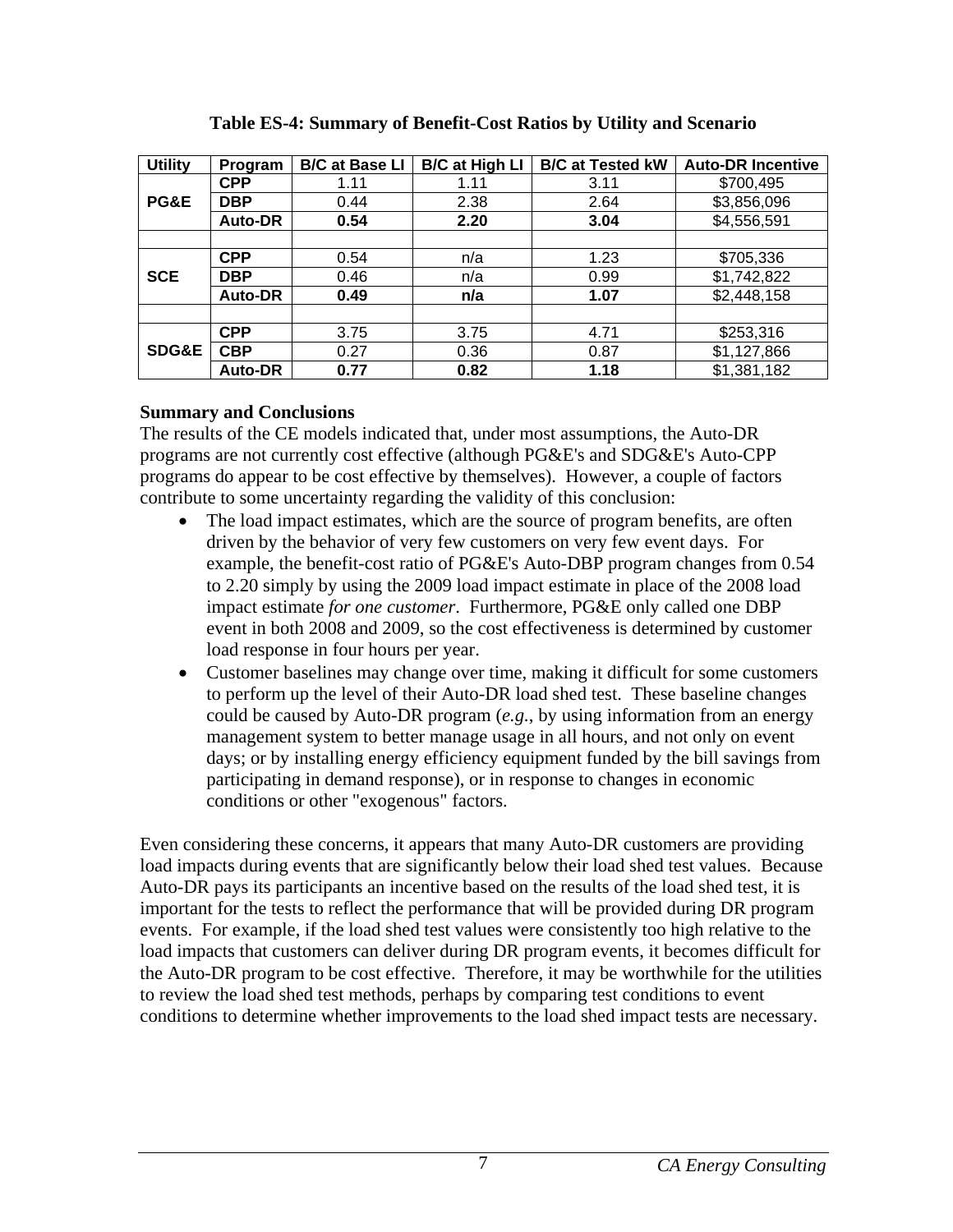**Table ES-4: Summary of Benefit-Cost Ratios by Utility and Scenario**

| Utility | Program | B/C at Base LI | B/C at High LI | B/C at Tested kW | Auto-DR Incentive |
|---|---|---|---|---|---|
| PG&E | **CPP** | 1.11 | 1.11 | 3.11 | $700,495 |
| | **DBP** | 0.44 | 2.38 | 2.64 | $3,856,096 |
| | **Auto-DR** | **0.54** | **2.20** | **3.04** | $4,556,591 |
| | | | | | |
| SCE | **CPP** | 0.54 | n/a | 1.23 | $705,336 |
| | **DBP** | 0.46 | n/a | 0.99 | $1,742,822 |
| | **Auto-DR** | **0.49** | **n/a** | **1.07** | $2,448,158 |
| | | | | | |
| SDG&E | **CPP** | 3.75 | 3.75 | 4.71 | $253,316 |
| | **CBP** | 0.27 | 0.36 | 0.87 | $1,127,866 |
| | **Auto-DR** | **0.77** | **0.82** | **1.18** | $1,381,182 |

**Summary and Conclusions**

The results of the CE models indicated that, under most assumptions, the Auto-DR programs are not currently cost effective (although PG&E's and SDG&E's Auto-CPP programs do appear to be cost effective by themselves). However, a couple of factors contribute to some uncertainty regarding the validity of this conclusion:

- The load impact estimates, which are the source of program benefits, are often driven by the behavior of very few customers on very few event days. For example, the benefit-cost ratio of PG&E's Auto-DBP program changes from 0.54 to 2.20 simply by using the 2009 load impact estimate in place of the 2008 load impact estimate *for one customer*. Furthermore, PG&E only called one DBP event in both 2008 and 2009, so the cost effectiveness is determined by customer load response in four hours per year.
- Customer baselines may change over time, making it difficult for some customers to perform up the level of their Auto-DR load shed test. These baseline changes could be caused by Auto-DR program (*e.g.*, by using information from an energy management system to better manage usage in all hours, and not only on event days; or by installing energy efficiency equipment funded by the bill savings from participating in demand response), or in response to changes in economic conditions or other "exogenous" factors.

Even considering these concerns, it appears that many Auto-DR customers are providing load impacts during events that are significantly below their load shed test values. Because Auto-DR pays its participants an incentive based on the results of the load shed test, it is important for the tests to reflect the performance that will be provided during DR program events. For example, if the load shed test values were consistently too high relative to the load impacts that customers can deliver during DR program events, it becomes difficult for the Auto-DR program to be cost effective. Therefore, it may be worthwhile for the utilities to review the load shed test methods, perhaps by comparing test conditions to event conditions to determine whether improvements to the load shed impact tests are necessary.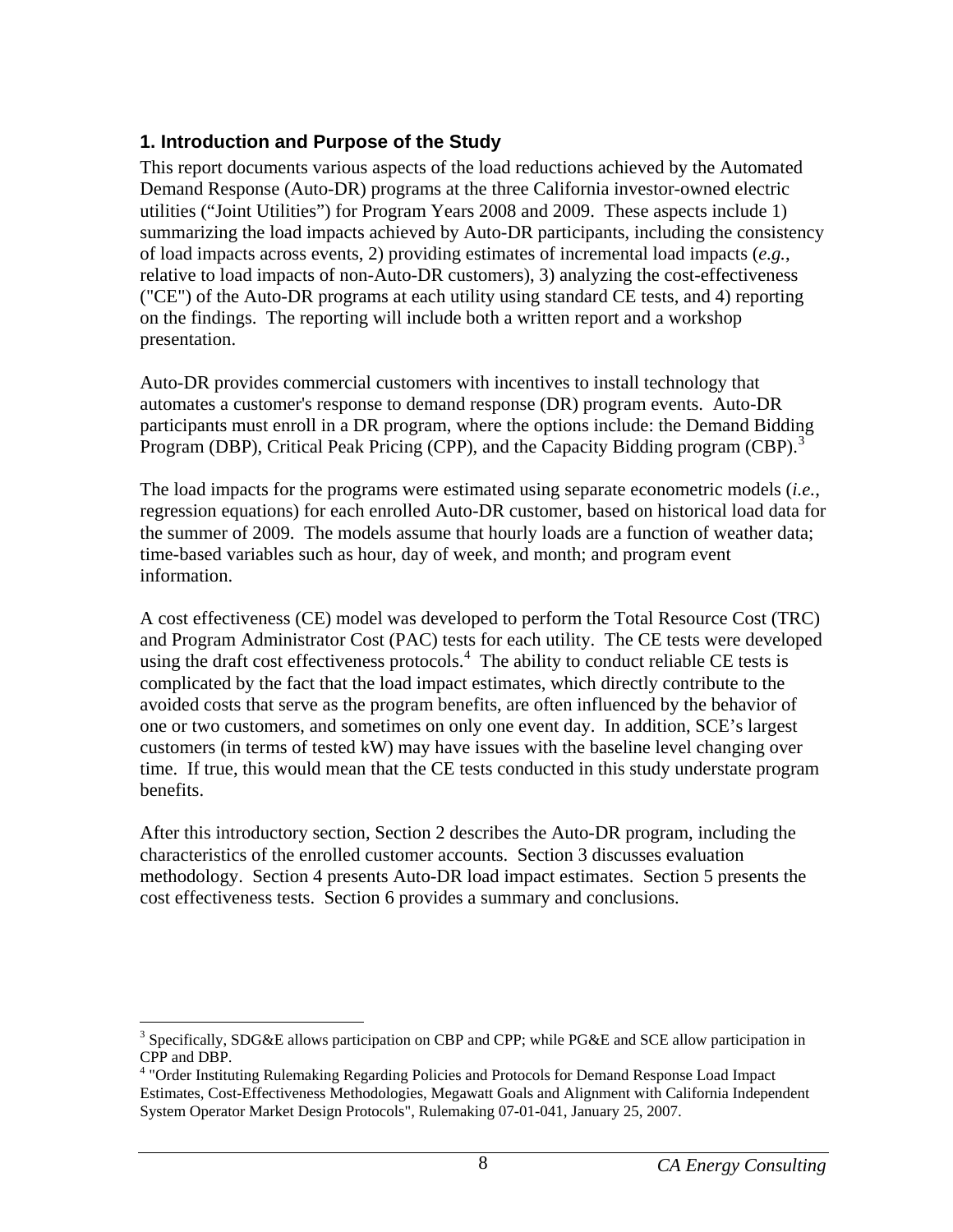## 1. Introduction and Purpose of the Study

This report documents various aspects of the load reductions achieved by the Automated Demand Response (Auto-DR) programs at the three California investor-owned electric utilities ("Joint Utilities") for Program Years 2008 and 2009. These aspects include 1) summarizing the load impacts achieved by Auto-DR participants, including the consistency of load impacts across events, 2) providing estimates of incremental load impacts (*e.g.*, relative to load impacts of non-Auto-DR customers), 3) analyzing the cost-effectiveness ("CE") of the Auto-DR programs at each utility using standard CE tests, and 4) reporting on the findings. The reporting will include both a written report and a workshop presentation.

Auto-DR provides commercial customers with incentives to install technology that automates a customer's response to demand response (DR) program events. Auto-DR participants must enroll in a DR program, where the options include: the Demand Bidding Program (DBP), Critical Peak Pricing (CPP), and the Capacity Bidding program (CBP).[3]

The load impacts for the programs were estimated using separate econometric models (*i.e.*, regression equations) for each enrolled Auto-DR customer, based on historical load data for the summer of 2009. The models assume that hourly loads are a function of weather data; time-based variables such as hour, day of week, and month; and program event information.

A cost effectiveness (CE) model was developed to perform the Total Resource Cost (TRC) and Program Administrator Cost (PAC) tests for each utility. The CE tests were developed using the draft cost effectiveness protocols.[4] The ability to conduct reliable CE tests is complicated by the fact that the load impact estimates, which directly contribute to the avoided costs that serve as the program benefits, are often influenced by the behavior of one or two customers, and sometimes on only one event day. In addition, SCE's largest customers (in terms of tested kW) may have issues with the baseline level changing over time. If true, this would mean that the CE tests conducted in this study understate program benefits.

After this introductory section, Section 2 describes the Auto-DR program, including the characteristics of the enrolled customer accounts. Section 3 discusses evaluation methodology. Section 4 presents Auto-DR load impact estimates. Section 5 presents the cost effectiveness tests. Section 6 provides a summary and conclusions.

---

[3] Specifically, SDG&E allows participation on CBP and CPP; while PG&E and SCE allow participation in CPP and DBP.

[4] "Order Instituting Rulemaking Regarding Policies and Protocols for Demand Response Load Impact Estimates, Cost-Effectiveness Methodologies, Megawatt Goals and Alignment with California Independent System Operator Market Design Protocols", Rulemaking 07-01-041, January 25, 2007.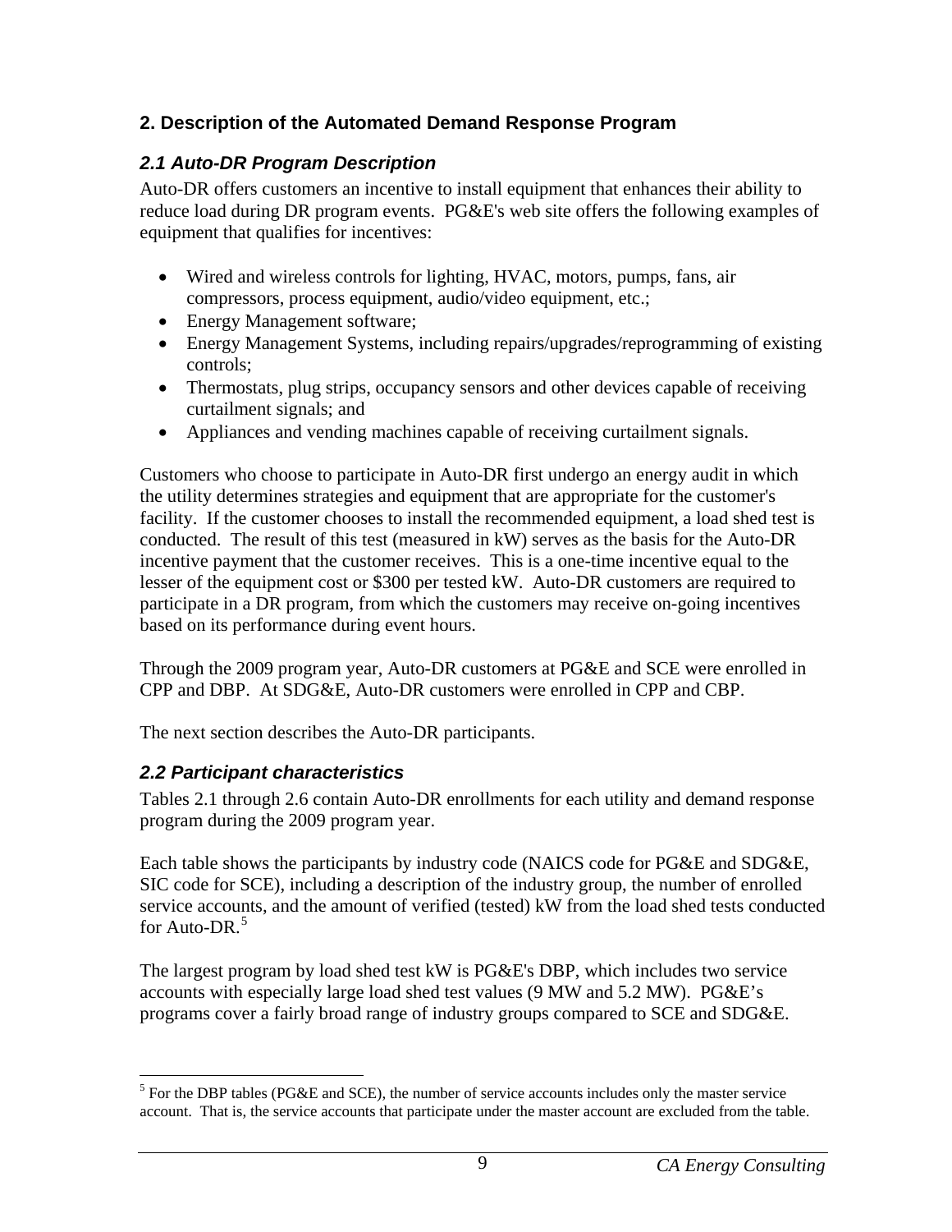## 2. Description of the Automated Demand Response Program

### *2.1 Auto-DR Program Description*

Auto-DR offers customers an incentive to install equipment that enhances their ability to reduce load during DR program events. PG&E's web site offers the following examples of equipment that qualifies for incentives:

- Wired and wireless controls for lighting, HVAC, motors, pumps, fans, air compressors, process equipment, audio/video equipment, etc.;
- Energy Management software;
- Energy Management Systems, including repairs/upgrades/reprogramming of existing controls;
- Thermostats, plug strips, occupancy sensors and other devices capable of receiving curtailment signals; and
- Appliances and vending machines capable of receiving curtailment signals.

Customers who choose to participate in Auto-DR first undergo an energy audit in which the utility determines strategies and equipment that are appropriate for the customer's facility. If the customer chooses to install the recommended equipment, a load shed test is conducted. The result of this test (measured in kW) serves as the basis for the Auto-DR incentive payment that the customer receives. This is a one-time incentive equal to the lesser of the equipment cost or $300 per tested kW. Auto-DR customers are required to participate in a DR program, from which the customers may receive on-going incentives based on its performance during event hours.

Through the 2009 program year, Auto-DR customers at PG&E and SCE were enrolled in CPP and DBP. At SDG&E, Auto-DR customers were enrolled in CPP and CBP.

The next section describes the Auto-DR participants.

### *2.2 Participant characteristics*

Tables 2.1 through 2.6 contain Auto-DR enrollments for each utility and demand response program during the 2009 program year.

Each table shows the participants by industry code (NAICS code for PG&E and SDG&E, SIC code for SCE), including a description of the industry group, the number of enrolled service accounts, and the amount of verified (tested) kW from the load shed tests conducted for Auto-DR.[5]

The largest program by load shed test kW is PG&E's DBP, which includes two service accounts with especially large load shed test values (9 MW and 5.2 MW). PG&E's programs cover a fairly broad range of industry groups compared to SCE and SDG&E.

[5] For the DBP tables (PG&E and SCE), the number of service accounts includes only the master service account. That is, the service accounts that participate under the master account are excluded from the table.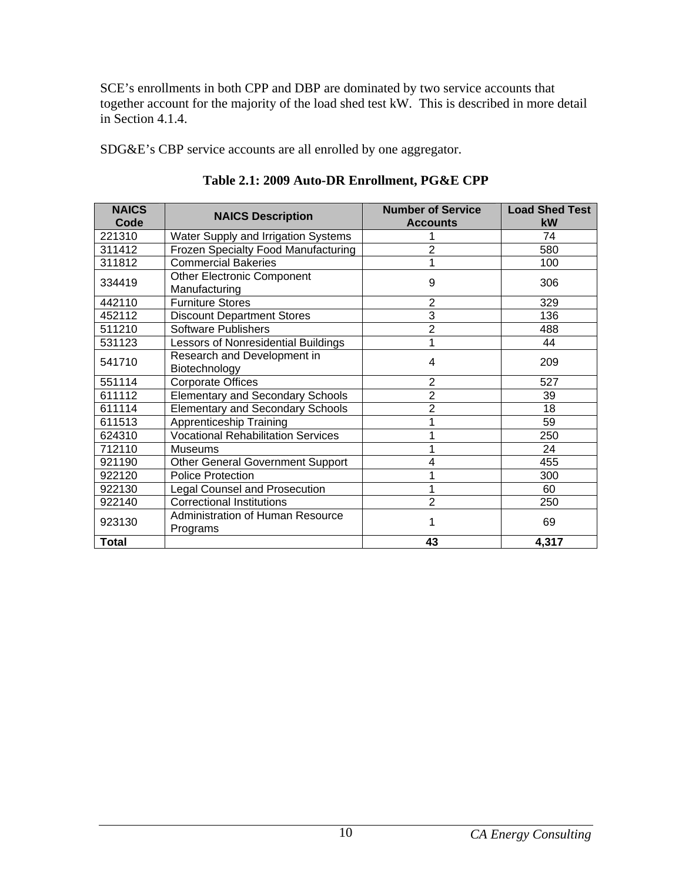SCE’s enrollments in both CPP and DBP are dominated by two service accounts that together account for the majority of the load shed test kW. This is described in more detail in Section 4.1.4.

SDG&E’s CBP service accounts are all enrolled by one aggregator.

**Table 2.1: 2009 Auto-DR Enrollment, PG&E CPP**

| NAICS Code | NAICS Description | Number of Service Accounts | Load Shed Test kW |
|---|---|---|---|
| 221310 | Water Supply and Irrigation Systems | 1 | 74 |
| 311412 | Frozen Specialty Food Manufacturing | 2 | 580 |
| 311812 | Commercial Bakeries | 1 | 100 |
| 334419 | Other Electronic Component Manufacturing | 9 | 306 |
| 442110 | Furniture Stores | 2 | 329 |
| 452112 | Discount Department Stores | 3 | 136 |
| 511210 | Software Publishers | 2 | 488 |
| 531123 | Lessors of Nonresidential Buildings | 1 | 44 |
| 541710 | Research and Development in Biotechnology | 4 | 209 |
| 551114 | Corporate Offices | 2 | 527 |
| 611112 | Elementary and Secondary Schools | 2 | 39 |
| 611114 | Elementary and Secondary Schools | 2 | 18 |
| 611513 | Apprenticeship Training | 1 | 59 |
| 624310 | Vocational Rehabilitation Services | 1 | 250 |
| 712110 | Museums | 1 | 24 |
| 921190 | Other General Government Support | 4 | 455 |
| 922120 | Police Protection | 1 | 300 |
| 922130 | Legal Counsel and Prosecution | 1 | 60 |
| 922140 | Correctional Institutions | 2 | 250 |
| 923130 | Administration of Human Resource Programs | 1 | 69 |
| **Total** | | **43** | **4,317** |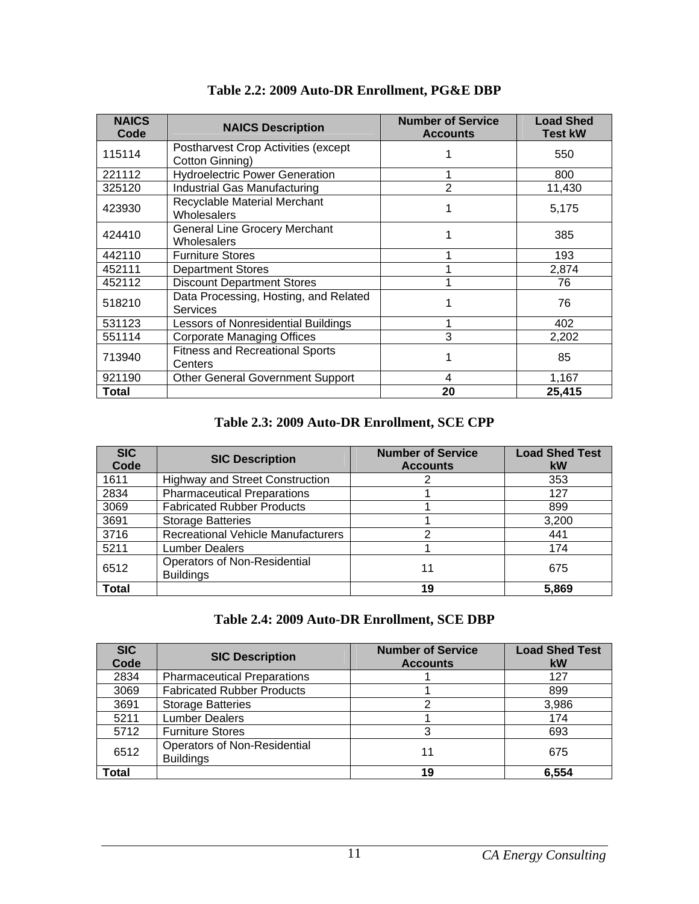**Table 2.2: 2009 Auto-DR Enrollment, PG&E DBP**

| NAICS Code | NAICS Description | Number of Service Accounts | Load Shed Test kW |
|---|---|---|---|
| 115114 | Postharvest Crop Activities (except Cotton Ginning) | 1 | 550 |
| 221112 | Hydroelectric Power Generation | 1 | 800 |
| 325120 | Industrial Gas Manufacturing | 2 | 11,430 |
| 423930 | Recyclable Material Merchant Wholesalers | 1 | 5,175 |
| 424410 | General Line Grocery Merchant Wholesalers | 1 | 385 |
| 442110 | Furniture Stores | 1 | 193 |
| 452111 | Department Stores | 1 | 2,874 |
| 452112 | Discount Department Stores | 1 | 76 |
| 518210 | Data Processing, Hosting, and Related Services | 1 | 76 |
| 531123 | Lessors of Nonresidential Buildings | 1 | 402 |
| 551114 | Corporate Managing Offices | 3 | 2,202 |
| 713940 | Fitness and Recreational Sports Centers | 1 | 85 |
| 921190 | Other General Government Support | 4 | 1,167 |
| **Total** | | **20** | **25,415** |

**Table 2.3: 2009 Auto-DR Enrollment, SCE CPP**

| SIC Code | SIC Description | Number of Service Accounts | Load Shed Test kW |
|---|---|---|---|
| 1611 | Highway and Street Construction | 2 | 353 |
| 2834 | Pharmaceutical Preparations | 1 | 127 |
| 3069 | Fabricated Rubber Products | 1 | 899 |
| 3691 | Storage Batteries | 1 | 3,200 |
| 3716 | Recreational Vehicle Manufacturers | 2 | 441 |
| 5211 | Lumber Dealers | 1 | 174 |
| 6512 | Operators of Non-Residential Buildings | 11 | 675 |
| **Total** | | **19** | **5,869** |

**Table 2.4: 2009 Auto-DR Enrollment, SCE DBP**

| SIC Code | SIC Description | Number of Service Accounts | Load Shed Test kW |
|---|---|---|---|
| 2834 | Pharmaceutical Preparations | 1 | 127 |
| 3069 | Fabricated Rubber Products | 1 | 899 |
| 3691 | Storage Batteries | 2 | 3,986 |
| 5211 | Lumber Dealers | 1 | 174 |
| 5712 | Furniture Stores | 3 | 693 |
| 6512 | Operators of Non-Residential Buildings | 11 | 675 |
| **Total** | | **19** | **6,554** |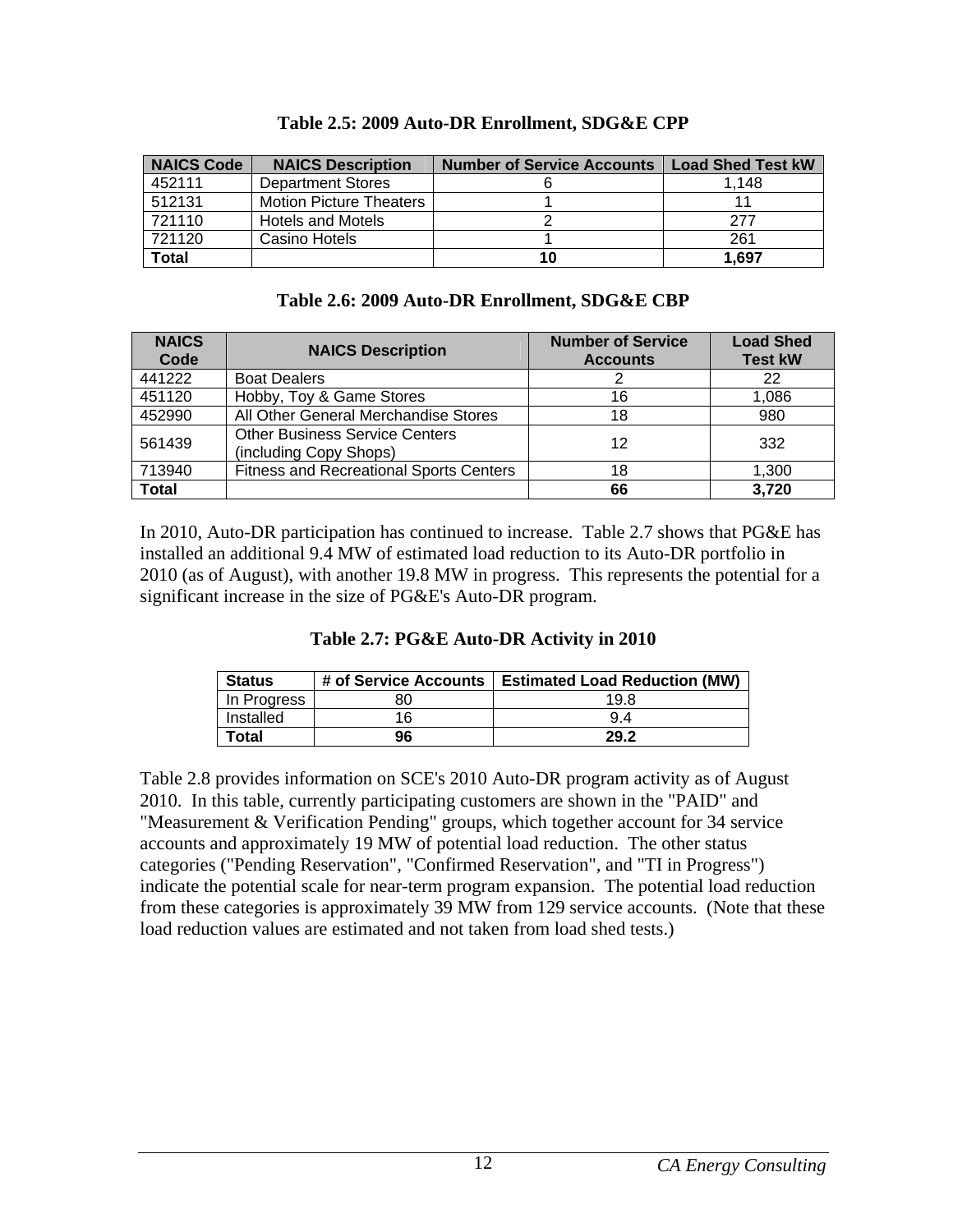**Table 2.5: 2009 Auto-DR Enrollment, SDG&E CPP**

| NAICS Code | NAICS Description | Number of Service Accounts | Load Shed Test kW |
|---|---|---|---|
| 452111 | Department Stores | 6 | 1,148 |
| 512131 | Motion Picture Theaters | 1 | 11 |
| 721110 | Hotels and Motels | 2 | 277 |
| 721120 | Casino Hotels | 1 | 261 |
| **Total** | | **10** | **1,697** |

**Table 2.6: 2009 Auto-DR Enrollment, SDG&E CBP**

| NAICS Code | NAICS Description | Number of Service Accounts | Load Shed Test kW |
|---|---|---|---|
| 441222 | Boat Dealers | 2 | 22 |
| 451120 | Hobby, Toy & Game Stores | 16 | 1,086 |
| 452990 | All Other General Merchandise Stores | 18 | 980 |
| 561439 | Other Business Service Centers (including Copy Shops) | 12 | 332 |
| 713940 | Fitness and Recreational Sports Centers | 18 | 1,300 |
| **Total** | | **66** | **3,720** |

In 2010, Auto-DR participation has continued to increase. Table 2.7 shows that PG&E has installed an additional 9.4 MW of estimated load reduction to its Auto-DR portfolio in 2010 (as of August), with another 19.8 MW in progress. This represents the potential for a significant increase in the size of PG&E's Auto-DR program.

**Table 2.7: PG&E Auto-DR Activity in 2010**

| Status | # of Service Accounts | Estimated Load Reduction (MW) |
|---|---|---|
| In Progress | 80 | 19.8 |
| Installed | 16 | 9.4 |
| **Total** | **96** | **29.2** |

Table 2.8 provides information on SCE's 2010 Auto-DR program activity as of August 2010. In this table, currently participating customers are shown in the "PAID" and "Measurement & Verification Pending" groups, which together account for 34 service accounts and approximately 19 MW of potential load reduction. The other status categories ("Pending Reservation", "Confirmed Reservation", and "TI in Progress") indicate the potential scale for near-term program expansion. The potential load reduction from these categories is approximately 39 MW from 129 service accounts. (Note that these load reduction values are estimated and not taken from load shed tests.)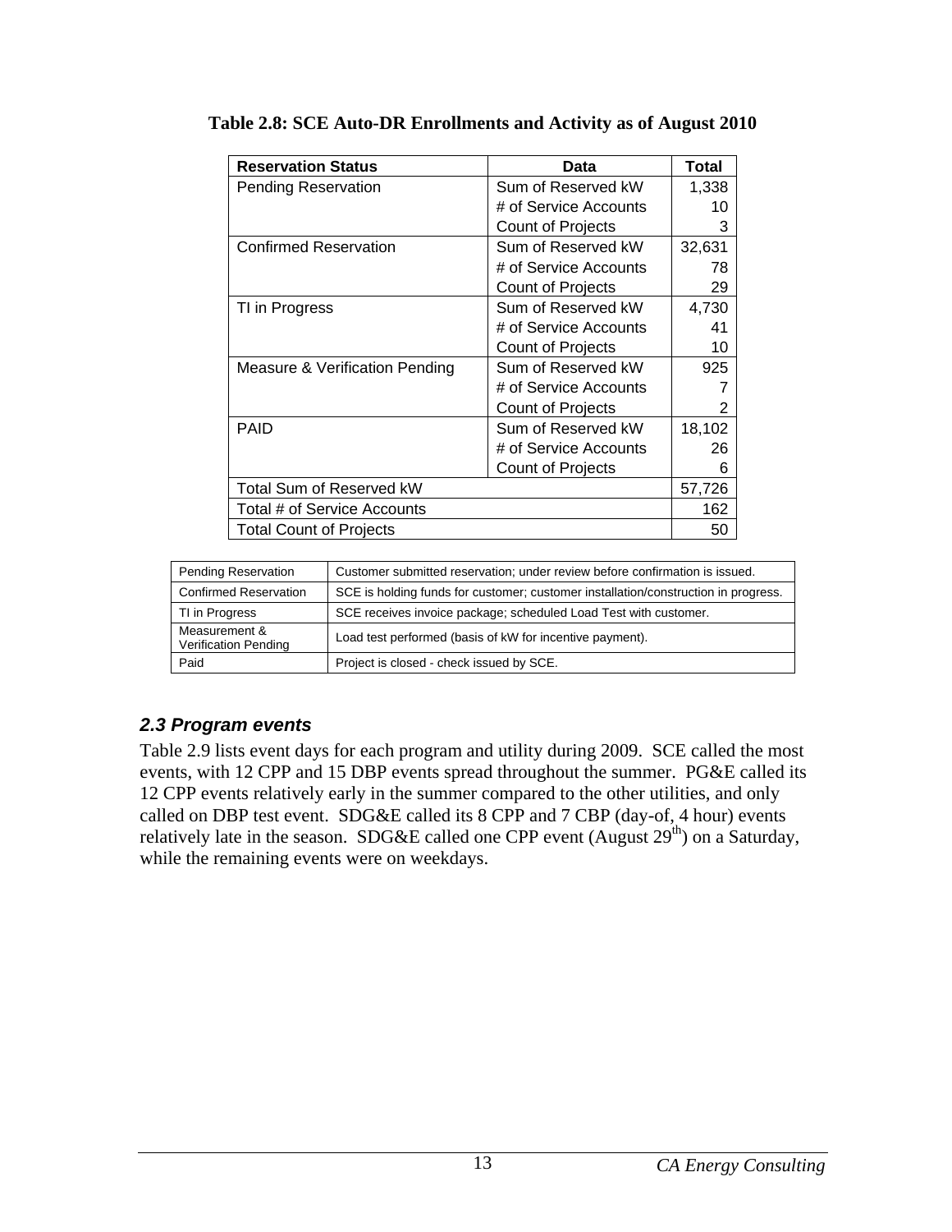**Table 2.8: SCE Auto-DR Enrollments and Activity as of August 2010**

| Reservation Status | Data | Total |
|---|---|---|
| Pending Reservation | Sum of Reserved kW | 1,338 |
| | # of Service Accounts | 10 |
| | Count of Projects | 3 |
| Confirmed Reservation | Sum of Reserved kW | 32,631 |
| | # of Service Accounts | 78 |
| | Count of Projects | 29 |
| TI in Progress | Sum of Reserved kW | 4,730 |
| | # of Service Accounts | 41 |
| | Count of Projects | 10 |
| Measure & Verification Pending | Sum of Reserved kW | 925 |
| | # of Service Accounts | 7 |
| | Count of Projects | 2 |
| PAID | Sum of Reserved kW | 18,102 |
| | # of Service Accounts | 26 |
| | Count of Projects | 6 |
| Total Sum of Reserved kW | | 57,726 |
| Total # of Service Accounts | | 162 |
| Total Count of Projects | | 50 |

| Status | Description |
|---|---|
| Pending Reservation | Customer submitted reservation; under review before confirmation is issued. |
| Confirmed Reservation | SCE is holding funds for customer; customer installation/construction in progress. |
| TI in Progress | SCE receives invoice package; scheduled Load Test with customer. |
| Measurement & Verification Pending | Load test performed (basis of kW for incentive payment). |
| Paid | Project is closed - check issued by SCE. |

### *2.3 Program events*

Table 2.9 lists event days for each program and utility during 2009. SCE called the most events, with 12 CPP and 15 DBP events spread throughout the summer. PG&E called its 12 CPP events relatively early in the summer compared to the other utilities, and only called on DBP test event. SDG&E called its 8 CPP and 7 CBP (day-of, 4 hour) events relatively late in the season. SDG&E called one CPP event (August 29th) on a Saturday, while the remaining events were on weekdays.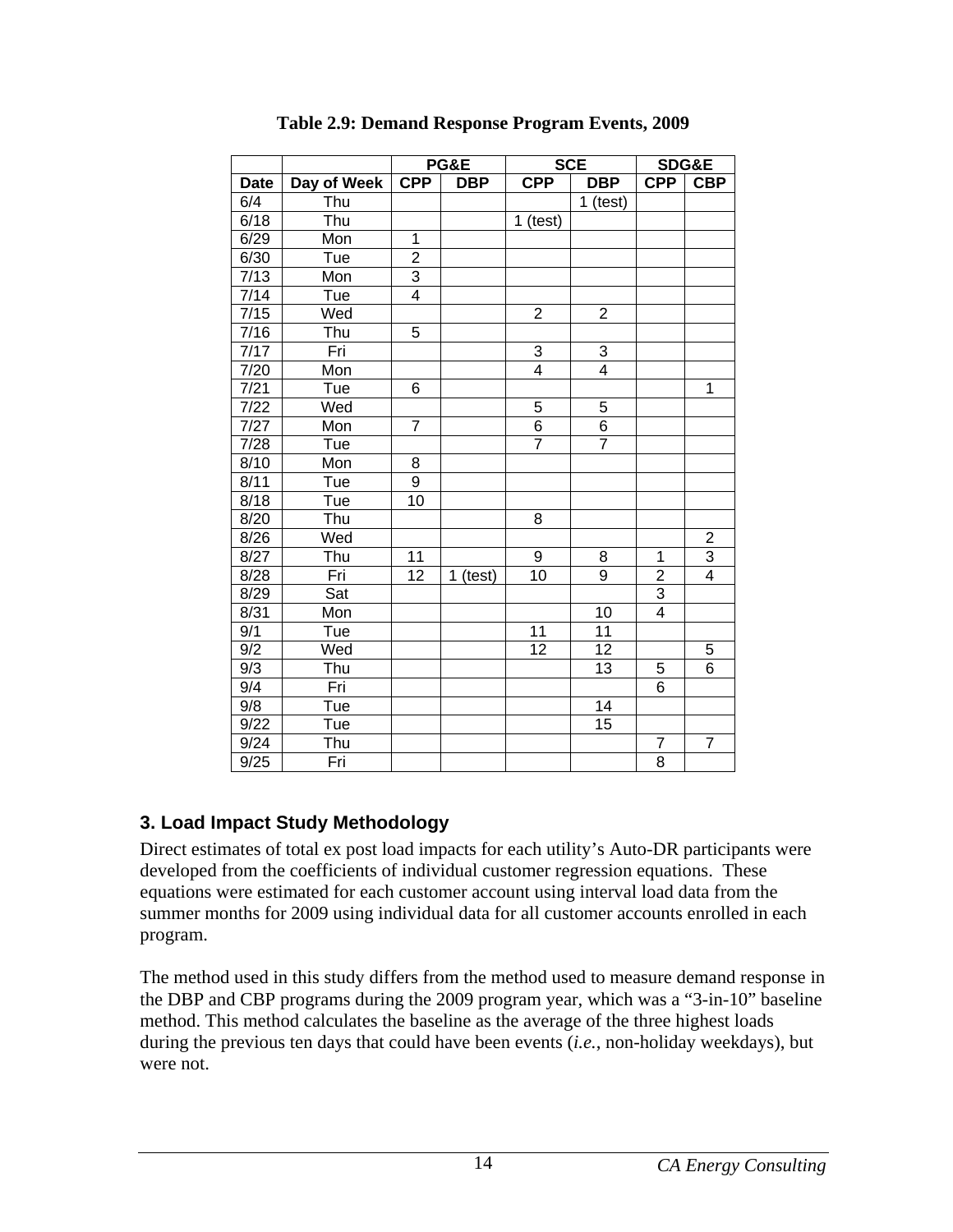**Table 2.9: Demand Response Program Events, 2009**

| | | PG&E | | SCE | | SDG&E | |
|---|---|---|---|---|---|---|---|
| **Date** | **Day of Week** | **CPP** | **DBP** | **CPP** | **DBP** | **CPP** | **CBP** |
| 6/4 | Thu | | | | 1 (test) | | |
| 6/18 | Thu | | | 1 (test) | | | |
| 6/29 | Mon | 1 | | | | | |
| 6/30 | Tue | 2 | | | | | |
| 7/13 | Mon | 3 | | | | | |
| 7/14 | Tue | 4 | | | | | |
| 7/15 | Wed | | | 2 | 2 | | |
| 7/16 | Thu | 5 | | | | | |
| 7/17 | Fri | | | 3 | 3 | | |
| 7/20 | Mon | | | 4 | 4 | | |
| 7/21 | Tue | 6 | | | | | 1 |
| 7/22 | Wed | | | 5 | 5 | | |
| 7/27 | Mon | 7 | | 6 | 6 | | |
| 7/28 | Tue | | | 7 | 7 | | |
| 8/10 | Mon | 8 | | | | | |
| 8/11 | Tue | 9 | | | | | |
| 8/18 | Tue | 10 | | | | | |
| 8/20 | Thu | | | 8 | | | |
| 8/26 | Wed | | | | | | 2 |
| 8/27 | Thu | 11 | | 9 | 8 | 1 | 3 |
| 8/28 | Fri | 12 | 1 (test) | 10 | 9 | 2 | 4 |
| 8/29 | Sat | | | | | 3 | |
| 8/31 | Mon | | | | 10 | 4 | |
| 9/1 | Tue | | | 11 | 11 | | |
| 9/2 | Wed | | | 12 | 12 | | 5 |
| 9/3 | Thu | | | | 13 | 5 | 6 |
| 9/4 | Fri | | | | | 6 | |
| 9/8 | Tue | | | | 14 | | |
| 9/22 | Tue | | | | 15 | | |
| 9/24 | Thu | | | | | 7 | 7 |
| 9/25 | Fri | | | | | 8 | |

## 3. Load Impact Study Methodology

Direct estimates of total ex post load impacts for each utility's Auto-DR participants were developed from the coefficients of individual customer regression equations. These equations were estimated for each customer account using interval load data from the summer months for 2009 using individual data for all customer accounts enrolled in each program.

The method used in this study differs from the method used to measure demand response in the DBP and CBP programs during the 2009 program year, which was a "3-in-10" baseline method. This method calculates the baseline as the average of the three highest loads during the previous ten days that could have been events (*i.e.*, non-holiday weekdays), but were not.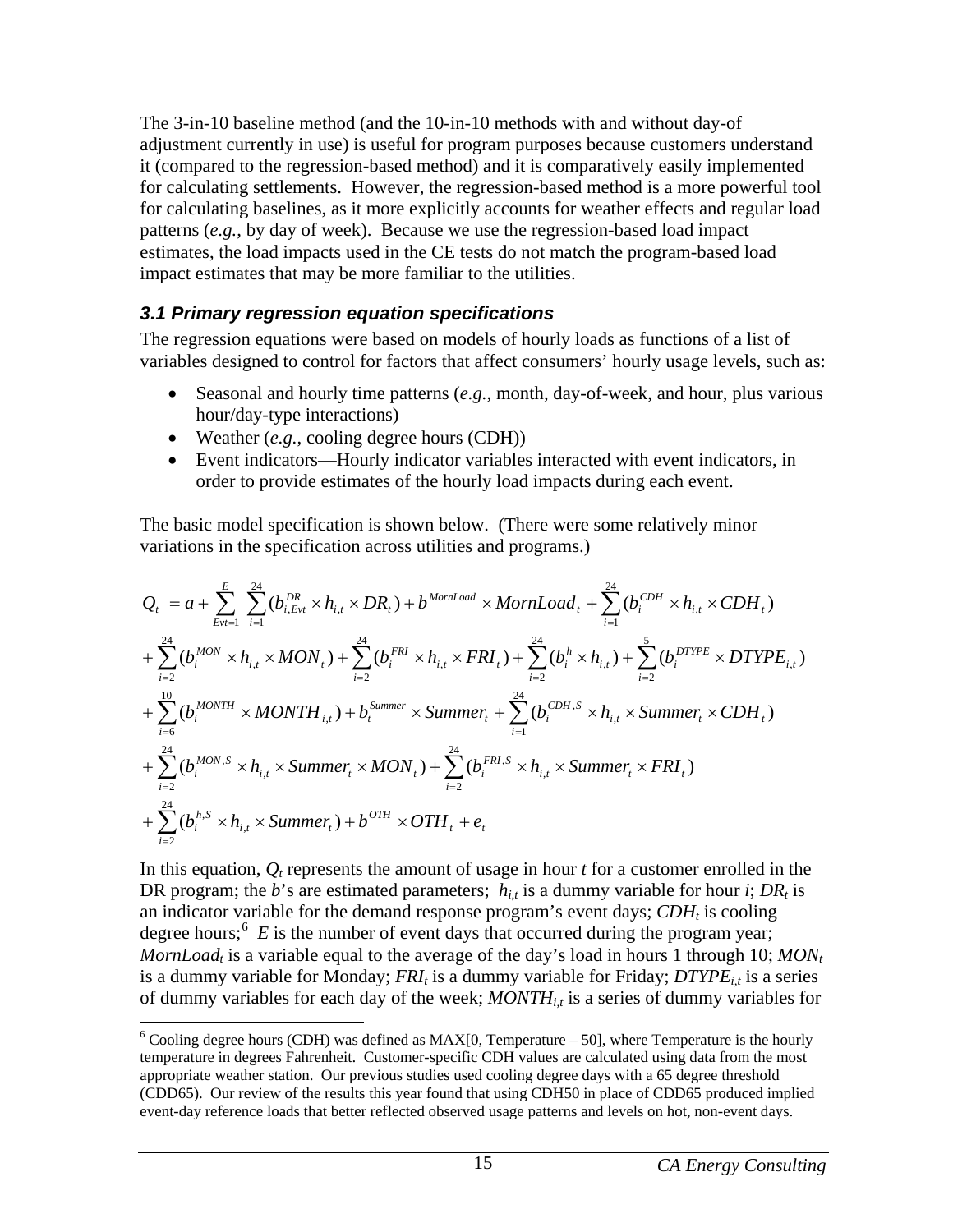The 3-in-10 baseline method (and the 10-in-10 methods with and without day-of adjustment currently in use) is useful for program purposes because customers understand it (compared to the regression-based method) and it is comparatively easily implemented for calculating settlements. However, the regression-based method is a more powerful tool for calculating baselines, as it more explicitly accounts for weather effects and regular load patterns (*e.g.*, by day of week). Because we use the regression-based load impact estimates, the load impacts used in the CE tests do not match the program-based load impact estimates that may be more familiar to the utilities.

### *3.1 Primary regression equation specifications*

The regression equations were based on models of hourly loads as functions of a list of variables designed to control for factors that affect consumers' hourly usage levels, such as:

- Seasonal and hourly time patterns (*e.g.*, month, day-of-week, and hour, plus various hour/day-type interactions)
- Weather (*e.g.*, cooling degree hours (CDH))
- Event indicators—Hourly indicator variables interacted with event indicators, in order to provide estimates of the hourly load impacts during each event.

The basic model specification is shown below. (There were some relatively minor variations in the specification across utilities and programs.)

$$
\begin{aligned}
Q_t &= a + \sum_{Evt=1}^{E} \sum_{i=1}^{24} (b_{i,Evt}^{DR} \times h_{i,t} \times DR_t) + b^{MornLoad} \times MornLoad_t + \sum_{i=1}^{24} (b_i^{CDH} \times h_{i,t} \times CDH_t) \\
&+ \sum_{i=2}^{24} (b_i^{MON} \times h_{i,t} \times MON_t) + \sum_{i=2}^{24} (b_i^{FRI} \times h_{i,t} \times FRI_t) + \sum_{i=2}^{24} (b_i^{h} \times h_{i,t}) + \sum_{i=2}^{5} (b_i^{DTYPE} \times DTYPE_{i,t}) \\
&+ \sum_{i=6}^{10} (b_i^{MONTH} \times MONTH_{i,t}) + b_t^{Summer} \times Summer_t + \sum_{i=1}^{24} (b_i^{CDH,S} \times h_{i,t} \times Summer_t \times CDH_t) \\
&+ \sum_{i=2}^{24} (b_i^{MON,S} \times h_{i,t} \times Summer_t \times MON_t) + \sum_{i=2}^{24} (b_i^{FRI,S} \times h_{i,t} \times Summer_t \times FRI_t) \\
&+ \sum_{i=2}^{24} (b_i^{h,S} \times h_{i,t} \times Summer_t) + b^{OTH} \times OTH_t + e_t
\end{aligned}
$$

In this equation, $Q_t$ represents the amount of usage in hour $t$ for a customer enrolled in the DR program; the $b$'s are estimated parameters; $h_{i,t}$ is a dummy variable for hour $i$; $DR_t$ is an indicator variable for the demand response program's event days; $CDH_t$ is cooling degree hours;[6] $E$ is the number of event days that occurred during the program year; $MornLoad_t$ is a variable equal to the average of the day's load in hours 1 through 10; $MON_t$ is a dummy variable for Monday; $FRI_t$ is a dummy variable for Friday; $DTYPE_{i,t}$ is a series of dummy variables for each day of the week; $MONTH_{i,t}$ is a series of dummy variables for

---

[6] Cooling degree hours (CDH) was defined as MAX[0, Temperature – 50], where Temperature is the hourly temperature in degrees Fahrenheit. Customer-specific CDH values are calculated using data from the most appropriate weather station. Our previous studies used cooling degree days with a 65 degree threshold (CDD65). Our review of the results this year found that using CDH50 in place of CDD65 produced implied event-day reference loads that better reflected observed usage patterns and levels on hot, non-event days.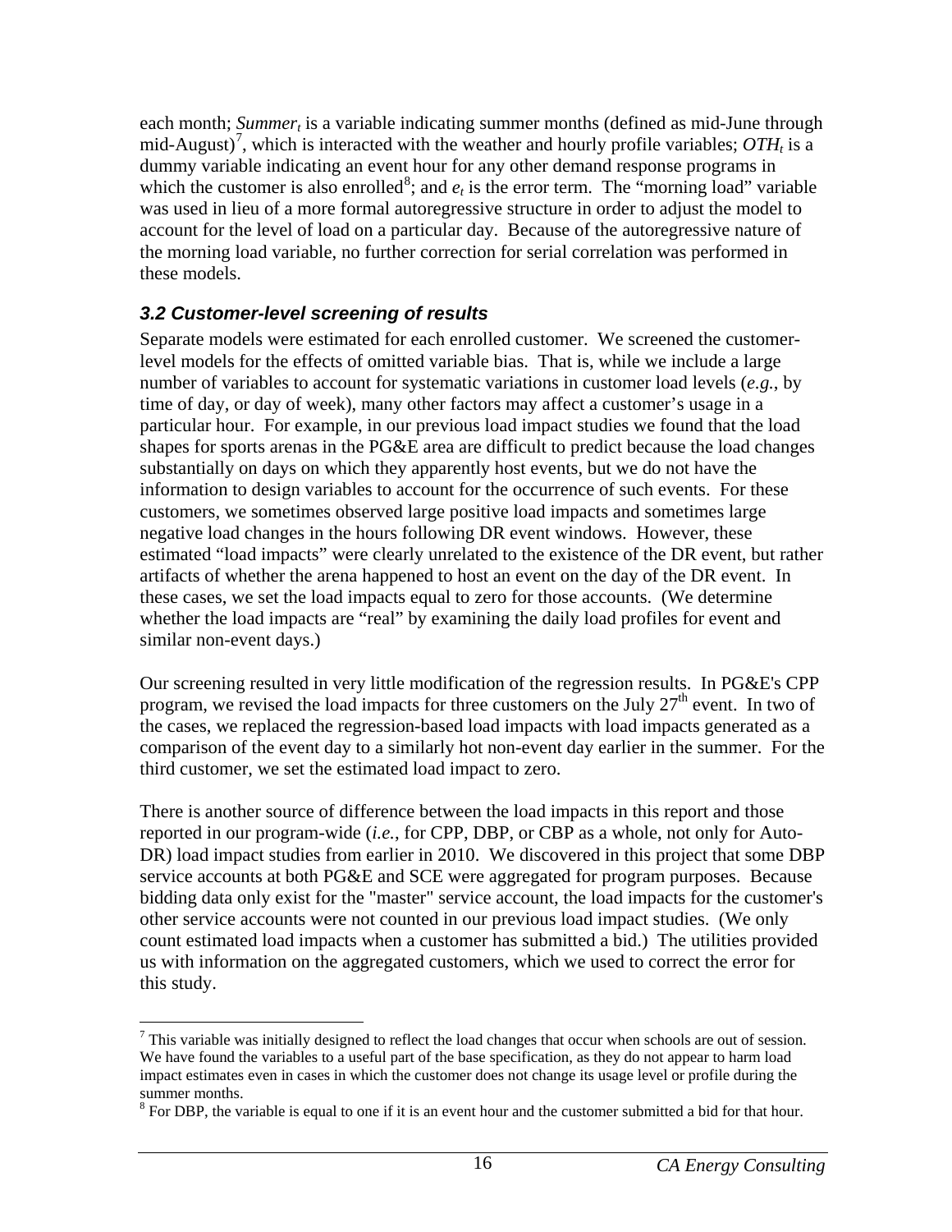each month; $Summer_t$ is a variable indicating summer months (defined as mid-June through mid-August)[7], which is interacted with the weather and hourly profile variables; $OTH_t$ is a dummy variable indicating an event hour for any other demand response programs in which the customer is also enrolled[8]; and $e_t$ is the error term. The "morning load" variable was used in lieu of a more formal autoregressive structure in order to adjust the model to account for the level of load on a particular day. Because of the autoregressive nature of the morning load variable, no further correction for serial correlation was performed in these models.

### *3.2 Customer-level screening of results*

Separate models were estimated for each enrolled customer. We screened the customer-level models for the effects of omitted variable bias. That is, while we include a large number of variables to account for systematic variations in customer load levels (*e.g.*, by time of day, or day of week), many other factors may affect a customer's usage in a particular hour. For example, in our previous load impact studies we found that the load shapes for sports arenas in the PG&E area are difficult to predict because the load changes substantially on days on which they apparently host events, but we do not have the information to design variables to account for the occurrence of such events. For these customers, we sometimes observed large positive load impacts and sometimes large negative load changes in the hours following DR event windows. However, these estimated "load impacts" were clearly unrelated to the existence of the DR event, but rather artifacts of whether the arena happened to host an event on the day of the DR event. In these cases, we set the load impacts equal to zero for those accounts. (We determine whether the load impacts are "real" by examining the daily load profiles for event and similar non-event days.)

Our screening resulted in very little modification of the regression results. In PG&E's CPP program, we revised the load impacts for three customers on the July 27th event. In two of the cases, we replaced the regression-based load impacts with load impacts generated as a comparison of the event day to a similarly hot non-event day earlier in the summer. For the third customer, we set the estimated load impact to zero.

There is another source of difference between the load impacts in this report and those reported in our program-wide (*i.e.*, for CPP, DBP, or CBP as a whole, not only for Auto-DR) load impact studies from earlier in 2010. We discovered in this project that some DBP service accounts at both PG&E and SCE were aggregated for program purposes. Because bidding data only exist for the "master" service account, the load impacts for the customer's other service accounts were not counted in our previous load impact studies. (We only count estimated load impacts when a customer has submitted a bid.) The utilities provided us with information on the aggregated customers, which we used to correct the error for this study.

[7] This variable was initially designed to reflect the load changes that occur when schools are out of session. We have found the variables to a useful part of the base specification, as they do not appear to harm load impact estimates even in cases in which the customer does not change its usage level or profile during the summer months.

[8] For DBP, the variable is equal to one if it is an event hour and the customer submitted a bid for that hour.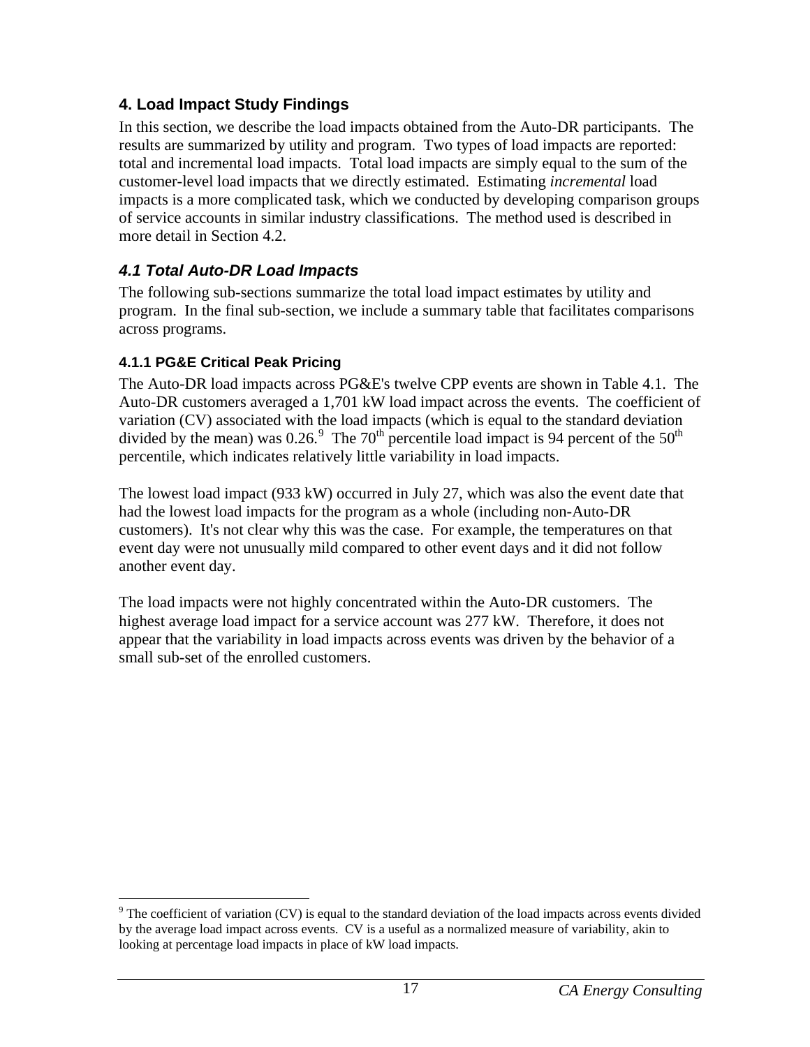## 4. Load Impact Study Findings

In this section, we describe the load impacts obtained from the Auto-DR participants. The results are summarized by utility and program. Two types of load impacts are reported: total and incremental load impacts. Total load impacts are simply equal to the sum of the customer-level load impacts that we directly estimated. Estimating *incremental* load impacts is a more complicated task, which we conducted by developing comparison groups of service accounts in similar industry classifications. The method used is described in more detail in Section 4.2.

### *4.1 Total Auto-DR Load Impacts*

The following sub-sections summarize the total load impact estimates by utility and program. In the final sub-section, we include a summary table that facilitates comparisons across programs.

#### 4.1.1 PG&E Critical Peak Pricing

The Auto-DR load impacts across PG&E's twelve CPP events are shown in Table 4.1. The Auto-DR customers averaged a 1,701 kW load impact across the events. The coefficient of variation (CV) associated with the load impacts (which is equal to the standard deviation divided by the mean) was 0.26.[9] The $70^{th}$ percentile load impact is 94 percent of the $50^{th}$ percentile, which indicates relatively little variability in load impacts.

The lowest load impact (933 kW) occurred in July 27, which was also the event date that had the lowest load impacts for the program as a whole (including non-Auto-DR customers). It's not clear why this was the case. For example, the temperatures on that event day were not unusually mild compared to other event days and it did not follow another event day.

The load impacts were not highly concentrated within the Auto-DR customers. The highest average load impact for a service account was 277 kW. Therefore, it does not appear that the variability in load impacts across events was driven by the behavior of a small sub-set of the enrolled customers.

[9] The coefficient of variation (CV) is equal to the standard deviation of the load impacts across events divided by the average load impact across events. CV is a useful as a normalized measure of variability, akin to looking at percentage load impacts in place of kW load impacts.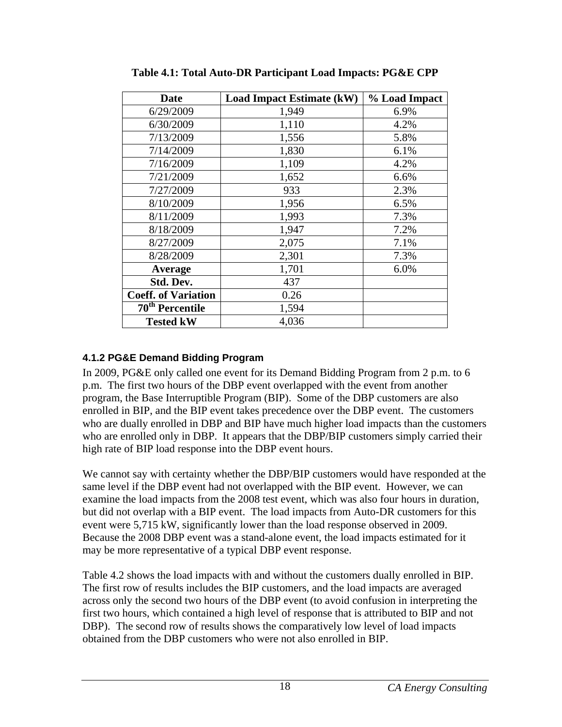**Table 4.1: Total Auto-DR Participant Load Impacts: PG&E CPP**

| Date | Load Impact Estimate (kW) | % Load Impact |
|---|---|---|
| 6/29/2009 | 1,949 | 6.9% |
| 6/30/2009 | 1,110 | 4.2% |
| 7/13/2009 | 1,556 | 5.8% |
| 7/14/2009 | 1,830 | 6.1% |
| 7/16/2009 | 1,109 | 4.2% |
| 7/21/2009 | 1,652 | 6.6% |
| 7/27/2009 | 933 | 2.3% |
| 8/10/2009 | 1,956 | 6.5% |
| 8/11/2009 | 1,993 | 7.3% |
| 8/18/2009 | 1,947 | 7.2% |
| 8/27/2009 | 2,075 | 7.1% |
| 8/28/2009 | 2,301 | 7.3% |
| **Average** | 1,701 | 6.0% |
| **Std. Dev.** | 437 | |
| **Coeff. of Variation** | 0.26 | |
| **70th Percentile** | 1,594 | |
| **Tested kW** | 4,036 | |

#### 4.1.2 PG&E Demand Bidding Program

In 2009, PG&E only called one event for its Demand Bidding Program from 2 p.m. to 6 p.m. The first two hours of the DBP event overlapped with the event from another program, the Base Interruptible Program (BIP). Some of the DBP customers are also enrolled in BIP, and the BIP event takes precedence over the DBP event. The customers who are dually enrolled in DBP and BIP have much higher load impacts than the customers who are enrolled only in DBP. It appears that the DBP/BIP customers simply carried their high rate of BIP load response into the DBP event hours.

We cannot say with certainty whether the DBP/BIP customers would have responded at the same level if the DBP event had not overlapped with the BIP event. However, we can examine the load impacts from the 2008 test event, which was also four hours in duration, but did not overlap with a BIP event. The load impacts from Auto-DR customers for this event were 5,715 kW, significantly lower than the load response observed in 2009. Because the 2008 DBP event was a stand-alone event, the load impacts estimated for it may be more representative of a typical DBP event response.

Table 4.2 shows the load impacts with and without the customers dually enrolled in BIP. The first row of results includes the BIP customers, and the load impacts are averaged across only the second two hours of the DBP event (to avoid confusion in interpreting the first two hours, which contained a high level of response that is attributed to BIP and not DBP). The second row of results shows the comparatively low level of load impacts obtained from the DBP customers who were not also enrolled in BIP.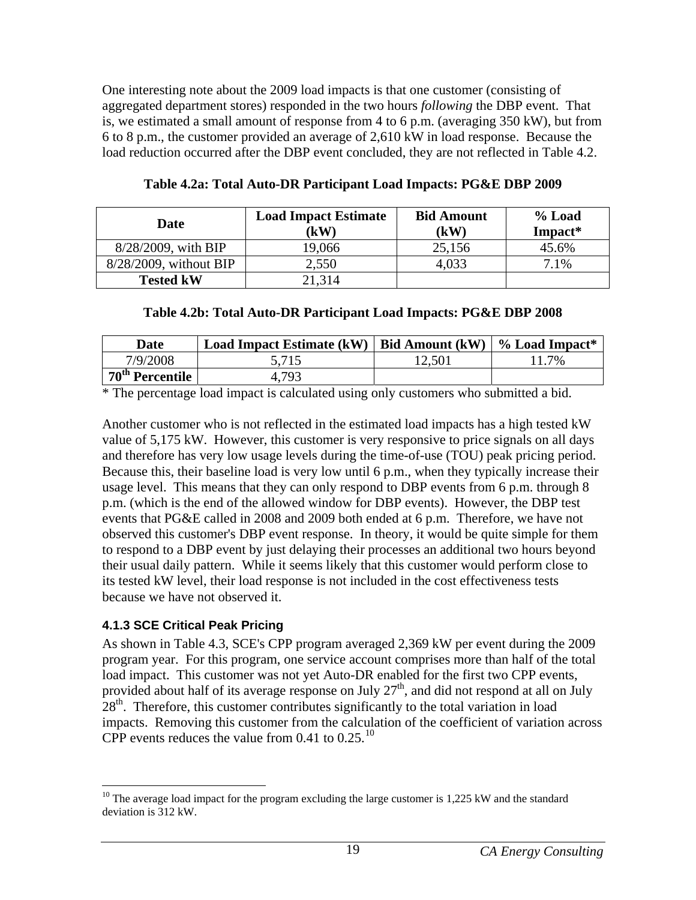One interesting note about the 2009 load impacts is that one customer (consisting of aggregated department stores) responded in the two hours *following* the DBP event. That is, we estimated a small amount of response from 4 to 6 p.m. (averaging 350 kW), but from 6 to 8 p.m., the customer provided an average of 2,610 kW in load response. Because the load reduction occurred after the DBP event concluded, they are not reflected in Table 4.2.

**Table 4.2a: Total Auto-DR Participant Load Impacts: PG&E DBP 2009**

| Date | Load Impact Estimate (kW) | Bid Amount (kW) | % Load Impact* |
|---|---|---|---|
| 8/28/2009, with BIP | 19,066 | 25,156 | 45.6% |
| 8/28/2009, without BIP | 2,550 | 4,033 | 7.1% |
| **Tested kW** | 21,314 | | |

**Table 4.2b: Total Auto-DR Participant Load Impacts: PG&E DBP 2008**

| Date | Load Impact Estimate (kW) | Bid Amount (kW) | % Load Impact* |
|---|---|---|---|
| 7/9/2008 | 5,715 | 12,501 | 11.7% |
| **70th Percentile** | 4,793 | | |

\* The percentage load impact is calculated using only customers who submitted a bid.

Another customer who is not reflected in the estimated load impacts has a high tested kW value of 5,175 kW. However, this customer is very responsive to price signals on all days and therefore has very low usage levels during the time-of-use (TOU) peak pricing period. Because this, their baseline load is very low until 6 p.m., when they typically increase their usage level. This means that they can only respond to DBP events from 6 p.m. through 8 p.m. (which is the end of the allowed window for DBP events). However, the DBP test events that PG&E called in 2008 and 2009 both ended at 6 p.m. Therefore, we have not observed this customer's DBP event response. In theory, it would be quite simple for them to respond to a DBP event by just delaying their processes an additional two hours beyond their usual daily pattern. While it seems likely that this customer would perform close to its tested kW level, their load response is not included in the cost effectiveness tests because we have not observed it.

### 4.1.3 SCE Critical Peak Pricing

As shown in Table 4.3, SCE's CPP program averaged 2,369 kW per event during the 2009 program year. For this program, one service account comprises more than half of the total load impact. This customer was not yet Auto-DR enabled for the first two CPP events, provided about half of its average response on July 27th, and did not respond at all on July 28th. Therefore, this customer contributes significantly to the total variation in load impacts. Removing this customer from the calculation of the coefficient of variation across CPP events reduces the value from 0.41 to 0.25.[10]

[10] The average load impact for the program excluding the large customer is 1,225 kW and the standard deviation is 312 kW.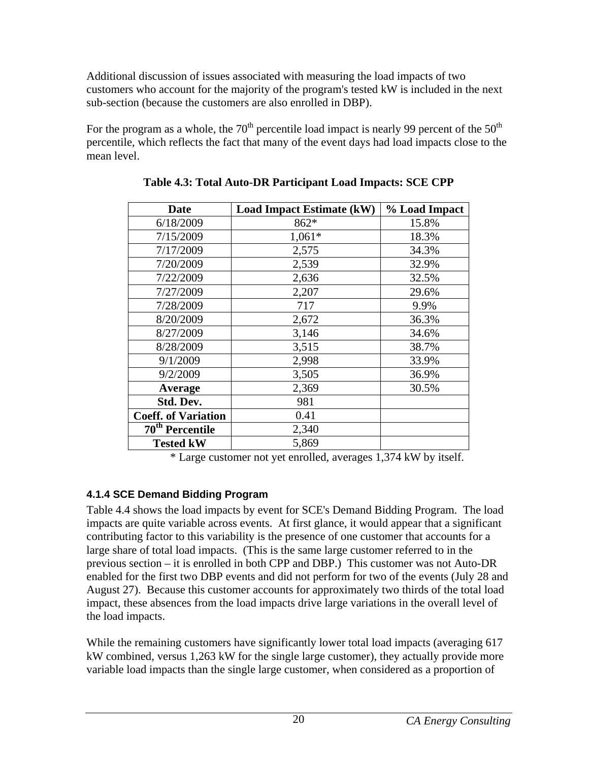Additional discussion of issues associated with measuring the load impacts of two customers who account for the majority of the program's tested kW is included in the next sub-section (because the customers are also enrolled in DBP).

For the program as a whole, the 70th percentile load impact is nearly 99 percent of the 50th percentile, which reflects the fact that many of the event days had load impacts close to the mean level.

**Table 4.3: Total Auto-DR Participant Load Impacts: SCE CPP**

| Date | Load Impact Estimate (kW) | % Load Impact |
|---|---|---|
| 6/18/2009 | 862* | 15.8% |
| 7/15/2009 | 1,061* | 18.3% |
| 7/17/2009 | 2,575 | 34.3% |
| 7/20/2009 | 2,539 | 32.9% |
| 7/22/2009 | 2,636 | 32.5% |
| 7/27/2009 | 2,207 | 29.6% |
| 7/28/2009 | 717 | 9.9% |
| 8/20/2009 | 2,672 | 36.3% |
| 8/27/2009 | 3,146 | 34.6% |
| 8/28/2009 | 3,515 | 38.7% |
| 9/1/2009 | 2,998 | 33.9% |
| 9/2/2009 | 3,505 | 36.9% |
| **Average** | 2,369 | 30.5% |
| **Std. Dev.** | 981 | |
| **Coeff. of Variation** | 0.41 | |
| **70th Percentile** | 2,340 | |
| **Tested kW** | 5,869 | |

\* Large customer not yet enrolled, averages 1,374 kW by itself.

### 4.1.4 SCE Demand Bidding Program

Table 4.4 shows the load impacts by event for SCE's Demand Bidding Program. The load impacts are quite variable across events. At first glance, it would appear that a significant contributing factor to this variability is the presence of one customer that accounts for a large share of total load impacts. (This is the same large customer referred to in the previous section – it is enrolled in both CPP and DBP.) This customer was not Auto-DR enabled for the first two DBP events and did not perform for two of the events (July 28 and August 27). Because this customer accounts for approximately two thirds of the total load impact, these absences from the load impacts drive large variations in the overall level of the load impacts.

While the remaining customers have significantly lower total load impacts (averaging 617 kW combined, versus 1,263 kW for the single large customer), they actually provide more variable load impacts than the single large customer, when considered as a proportion of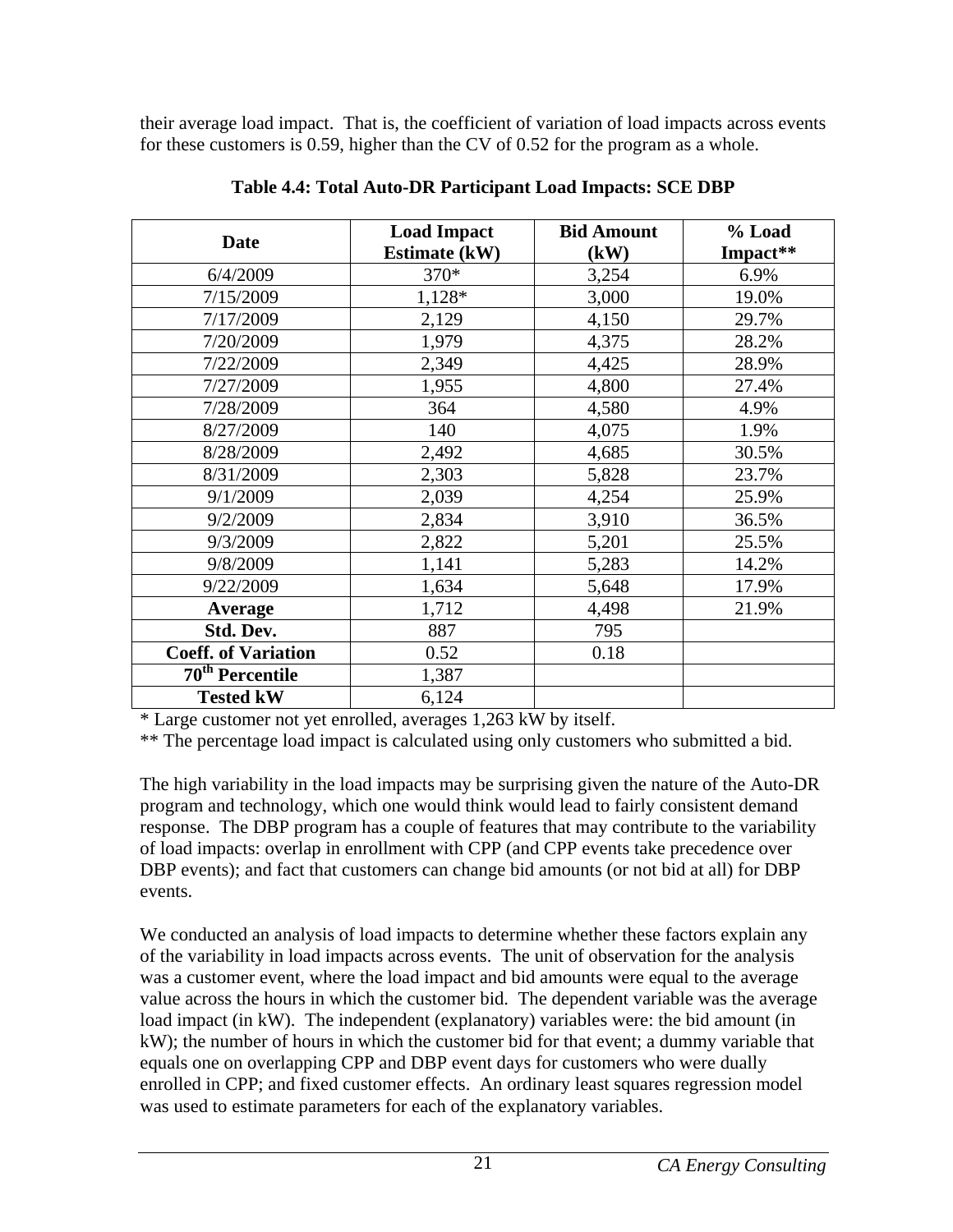their average load impact. That is, the coefficient of variation of load impacts across events for these customers is 0.59, higher than the CV of 0.52 for the program as a whole.

**Table 4.4: Total Auto-DR Participant Load Impacts: SCE DBP**

| Date | Load Impact Estimate (kW) | Bid Amount (kW) | % Load Impact** |
|---|---|---|---|
| 6/4/2009 | 370* | 3,254 | 6.9% |
| 7/15/2009 | 1,128* | 3,000 | 19.0% |
| 7/17/2009 | 2,129 | 4,150 | 29.7% |
| 7/20/2009 | 1,979 | 4,375 | 28.2% |
| 7/22/2009 | 2,349 | 4,425 | 28.9% |
| 7/27/2009 | 1,955 | 4,800 | 27.4% |
| 7/28/2009 | 364 | 4,580 | 4.9% |
| 8/27/2009 | 140 | 4,075 | 1.9% |
| 8/28/2009 | 2,492 | 4,685 | 30.5% |
| 8/31/2009 | 2,303 | 5,828 | 23.7% |
| 9/1/2009 | 2,039 | 4,254 | 25.9% |
| 9/2/2009 | 2,834 | 3,910 | 36.5% |
| 9/3/2009 | 2,822 | 5,201 | 25.5% |
| 9/8/2009 | 1,141 | 5,283 | 14.2% |
| 9/22/2009 | 1,634 | 5,648 | 17.9% |
| **Average** | 1,712 | 4,498 | 21.9% |
| **Std. Dev.** | 887 | 795 | |
| **Coeff. of Variation** | 0.52 | 0.18 | |
| **70th Percentile** | 1,387 | | |
| **Tested kW** | 6,124 | | |

\* Large customer not yet enrolled, averages 1,263 kW by itself.

\*\* The percentage load impact is calculated using only customers who submitted a bid.

The high variability in the load impacts may be surprising given the nature of the Auto-DR program and technology, which one would think would lead to fairly consistent demand response. The DBP program has a couple of features that may contribute to the variability of load impacts: overlap in enrollment with CPP (and CPP events take precedence over DBP events); and fact that customers can change bid amounts (or not bid at all) for DBP events.

We conducted an analysis of load impacts to determine whether these factors explain any of the variability in load impacts across events. The unit of observation for the analysis was a customer event, where the load impact and bid amounts were equal to the average value across the hours in which the customer bid. The dependent variable was the average load impact (in kW). The independent (explanatory) variables were: the bid amount (in kW); the number of hours in which the customer bid for that event; a dummy variable that equals one on overlapping CPP and DBP event days for customers who were dually enrolled in CPP; and fixed customer effects. An ordinary least squares regression model was used to estimate parameters for each of the explanatory variables.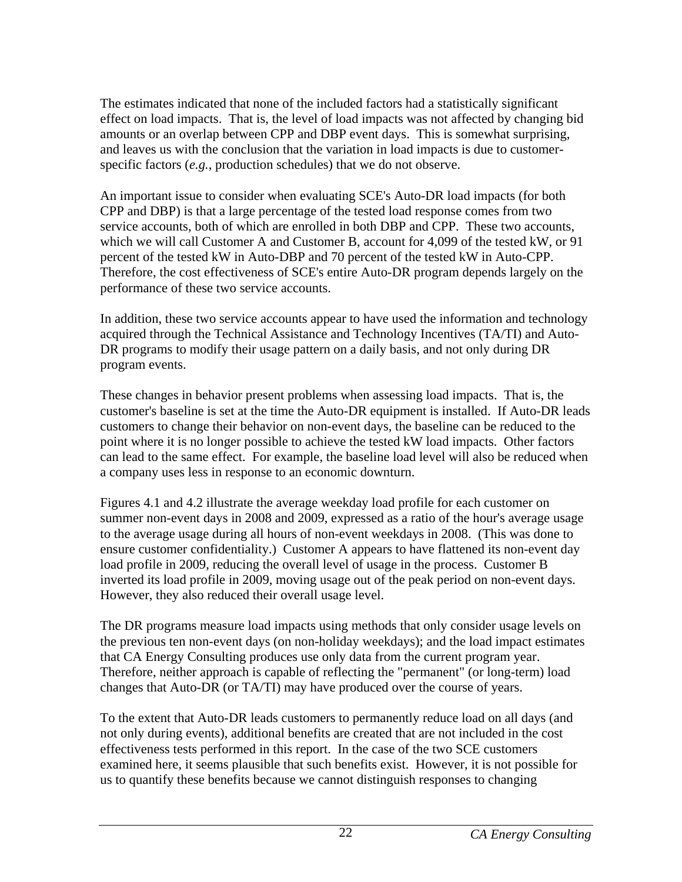The estimates indicated that none of the included factors had a statistically significant effect on load impacts. That is, the level of load impacts was not affected by changing bid amounts or an overlap between CPP and DBP event days. This is somewhat surprising, and leaves us with the conclusion that the variation in load impacts is due to customer-specific factors (*e.g.*, production schedules) that we do not observe.

An important issue to consider when evaluating SCE's Auto-DR load impacts (for both CPP and DBP) is that a large percentage of the tested load response comes from two service accounts, both of which are enrolled in both DBP and CPP. These two accounts, which we will call Customer A and Customer B, account for 4,099 of the tested kW, or 91 percent of the tested kW in Auto-DBP and 70 percent of the tested kW in Auto-CPP. Therefore, the cost effectiveness of SCE's entire Auto-DR program depends largely on the performance of these two service accounts.

In addition, these two service accounts appear to have used the information and technology acquired through the Technical Assistance and Technology Incentives (TA/TI) and Auto-DR programs to modify their usage pattern on a daily basis, and not only during DR program events.

These changes in behavior present problems when assessing load impacts. That is, the customer's baseline is set at the time the Auto-DR equipment is installed. If Auto-DR leads customers to change their behavior on non-event days, the baseline can be reduced to the point where it is no longer possible to achieve the tested kW load impacts. Other factors can lead to the same effect. For example, the baseline load level will also be reduced when a company uses less in response to an economic downturn.

Figures 4.1 and 4.2 illustrate the average weekday load profile for each customer on summer non-event days in 2008 and 2009, expressed as a ratio of the hour's average usage to the average usage during all hours of non-event weekdays in 2008. (This was done to ensure customer confidentiality.) Customer A appears to have flattened its non-event day load profile in 2009, reducing the overall level of usage in the process. Customer B inverted its load profile in 2009, moving usage out of the peak period on non-event days. However, they also reduced their overall usage level.

The DR programs measure load impacts using methods that only consider usage levels on the previous ten non-event days (on non-holiday weekdays); and the load impact estimates that CA Energy Consulting produces use only data from the current program year. Therefore, neither approach is capable of reflecting the "permanent" (or long-term) load changes that Auto-DR (or TA/TI) may have produced over the course of years.

To the extent that Auto-DR leads customers to permanently reduce load on all days (and not only during events), additional benefits are created that are not included in the cost effectiveness tests performed in this report. In the case of the two SCE customers examined here, it seems plausible that such benefits exist. However, it is not possible for us to quantify these benefits because we cannot distinguish responses to changing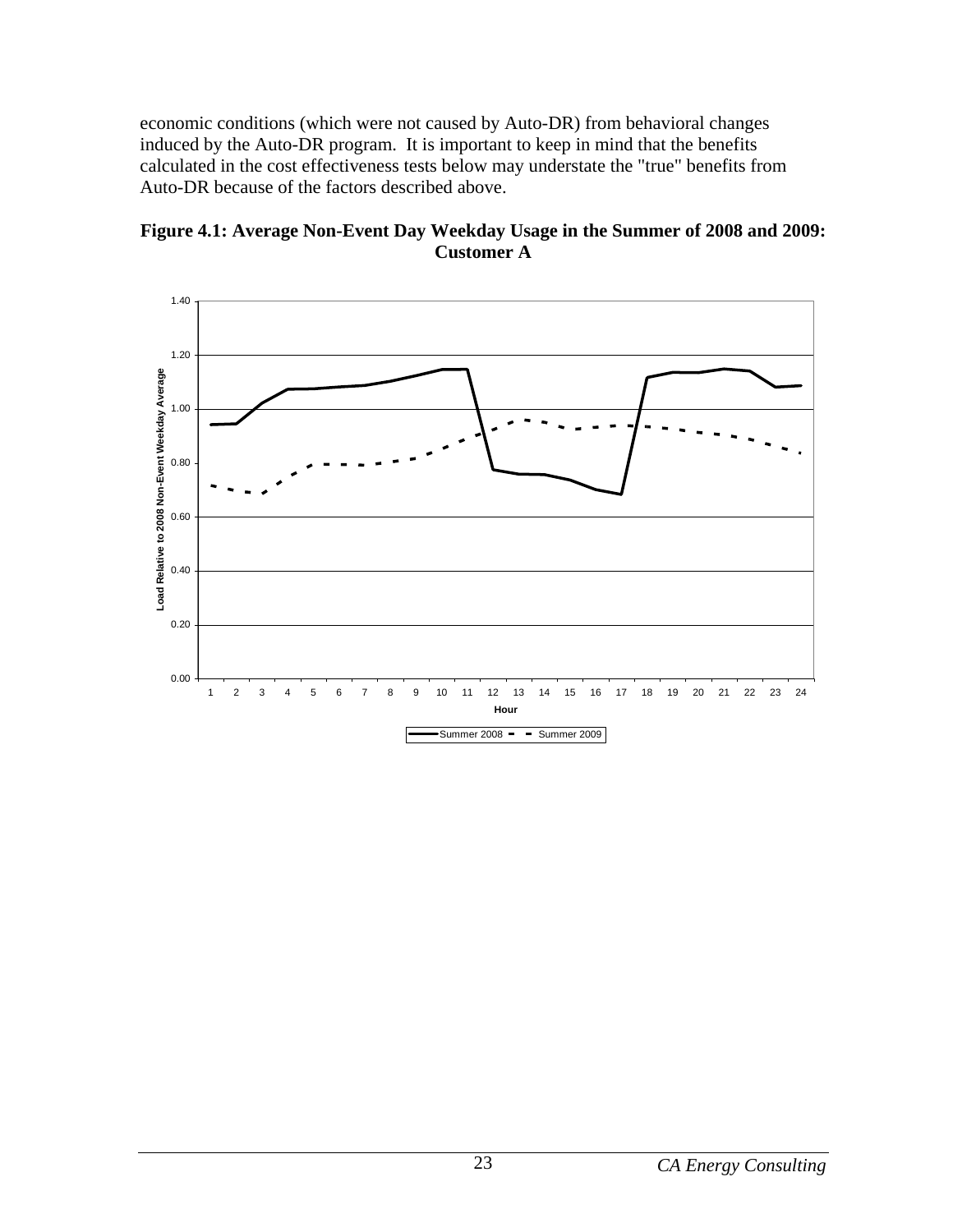economic conditions (which were not caused by Auto-DR) from behavioral changes induced by the Auto-DR program. It is important to keep in mind that the benefits calculated in the cost effectiveness tests below may understate the "true" benefits from Auto-DR because of the factors described above.

**Figure 4.1: Average Non-Event Day Weekday Usage in the Summer of 2008 and 2009: Customer A**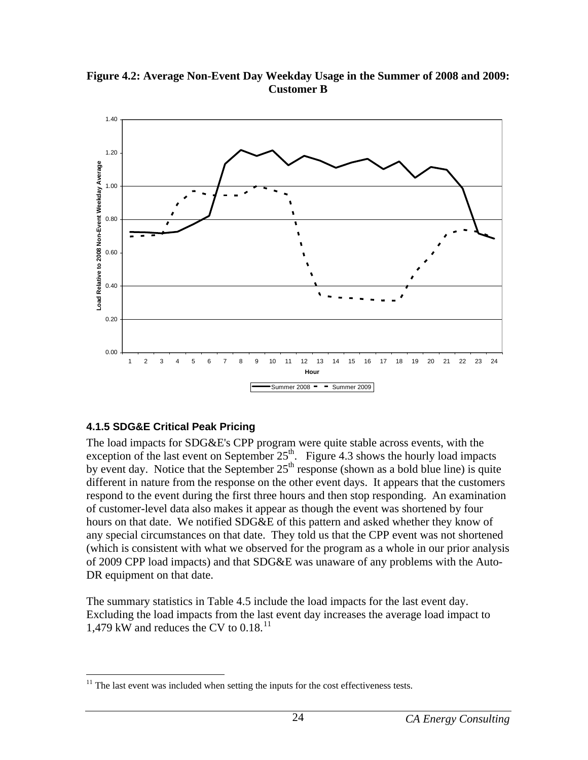**Figure 4.2: Average Non-Event Day Weekday Usage in the Summer of 2008 and 2009: Customer B**

### 4.1.5 SDG&E Critical Peak Pricing

The load impacts for SDG&E's CPP program were quite stable across events, with the exception of the last event on September 25th. Figure 4.3 shows the hourly load impacts by event day. Notice that the September 25th response (shown as a bold blue line) is quite different in nature from the response on the other event days. It appears that the customers respond to the event during the first three hours and then stop responding. An examination of customer-level data also makes it appear as though the event was shortened by four hours on that date. We notified SDG&E of this pattern and asked whether they know of any special circumstances on that date. They told us that the CPP event was not shortened (which is consistent with what we observed for the program as a whole in our prior analysis of 2009 CPP load impacts) and that SDG&E was unaware of any problems with the Auto-DR equipment on that date.

The summary statistics in Table 4.5 include the load impacts for the last event day. Excluding the load impacts from the last event day increases the average load impact to 1,479 kW and reduces the CV to 0.18.[11]

[11] The last event was included when setting the inputs for the cost effectiveness tests.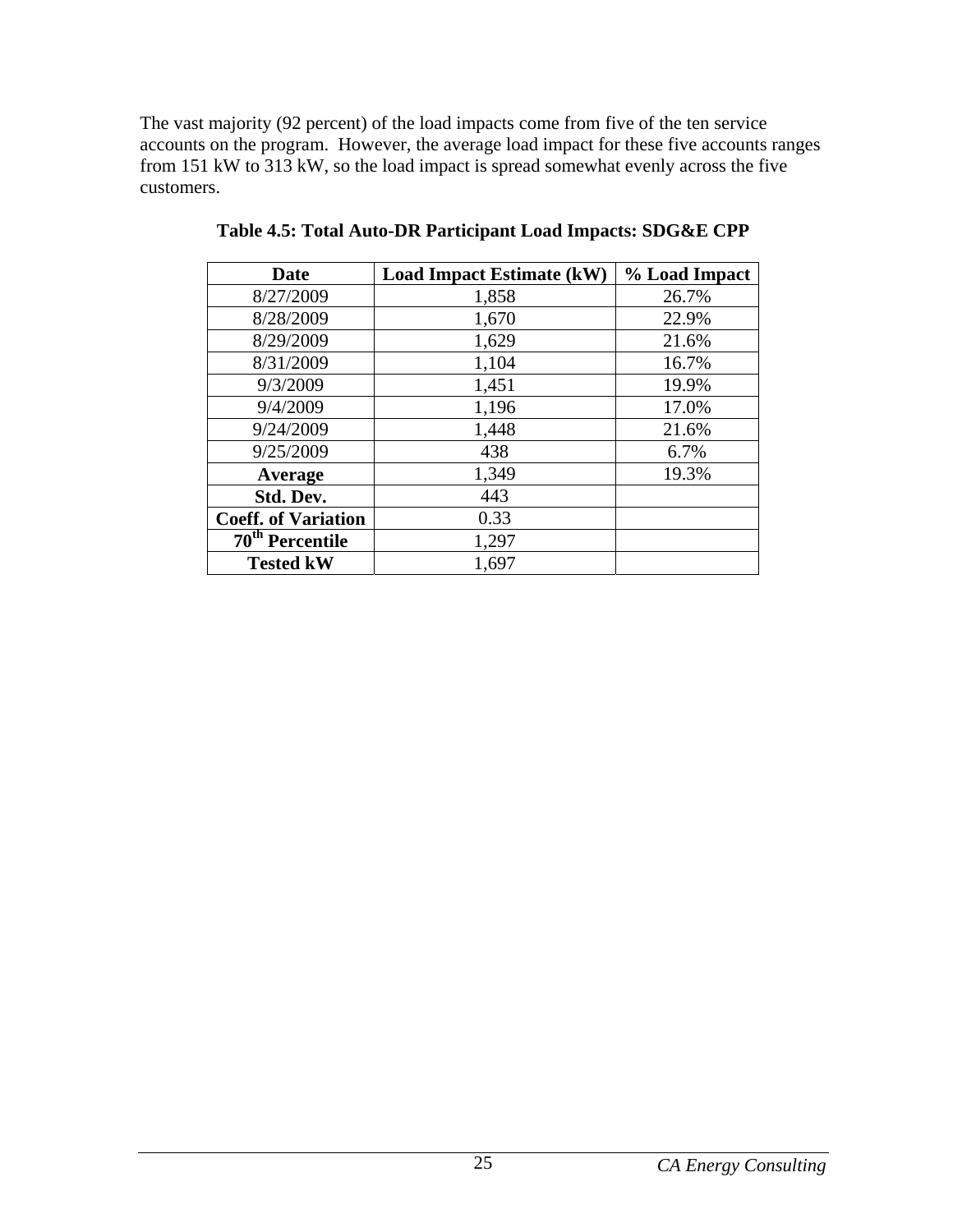The vast majority (92 percent) of the load impacts come from five of the ten service accounts on the program. However, the average load impact for these five accounts ranges from 151 kW to 313 kW, so the load impact is spread somewhat evenly across the five customers.

**Table 4.5: Total Auto-DR Participant Load Impacts: SDG&E CPP**

| Date | Load Impact Estimate (kW) | % Load Impact |
|---|---|---|
| 8/27/2009 | 1,858 | 26.7% |
| 8/28/2009 | 1,670 | 22.9% |
| 8/29/2009 | 1,629 | 21.6% |
| 8/31/2009 | 1,104 | 16.7% |
| 9/3/2009 | 1,451 | 19.9% |
| 9/4/2009 | 1,196 | 17.0% |
| 9/24/2009 | 1,448 | 21.6% |
| 9/25/2009 | 438 | 6.7% |
| **Average** | 1,349 | 19.3% |
| **Std. Dev.** | 443 | |
| **Coeff. of Variation** | 0.33 | |
| **70th Percentile** | 1,297 | |
| **Tested kW** | 1,697 | |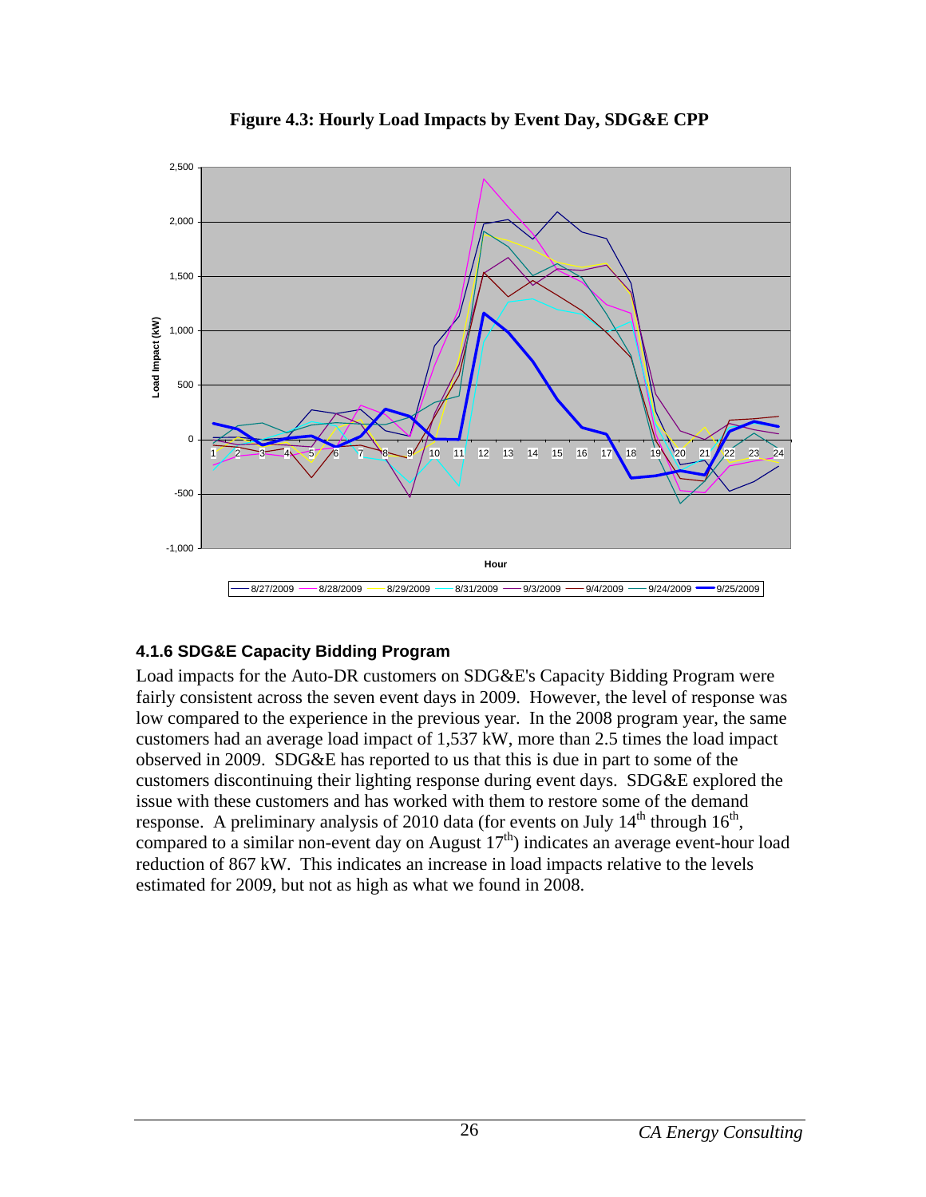**Figure 4.3: Hourly Load Impacts by Event Day, SDG&E CPP**

### 4.1.6 SDG&E Capacity Bidding Program

Load impacts for the Auto-DR customers on SDG&E's Capacity Bidding Program were fairly consistent across the seven event days in 2009. However, the level of response was low compared to the experience in the previous year. In the 2008 program year, the same customers had an average load impact of 1,537 kW, more than 2.5 times the load impact observed in 2009. SDG&E has reported to us that this is due in part to some of the customers discontinuing their lighting response during event days. SDG&E explored the issue with these customers and has worked with them to restore some of the demand response. A preliminary analysis of 2010 data (for events on July 14th through 16th, compared to a similar non-event day on August 17th) indicates an average event-hour load reduction of 867 kW. This indicates an increase in load impacts relative to the levels estimated for 2009, but not as high as what we found in 2008.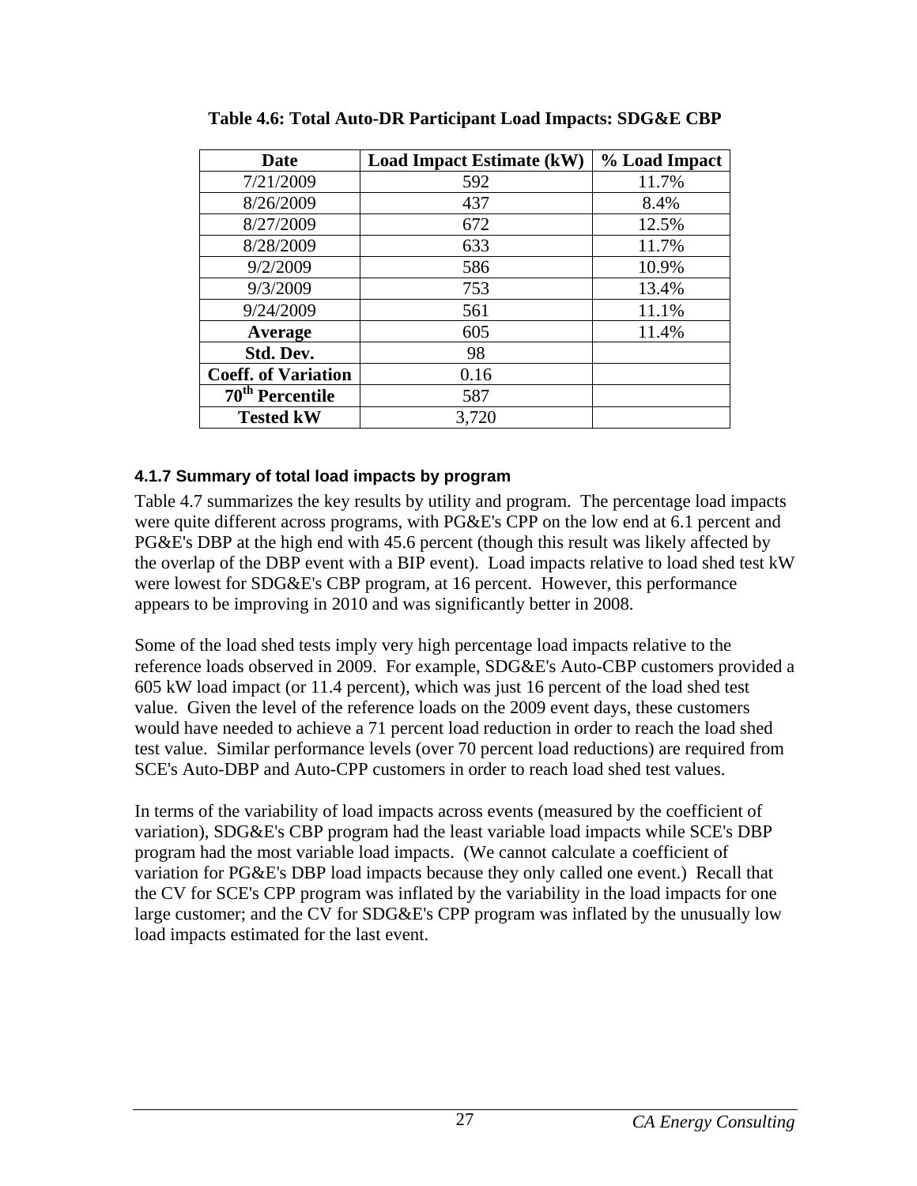**Table 4.6: Total Auto-DR Participant Load Impacts: SDG&E CBP**

| Date | Load Impact Estimate (kW) | % Load Impact |
|---|---|---|
| 7/21/2009 | 592 | 11.7% |
| 8/26/2009 | 437 | 8.4% |
| 8/27/2009 | 672 | 12.5% |
| 8/28/2009 | 633 | 11.7% |
| 9/2/2009 | 586 | 10.9% |
| 9/3/2009 | 753 | 13.4% |
| 9/24/2009 | 561 | 11.1% |
| **Average** | 605 | 11.4% |
| **Std. Dev.** | 98 | |
| **Coeff. of Variation** | 0.16 | |
| **70th Percentile** | 587 | |
| **Tested kW** | 3,720 | |

### 4.1.7 Summary of total load impacts by program

Table 4.7 summarizes the key results by utility and program. The percentage load impacts were quite different across programs, with PG&E's CPP on the low end at 6.1 percent and PG&E's DBP at the high end with 45.6 percent (though this result was likely affected by the overlap of the DBP event with a BIP event). Load impacts relative to load shed test kW were lowest for SDG&E's CBP program, at 16 percent. However, this performance appears to be improving in 2010 and was significantly better in 2008.

Some of the load shed tests imply very high percentage load impacts relative to the reference loads observed in 2009. For example, SDG&E's Auto-CBP customers provided a 605 kW load impact (or 11.4 percent), which was just 16 percent of the load shed test value. Given the level of the reference loads on the 2009 event days, these customers would have needed to achieve a 71 percent load reduction in order to reach the load shed test value. Similar performance levels (over 70 percent load reductions) are required from SCE's Auto-DBP and Auto-CPP customers in order to reach load shed test values.

In terms of the variability of load impacts across events (measured by the coefficient of variation), SDG&E's CBP program had the least variable load impacts while SCE's DBP program had the most variable load impacts. (We cannot calculate a coefficient of variation for PG&E's DBP load impacts because they only called one event.) Recall that the CV for SCE's CPP program was inflated by the variability in the load impacts for one large customer; and the CV for SDG&E's CPP program was inflated by the unusually low load impacts estimated for the last event.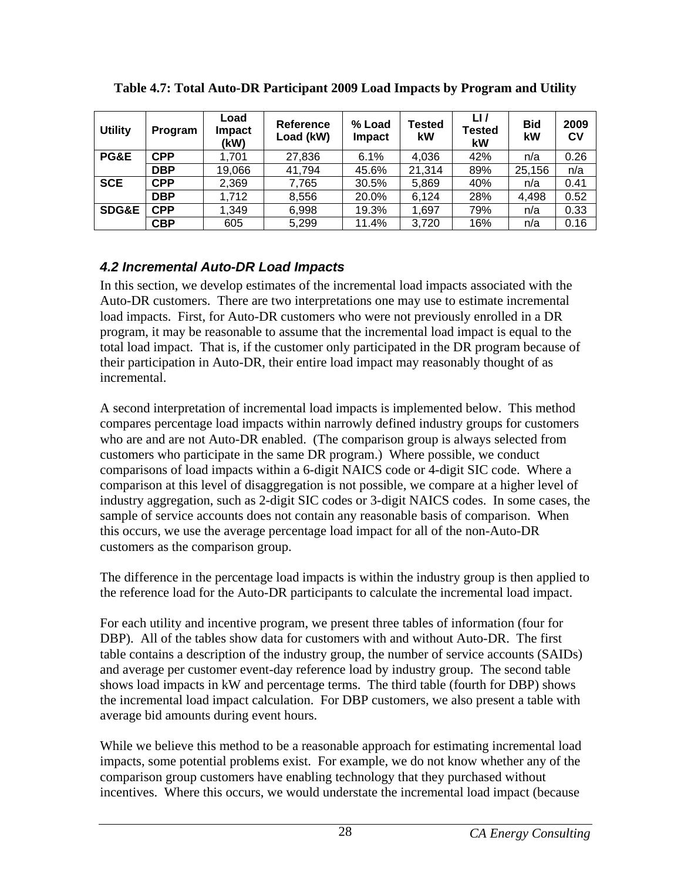**Table 4.7: Total Auto-DR Participant 2009 Load Impacts by Program and Utility**

| Utility | Program | Load Impact (kW) | Reference Load (kW) | % Load Impact | Tested kW | LI / Tested kW | Bid kW | 2009 CV |
|---|---|---|---|---|---|---|---|---|
| **PG&E** | **CPP** | 1,701 | 27,836 | 6.1% | 4,036 | 42% | n/a | 0.26 |
| | **DBP** | 19,066 | 41,794 | 45.6% | 21,314 | 89% | 25,156 | n/a |
| **SCE** | **CPP** | 2,369 | 7,765 | 30.5% | 5,869 | 40% | n/a | 0.41 |
| | **DBP** | 1,712 | 8,556 | 20.0% | 6,124 | 28% | 4,498 | 0.52 |
| **SDG&E** | **CPP** | 1,349 | 6,998 | 19.3% | 1,697 | 79% | n/a | 0.33 |
| | **CBP** | 605 | 5,299 | 11.4% | 3,720 | 16% | n/a | 0.16 |

### *4.2 Incremental Auto-DR Load Impacts*

In this section, we develop estimates of the incremental load impacts associated with the Auto-DR customers. There are two interpretations one may use to estimate incremental load impacts. First, for Auto-DR customers who were not previously enrolled in a DR program, it may be reasonable to assume that the incremental load impact is equal to the total load impact. That is, if the customer only participated in the DR program because of their participation in Auto-DR, their entire load impact may reasonably thought of as incremental.

A second interpretation of incremental load impacts is implemented below. This method compares percentage load impacts within narrowly defined industry groups for customers who are and are not Auto-DR enabled. (The comparison group is always selected from customers who participate in the same DR program.) Where possible, we conduct comparisons of load impacts within a 6-digit NAICS code or 4-digit SIC code. Where a comparison at this level of disaggregation is not possible, we compare at a higher level of industry aggregation, such as 2-digit SIC codes or 3-digit NAICS codes. In some cases, the sample of service accounts does not contain any reasonable basis of comparison. When this occurs, we use the average percentage load impact for all of the non-Auto-DR customers as the comparison group.

The difference in the percentage load impacts is within the industry group is then applied to the reference load for the Auto-DR participants to calculate the incremental load impact.

For each utility and incentive program, we present three tables of information (four for DBP). All of the tables show data for customers with and without Auto-DR. The first table contains a description of the industry group, the number of service accounts (SAIDs) and average per customer event-day reference load by industry group. The second table shows load impacts in kW and percentage terms. The third table (fourth for DBP) shows the incremental load impact calculation. For DBP customers, we also present a table with average bid amounts during event hours.

While we believe this method to be a reasonable approach for estimating incremental load impacts, some potential problems exist. For example, we do not know whether any of the comparison group customers have enabling technology that they purchased without incentives. Where this occurs, we would understate the incremental load impact (because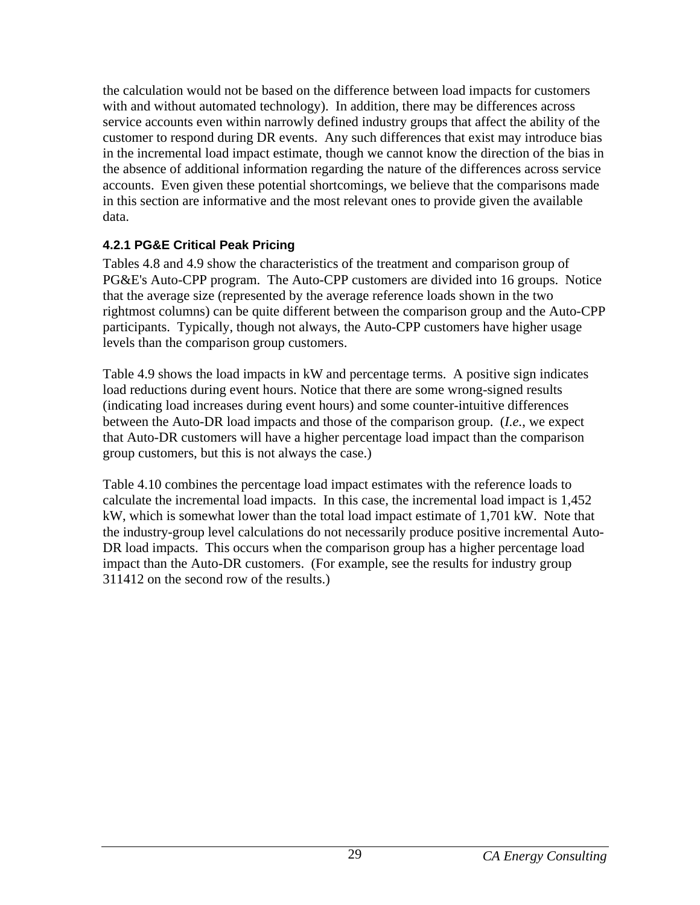the calculation would not be based on the difference between load impacts for customers with and without automated technology). In addition, there may be differences across service accounts even within narrowly defined industry groups that affect the ability of the customer to respond during DR events. Any such differences that exist may introduce bias in the incremental load impact estimate, though we cannot know the direction of the bias in the absence of additional information regarding the nature of the differences across service accounts. Even given these potential shortcomings, we believe that the comparisons made in this section are informative and the most relevant ones to provide given the available data.

### 4.2.1 PG&E Critical Peak Pricing

Tables 4.8 and 4.9 show the characteristics of the treatment and comparison group of PG&E's Auto-CPP program. The Auto-CPP customers are divided into 16 groups. Notice that the average size (represented by the average reference loads shown in the two rightmost columns) can be quite different between the comparison group and the Auto-CPP participants. Typically, though not always, the Auto-CPP customers have higher usage levels than the comparison group customers.

Table 4.9 shows the load impacts in kW and percentage terms. A positive sign indicates load reductions during event hours. Notice that there are some wrong-signed results (indicating load increases during event hours) and some counter-intuitive differences between the Auto-DR load impacts and those of the comparison group. (*I.e.*, we expect that Auto-DR customers will have a higher percentage load impact than the comparison group customers, but this is not always the case.)

Table 4.10 combines the percentage load impact estimates with the reference loads to calculate the incremental load impacts. In this case, the incremental load impact is 1,452 kW, which is somewhat lower than the total load impact estimate of 1,701 kW. Note that the industry-group level calculations do not necessarily produce positive incremental Auto-DR load impacts. This occurs when the comparison group has a higher percentage load impact than the Auto-DR customers. (For example, see the results for industry group 311412 on the second row of the results.)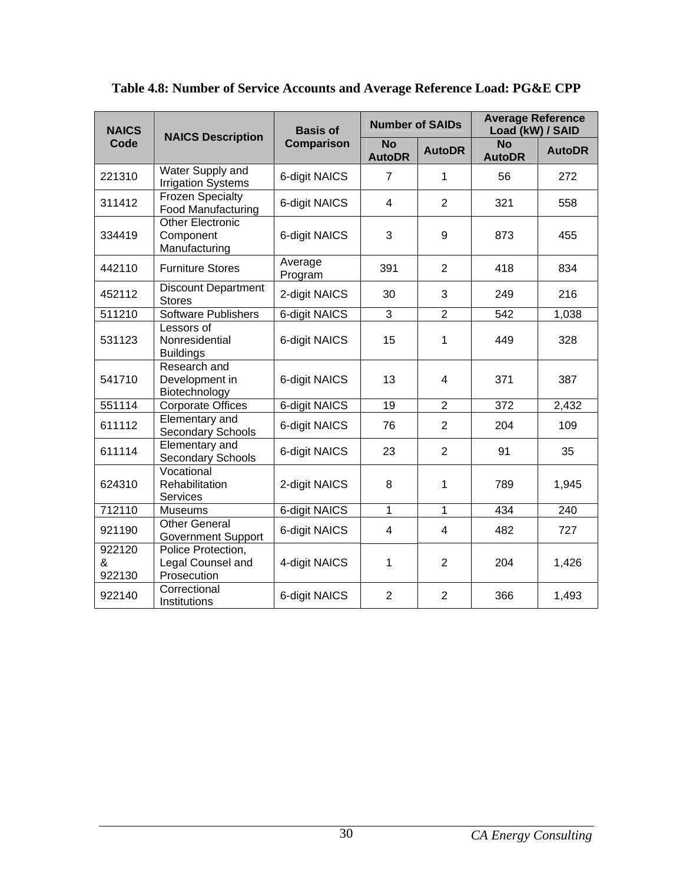**Table 4.8: Number of Service Accounts and Average Reference Load: PG&E CPP**

| NAICS Code | NAICS Description | Basis of Comparison | Number of SAIDs | | Average Reference Load (kW) / SAID | |
|---|---|---|---|---|---|---|
| | | | No AutoDR | AutoDR | No AutoDR | AutoDR |
| 221310 | Water Supply and Irrigation Systems | 6-digit NAICS | 7 | 1 | 56 | 272 |
| 311412 | Frozen Specialty Food Manufacturing | 6-digit NAICS | 4 | 2 | 321 | 558 |
| 334419 | Other Electronic Component Manufacturing | 6-digit NAICS | 3 | 9 | 873 | 455 |
| 442110 | Furniture Stores | Average Program | 391 | 2 | 418 | 834 |
| 452112 | Discount Department Stores | 2-digit NAICS | 30 | 3 | 249 | 216 |
| 511210 | Software Publishers | 6-digit NAICS | 3 | 2 | 542 | 1,038 |
| 531123 | Lessors of Nonresidential Buildings | 6-digit NAICS | 15 | 1 | 449 | 328 |
| 541710 | Research and Development in Biotechnology | 6-digit NAICS | 13 | 4 | 371 | 387 |
| 551114 | Corporate Offices | 6-digit NAICS | 19 | 2 | 372 | 2,432 |
| 611112 | Elementary and Secondary Schools | 6-digit NAICS | 76 | 2 | 204 | 109 |
| 611114 | Elementary and Secondary Schools | 6-digit NAICS | 23 | 2 | 91 | 35 |
| 624310 | Vocational Rehabilitation Services | 2-digit NAICS | 8 | 1 | 789 | 1,945 |
| 712110 | Museums | 6-digit NAICS | 1 | 1 | 434 | 240 |
| 921190 | Other General Government Support | 6-digit NAICS | 4 | 4 | 482 | 727 |
| 922120 & 922130 | Police Protection, Legal Counsel and Prosecution | 4-digit NAICS | 1 | 2 | 204 | 1,426 |
| 922140 | Correctional Institutions | 6-digit NAICS | 2 | 2 | 366 | 1,493 |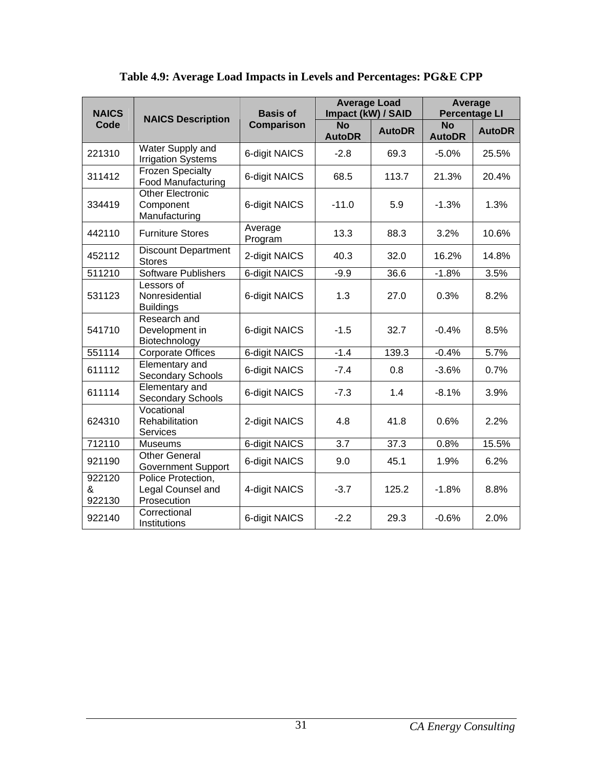**Table 4.9: Average Load Impacts in Levels and Percentages: PG&E CPP**

| NAICS Code | NAICS Description | Basis of Comparison | Average Load Impact (kW) / SAID | | Average Percentage LI | |
|---|---|---|---|---|---|---|
| | | | No AutoDR | AutoDR | No AutoDR | AutoDR |
| 221310 | Water Supply and Irrigation Systems | 6-digit NAICS | -2.8 | 69.3 | -5.0% | 25.5% |
| 311412 | Frozen Specialty Food Manufacturing | 6-digit NAICS | 68.5 | 113.7 | 21.3% | 20.4% |
| 334419 | Other Electronic Component Manufacturing | 6-digit NAICS | -11.0 | 5.9 | -1.3% | 1.3% |
| 442110 | Furniture Stores | Average Program | 13.3 | 88.3 | 3.2% | 10.6% |
| 452112 | Discount Department Stores | 2-digit NAICS | 40.3 | 32.0 | 16.2% | 14.8% |
| 511210 | Software Publishers | 6-digit NAICS | -9.9 | 36.6 | -1.8% | 3.5% |
| 531123 | Lessors of Nonresidential Buildings | 6-digit NAICS | 1.3 | 27.0 | 0.3% | 8.2% |
| 541710 | Research and Development in Biotechnology | 6-digit NAICS | -1.5 | 32.7 | -0.4% | 8.5% |
| 551114 | Corporate Offices | 6-digit NAICS | -1.4 | 139.3 | -0.4% | 5.7% |
| 611112 | Elementary and Secondary Schools | 6-digit NAICS | -7.4 | 0.8 | -3.6% | 0.7% |
| 611114 | Elementary and Secondary Schools | 6-digit NAICS | -7.3 | 1.4 | -8.1% | 3.9% |
| 624310 | Vocational Rehabilitation Services | 2-digit NAICS | 4.8 | 41.8 | 0.6% | 2.2% |
| 712110 | Museums | 6-digit NAICS | 3.7 | 37.3 | 0.8% | 15.5% |
| 921190 | Other General Government Support | 6-digit NAICS | 9.0 | 45.1 | 1.9% | 6.2% |
| 922120 & 922130 | Police Protection, Legal Counsel and Prosecution | 4-digit NAICS | -3.7 | 125.2 | -1.8% | 8.8% |
| 922140 | Correctional Institutions | 6-digit NAICS | -2.2 | 29.3 | -0.6% | 2.0% |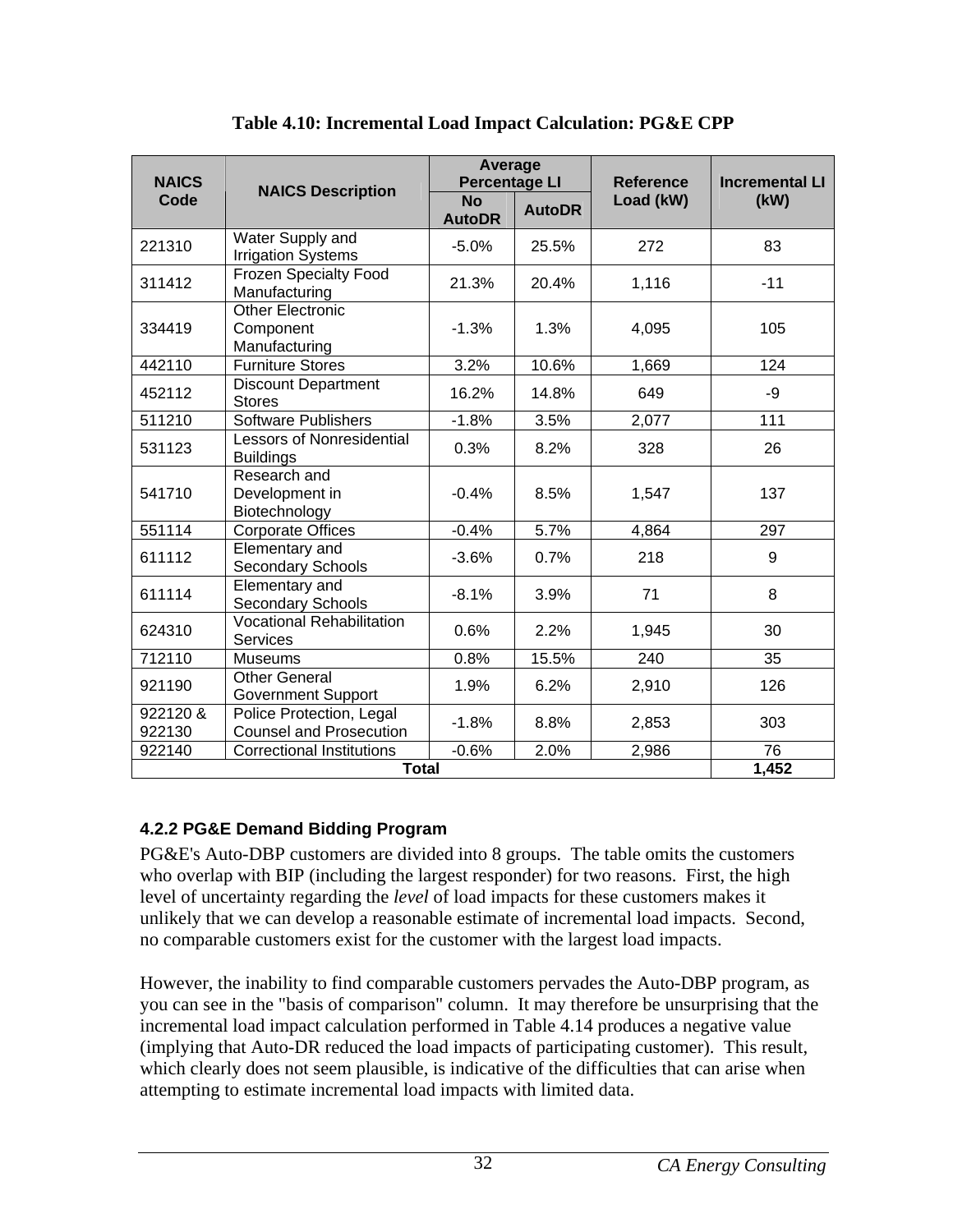**Table 4.10: Incremental Load Impact Calculation: PG&E CPP**

| NAICS Code | NAICS Description | Average Percentage LI | | Reference Load (kW) | Incremental LI (kW) |
|---|---|---|---|---|---|
| | | No AutoDR | AutoDR | | |
| 221310 | Water Supply and Irrigation Systems | -5.0% | 25.5% | 272 | 83 |
| 311412 | Frozen Specialty Food Manufacturing | 21.3% | 20.4% | 1,116 | -11 |
| 334419 | Other Electronic Component Manufacturing | -1.3% | 1.3% | 4,095 | 105 |
| 442110 | Furniture Stores | 3.2% | 10.6% | 1,669 | 124 |
| 452112 | Discount Department Stores | 16.2% | 14.8% | 649 | -9 |
| 511210 | Software Publishers | -1.8% | 3.5% | 2,077 | 111 |
| 531123 | Lessors of Nonresidential Buildings | 0.3% | 8.2% | 328 | 26 |
| 541710 | Research and Development in Biotechnology | -0.4% | 8.5% | 1,547 | 137 |
| 551114 | Corporate Offices | -0.4% | 5.7% | 4,864 | 297 |
| 611112 | Elementary and Secondary Schools | -3.6% | 0.7% | 218 | 9 |
| 611114 | Elementary and Secondary Schools | -8.1% | 3.9% | 71 | 8 |
| 624310 | Vocational Rehabilitation Services | 0.6% | 2.2% | 1,945 | 30 |
| 712110 | Museums | 0.8% | 15.5% | 240 | 35 |
| 921190 | Other General Government Support | 1.9% | 6.2% | 2,910 | 126 |
| 922120 & 922130 | Police Protection, Legal Counsel and Prosecution | -1.8% | 8.8% | 2,853 | 303 |
| 922140 | Correctional Institutions | -0.6% | 2.0% | 2,986 | 76 |
| **Total** | | | | | **1,452** |

### 4.2.2 PG&E Demand Bidding Program

PG&E's Auto-DBP customers are divided into 8 groups. The table omits the customers who overlap with BIP (including the largest responder) for two reasons. First, the high level of uncertainty regarding the *level* of load impacts for these customers makes it unlikely that we can develop a reasonable estimate of incremental load impacts. Second, no comparable customers exist for the customer with the largest load impacts.

However, the inability to find comparable customers pervades the Auto-DBP program, as you can see in the "basis of comparison" column. It may therefore be unsurprising that the incremental load impact calculation performed in Table 4.14 produces a negative value (implying that Auto-DR reduced the load impacts of participating customer). This result, which clearly does not seem plausible, is indicative of the difficulties that can arise when attempting to estimate incremental load impacts with limited data.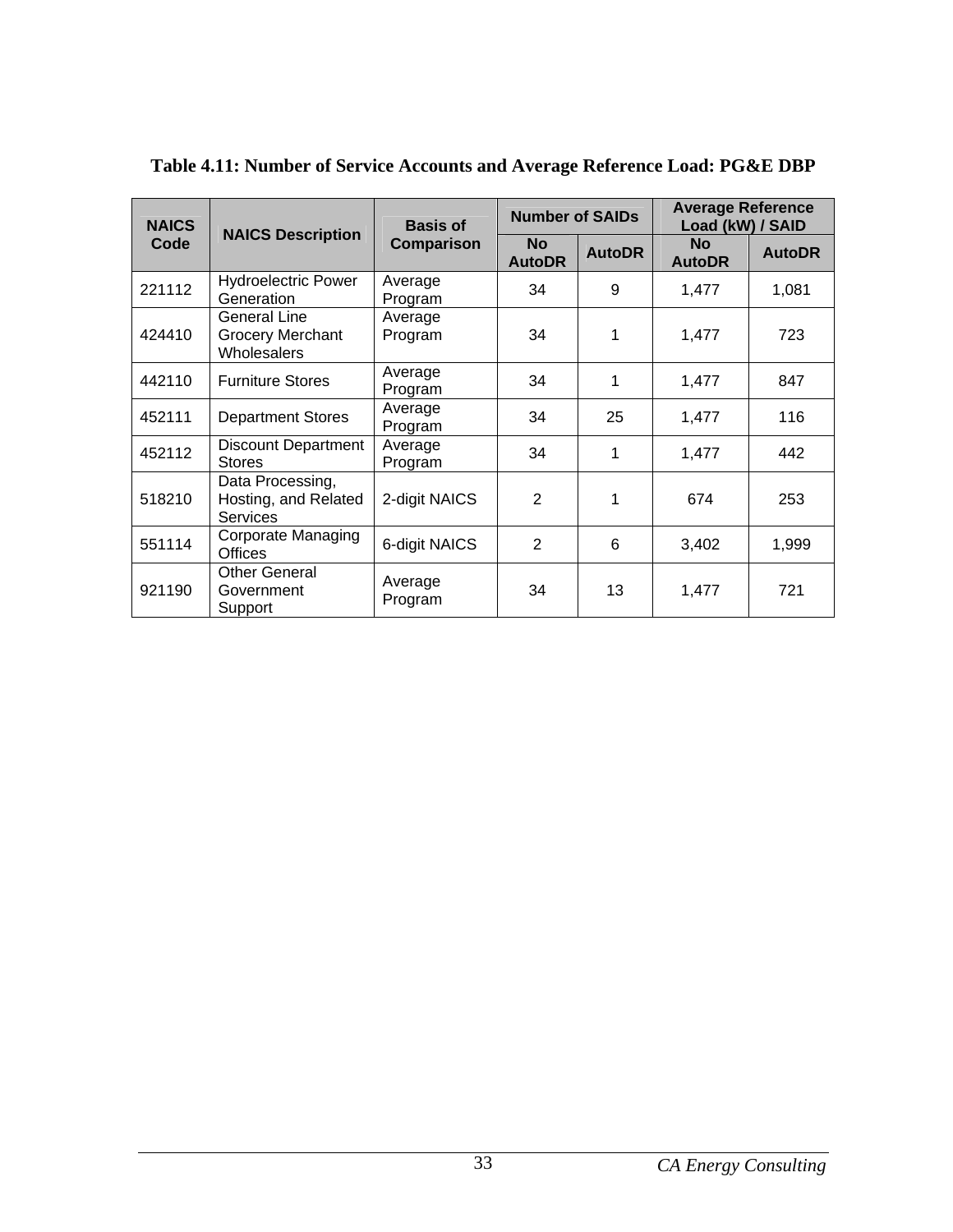**Table 4.11: Number of Service Accounts and Average Reference Load: PG&E DBP**

| NAICS Code | NAICS Description | Basis of Comparison | Number of SAIDs | | Average Reference Load (kW) / SAID | |
|---|---|---|---|---|---|---|
| | | | No AutoDR | AutoDR | No AutoDR | AutoDR |
| 221112 | Hydroelectric Power Generation | Average Program | 34 | 9 | 1,477 | 1,081 |
| 424410 | General Line Grocery Merchant Wholesalers | Average Program | 34 | 1 | 1,477 | 723 |
| 442110 | Furniture Stores | Average Program | 34 | 1 | 1,477 | 847 |
| 452111 | Department Stores | Average Program | 34 | 25 | 1,477 | 116 |
| 452112 | Discount Department Stores | Average Program | 34 | 1 | 1,477 | 442 |
| 518210 | Data Processing, Hosting, and Related Services | 2-digit NAICS | 2 | 1 | 674 | 253 |
| 551114 | Corporate Managing Offices | 6-digit NAICS | 2 | 6 | 3,402 | 1,999 |
| 921190 | Other General Government Support | Average Program | 34 | 13 | 1,477 | 721 |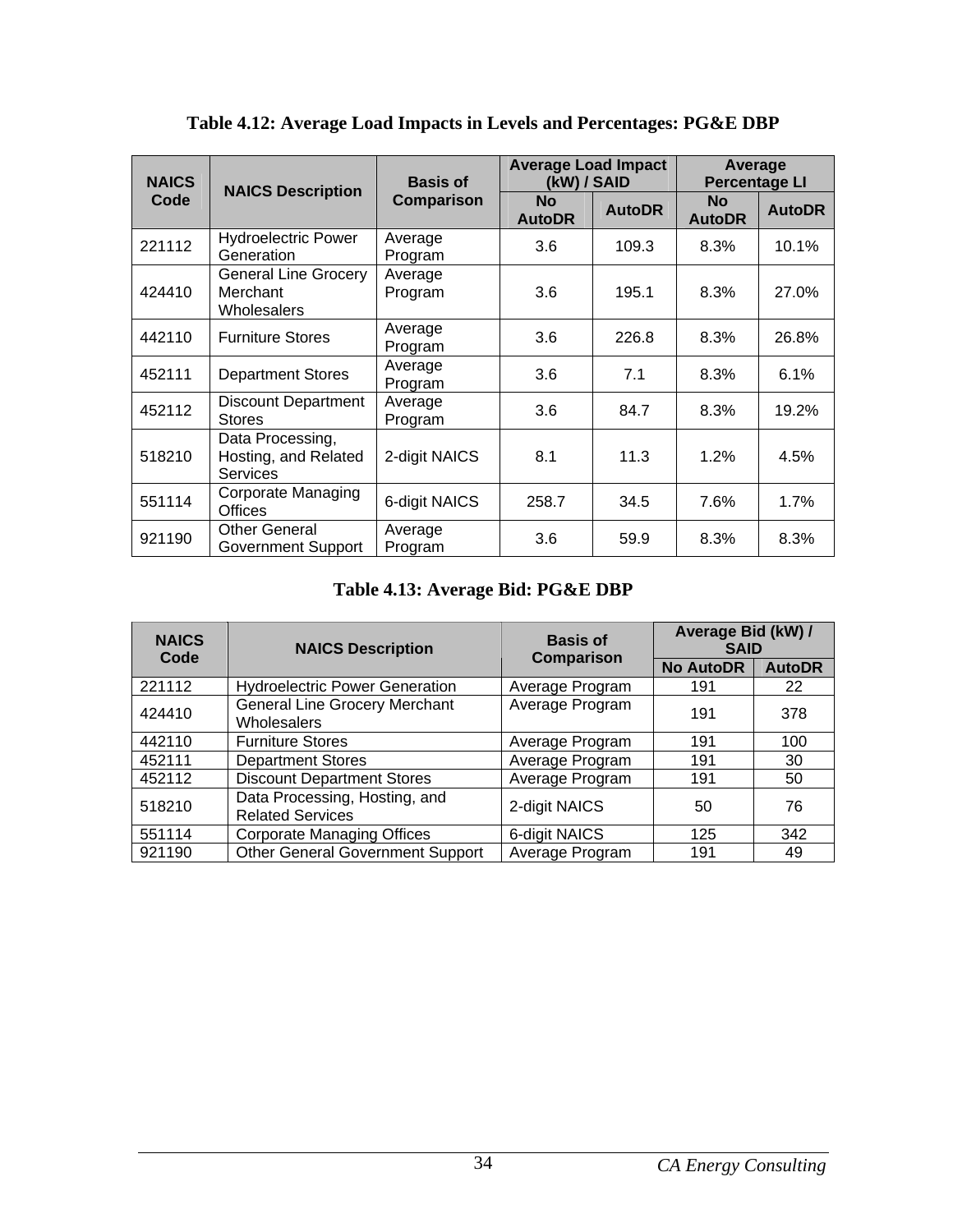**Table 4.12: Average Load Impacts in Levels and Percentages: PG&E DBP**

| NAICS Code | NAICS Description | Basis of Comparison | Average Load Impact (kW) / SAID | | Average Percentage LI | |
|---|---|---|---|---|---|---|
| | | | No AutoDR | AutoDR | No AutoDR | AutoDR |
| 221112 | Hydroelectric Power Generation | Average Program | 3.6 | 109.3 | 8.3% | 10.1% |
| 424410 | General Line Grocery Merchant Wholesalers | Average Program | 3.6 | 195.1 | 8.3% | 27.0% |
| 442110 | Furniture Stores | Average Program | 3.6 | 226.8 | 8.3% | 26.8% |
| 452111 | Department Stores | Average Program | 3.6 | 7.1 | 8.3% | 6.1% |
| 452112 | Discount Department Stores | Average Program | 3.6 | 84.7 | 8.3% | 19.2% |
| 518210 | Data Processing, Hosting, and Related Services | 2-digit NAICS | 8.1 | 11.3 | 1.2% | 4.5% |
| 551114 | Corporate Managing Offices | 6-digit NAICS | 258.7 | 34.5 | 7.6% | 1.7% |
| 921190 | Other General Government Support | Average Program | 3.6 | 59.9 | 8.3% | 8.3% |

**Table 4.13: Average Bid: PG&E DBP**

| NAICS Code | NAICS Description | Basis of Comparison | Average Bid (kW) / SAID | |
|---|---|---|---|---|
| | | | No AutoDR | AutoDR |
| 221112 | Hydroelectric Power Generation | Average Program | 191 | 22 |
| 424410 | General Line Grocery Merchant Wholesalers | Average Program | 191 | 378 |
| 442110 | Furniture Stores | Average Program | 191 | 100 |
| 452111 | Department Stores | Average Program | 191 | 30 |
| 452112 | Discount Department Stores | Average Program | 191 | 50 |
| 518210 | Data Processing, Hosting, and Related Services | 2-digit NAICS | 50 | 76 |
| 551114 | Corporate Managing Offices | 6-digit NAICS | 125 | 342 |
| 921190 | Other General Government Support | Average Program | 191 | 49 |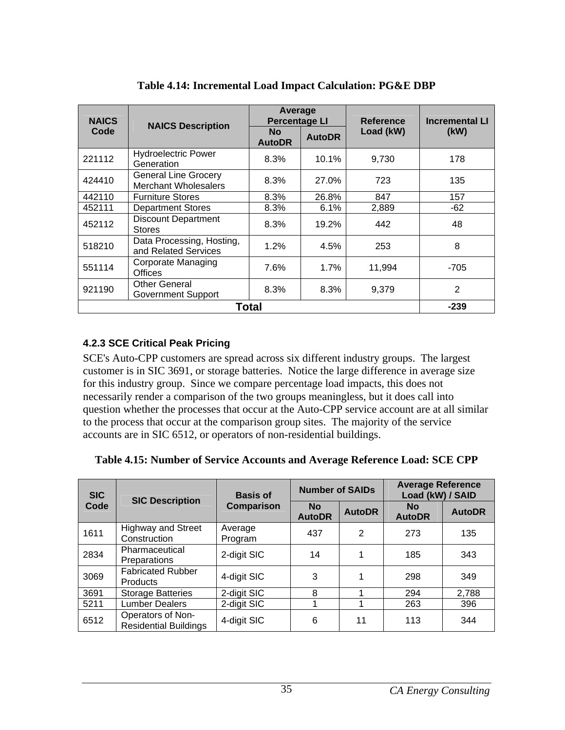**Table 4.14: Incremental Load Impact Calculation: PG&E DBP**

| NAICS Code | NAICS Description | Average Percentage LI | | Reference Load (kW) | Incremental LI (kW) |
|---|---|---|---|---|---|
| | | No AutoDR | AutoDR | | |
| 221112 | Hydroelectric Power Generation | 8.3% | 10.1% | 9,730 | 178 |
| 424410 | General Line Grocery Merchant Wholesalers | 8.3% | 27.0% | 723 | 135 |
| 442110 | Furniture Stores | 8.3% | 26.8% | 847 | 157 |
| 452111 | Department Stores | 8.3% | 6.1% | 2,889 | -62 |
| 452112 | Discount Department Stores | 8.3% | 19.2% | 442 | 48 |
| 518210 | Data Processing, Hosting, and Related Services | 1.2% | 4.5% | 253 | 8 |
| 551114 | Corporate Managing Offices | 7.6% | 1.7% | 11,994 | -705 |
| 921190 | Other General Government Support | 8.3% | 8.3% | 9,379 | 2 |
| **Total** | | | | | **-239** |

### 4.2.3 SCE Critical Peak Pricing

SCE's Auto-CPP customers are spread across six different industry groups. The largest customer is in SIC 3691, or storage batteries. Notice the large difference in average size for this industry group. Since we compare percentage load impacts, this does not necessarily render a comparison of the two groups meaningless, but it does call into question whether the processes that occur at the Auto-CPP service account are at all similar to the process that occur at the comparison group sites. The majority of the service accounts are in SIC 6512, or operators of non-residential buildings.

**Table 4.15: Number of Service Accounts and Average Reference Load: SCE CPP**

| SIC Code | SIC Description | Basis of Comparison | Number of SAIDs | | Average Reference Load (kW) / SAID | |
|---|---|---|---|---|---|---|
| | | | No AutoDR | AutoDR | No AutoDR | AutoDR |
| 1611 | Highway and Street Construction | Average Program | 437 | 2 | 273 | 135 |
| 2834 | Pharmaceutical Preparations | 2-digit SIC | 14 | 1 | 185 | 343 |
| 3069 | Fabricated Rubber Products | 4-digit SIC | 3 | 1 | 298 | 349 |
| 3691 | Storage Batteries | 2-digit SIC | 8 | 1 | 294 | 2,788 |
| 5211 | Lumber Dealers | 2-digit SIC | 1 | 1 | 263 | 396 |
| 6512 | Operators of Non-Residential Buildings | 4-digit SIC | 6 | 11 | 113 | 344 |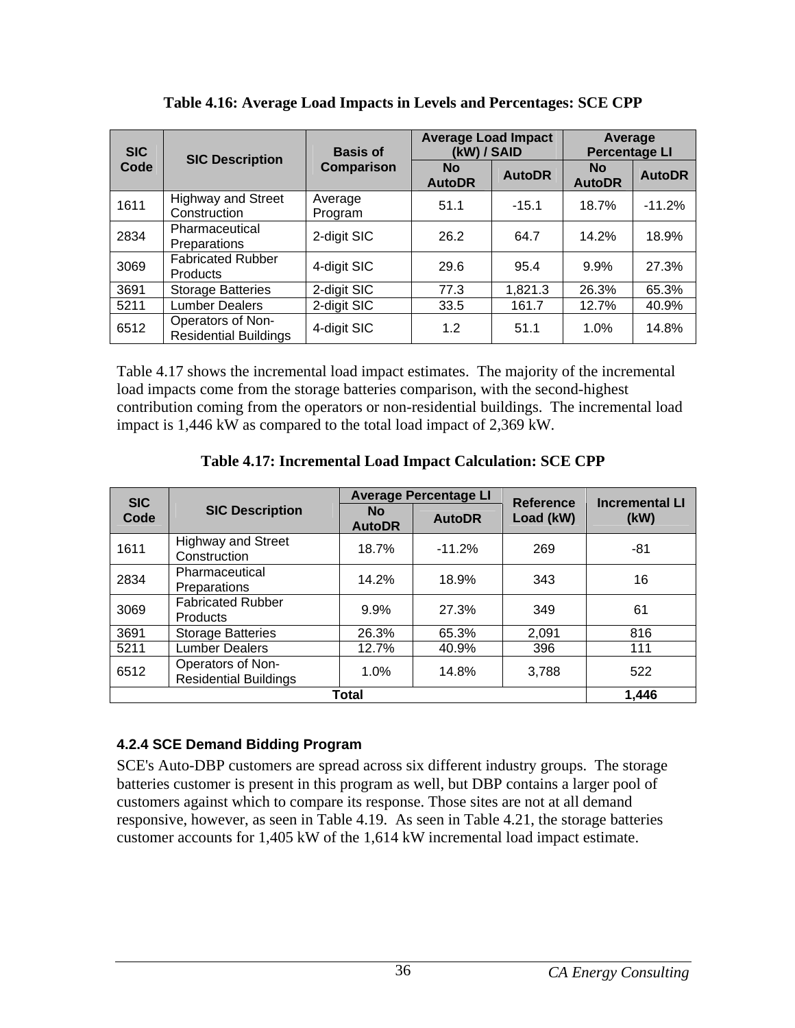**Table 4.16: Average Load Impacts in Levels and Percentages: SCE CPP**

| SIC Code | SIC Description | Basis of Comparison | Average Load Impact (kW) / SAID | | Average Percentage LI | |
|---|---|---|---|---|---|---|
| | | | No AutoDR | AutoDR | No AutoDR | AutoDR |
| 1611 | Highway and Street Construction | Average Program | 51.1 | -15.1 | 18.7% | -11.2% |
| 2834 | Pharmaceutical Preparations | 2-digit SIC | 26.2 | 64.7 | 14.2% | 18.9% |
| 3069 | Fabricated Rubber Products | 4-digit SIC | 29.6 | 95.4 | 9.9% | 27.3% |
| 3691 | Storage Batteries | 2-digit SIC | 77.3 | 1,821.3 | 26.3% | 65.3% |
| 5211 | Lumber Dealers | 2-digit SIC | 33.5 | 161.7 | 12.7% | 40.9% |
| 6512 | Operators of Non-Residential Buildings | 4-digit SIC | 1.2 | 51.1 | 1.0% | 14.8% |

Table 4.17 shows the incremental load impact estimates. The majority of the incremental load impacts come from the storage batteries comparison, with the second-highest contribution coming from the operators or non-residential buildings. The incremental load impact is 1,446 kW as compared to the total load impact of 2,369 kW.

**Table 4.17: Incremental Load Impact Calculation: SCE CPP**

| SIC Code | SIC Description | Average Percentage LI | | Reference Load (kW) | Incremental LI (kW) |
|---|---|---|---|---|---|
| | | No AutoDR | AutoDR | | |
| 1611 | Highway and Street Construction | 18.7% | -11.2% | 269 | -81 |
| 2834 | Pharmaceutical Preparations | 14.2% | 18.9% | 343 | 16 |
| 3069 | Fabricated Rubber Products | 9.9% | 27.3% | 349 | 61 |
| 3691 | Storage Batteries | 26.3% | 65.3% | 2,091 | 816 |
| 5211 | Lumber Dealers | 12.7% | 40.9% | 396 | 111 |
| 6512 | Operators of Non-Residential Buildings | 1.0% | 14.8% | 3,788 | 522 |
| **Total** | | | | | **1,446** |

### 4.2.4 SCE Demand Bidding Program

SCE's Auto-DBP customers are spread across six different industry groups. The storage batteries customer is present in this program as well, but DBP contains a larger pool of customers against which to compare its response. Those sites are not at all demand responsive, however, as seen in Table 4.19. As seen in Table 4.21, the storage batteries customer accounts for 1,405 kW of the 1,614 kW incremental load impact estimate.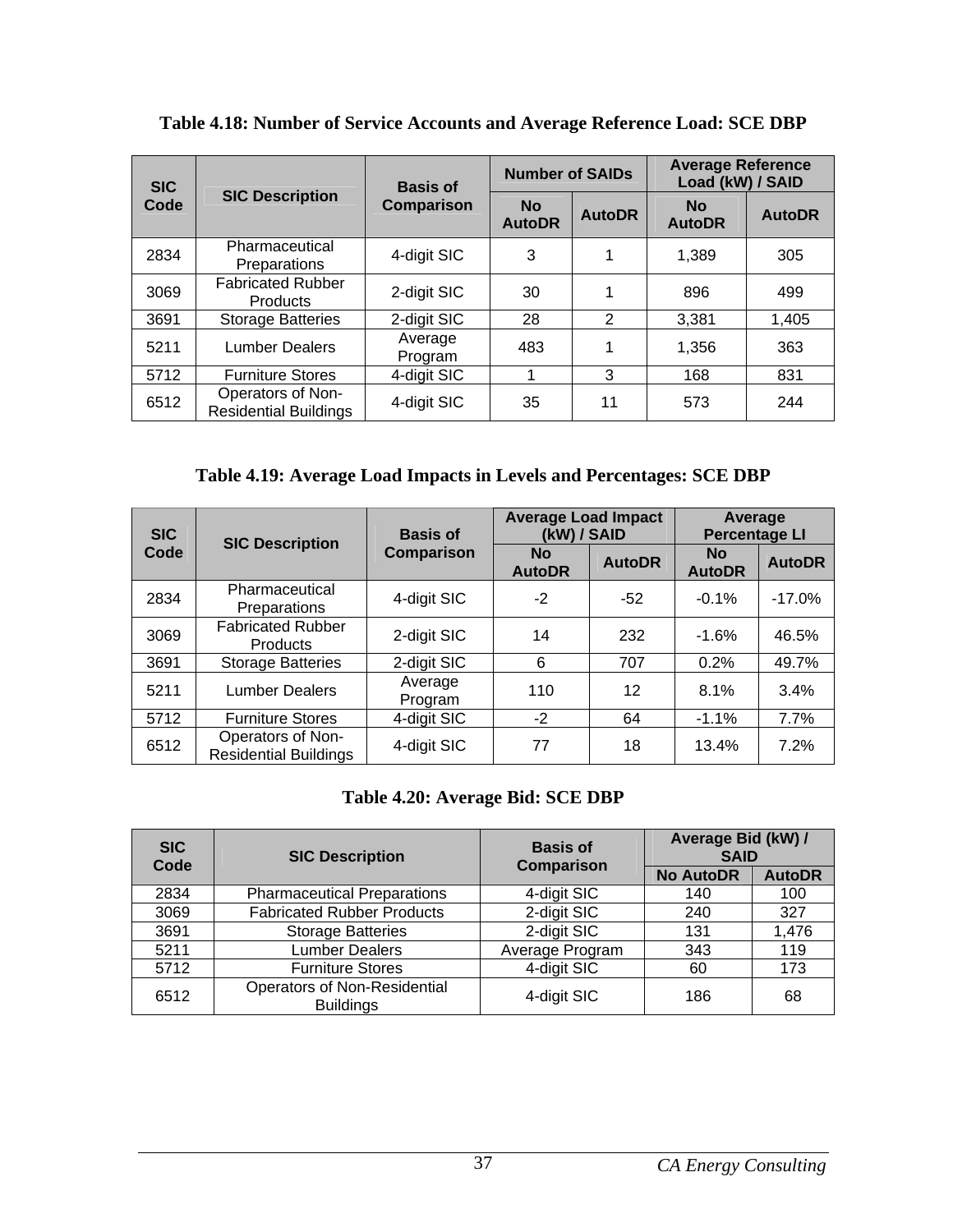**Table 4.18: Number of Service Accounts and Average Reference Load: SCE DBP**

| SIC Code | SIC Description | Basis of Comparison | Number of SAIDs | | Average Reference Load (kW) / SAID | |
|---|---|---|---|---|---|---|
| | | | No AutoDR | AutoDR | No AutoDR | AutoDR |
| 2834 | Pharmaceutical Preparations | 4-digit SIC | 3 | 1 | 1,389 | 305 |
| 3069 | Fabricated Rubber Products | 2-digit SIC | 30 | 1 | 896 | 499 |
| 3691 | Storage Batteries | 2-digit SIC | 28 | 2 | 3,381 | 1,405 |
| 5211 | Lumber Dealers | Average Program | 483 | 1 | 1,356 | 363 |
| 5712 | Furniture Stores | 4-digit SIC | 1 | 3 | 168 | 831 |
| 6512 | Operators of Non-Residential Buildings | 4-digit SIC | 35 | 11 | 573 | 244 |

**Table 4.19: Average Load Impacts in Levels and Percentages: SCE DBP**

| SIC Code | SIC Description | Basis of Comparison | Average Load Impact (kW) / SAID | | Average Percentage LI | |
|---|---|---|---|---|---|---|
| | | | No AutoDR | AutoDR | No AutoDR | AutoDR |
| 2834 | Pharmaceutical Preparations | 4-digit SIC | -2 | -52 | -0.1% | -17.0% |
| 3069 | Fabricated Rubber Products | 2-digit SIC | 14 | 232 | -1.6% | 46.5% |
| 3691 | Storage Batteries | 2-digit SIC | 6 | 707 | 0.2% | 49.7% |
| 5211 | Lumber Dealers | Average Program | 110 | 12 | 8.1% | 3.4% |
| 5712 | Furniture Stores | 4-digit SIC | -2 | 64 | -1.1% | 7.7% |
| 6512 | Operators of Non-Residential Buildings | 4-digit SIC | 77 | 18 | 13.4% | 7.2% |

**Table 4.20: Average Bid: SCE DBP**

| SIC Code | SIC Description | Basis of Comparison | Average Bid (kW) / SAID | |
|---|---|---|---|---|
| | | | No AutoDR | AutoDR |
| 2834 | Pharmaceutical Preparations | 4-digit SIC | 140 | 100 |
| 3069 | Fabricated Rubber Products | 2-digit SIC | 240 | 327 |
| 3691 | Storage Batteries | 2-digit SIC | 131 | 1,476 |
| 5211 | Lumber Dealers | Average Program | 343 | 119 |
| 5712 | Furniture Stores | 4-digit SIC | 60 | 173 |
| 6512 | Operators of Non-Residential Buildings | 4-digit SIC | 186 | 68 |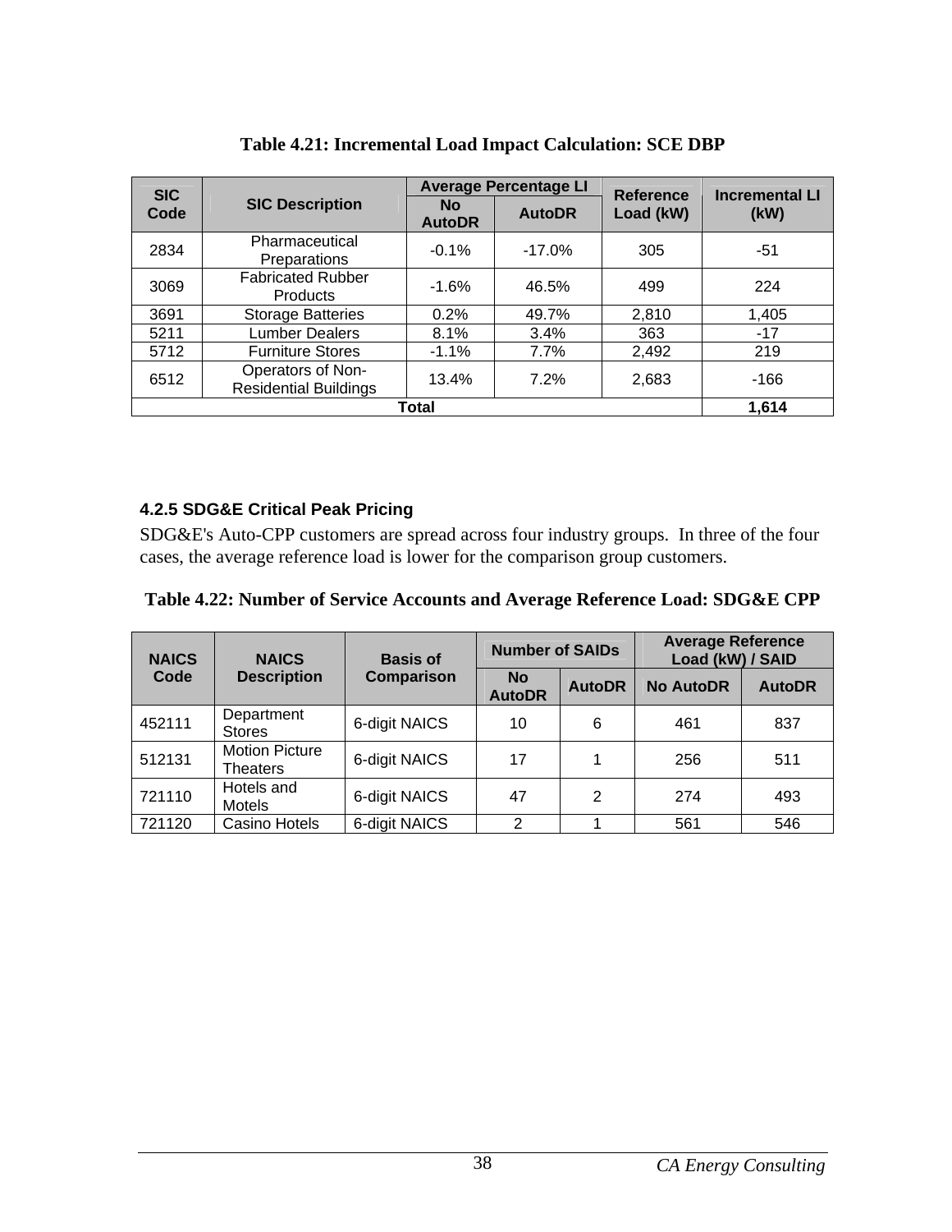**Table 4.21: Incremental Load Impact Calculation: SCE DBP**

| SIC Code | SIC Description | Average Percentage LI | | Reference Load (kW) | Incremental LI (kW) |
|---|---|---|---|---|---|
| | | No AutoDR | AutoDR | | |
| 2834 | Pharmaceutical Preparations | -0.1% | -17.0% | 305 | -51 |
| 3069 | Fabricated Rubber Products | -1.6% | 46.5% | 499 | 224 |
| 3691 | Storage Batteries | 0.2% | 49.7% | 2,810 | 1,405 |
| 5211 | Lumber Dealers | 8.1% | 3.4% | 363 | -17 |
| 5712 | Furniture Stores | -1.1% | 7.7% | 2,492 | 219 |
| 6512 | Operators of Non-Residential Buildings | 13.4% | 7.2% | 2,683 | -166 |
| **Total** | | | | | **1,614** |

### 4.2.5 SDG&E Critical Peak Pricing

SDG&E's Auto-CPP customers are spread across four industry groups. In three of the four cases, the average reference load is lower for the comparison group customers.

**Table 4.22: Number of Service Accounts and Average Reference Load: SDG&E CPP**

| NAICS Code | NAICS Description | Basis of Comparison | Number of SAIDs | | Average Reference Load (kW) / SAID | |
|---|---|---|---|---|---|---|
| | | | No AutoDR | AutoDR | No AutoDR | AutoDR |
| 452111 | Department Stores | 6-digit NAICS | 10 | 6 | 461 | 837 |
| 512131 | Motion Picture Theaters | 6-digit NAICS | 17 | 1 | 256 | 511 |
| 721110 | Hotels and Motels | 6-digit NAICS | 47 | 2 | 274 | 493 |
| 721120 | Casino Hotels | 6-digit NAICS | 2 | 1 | 561 | 546 |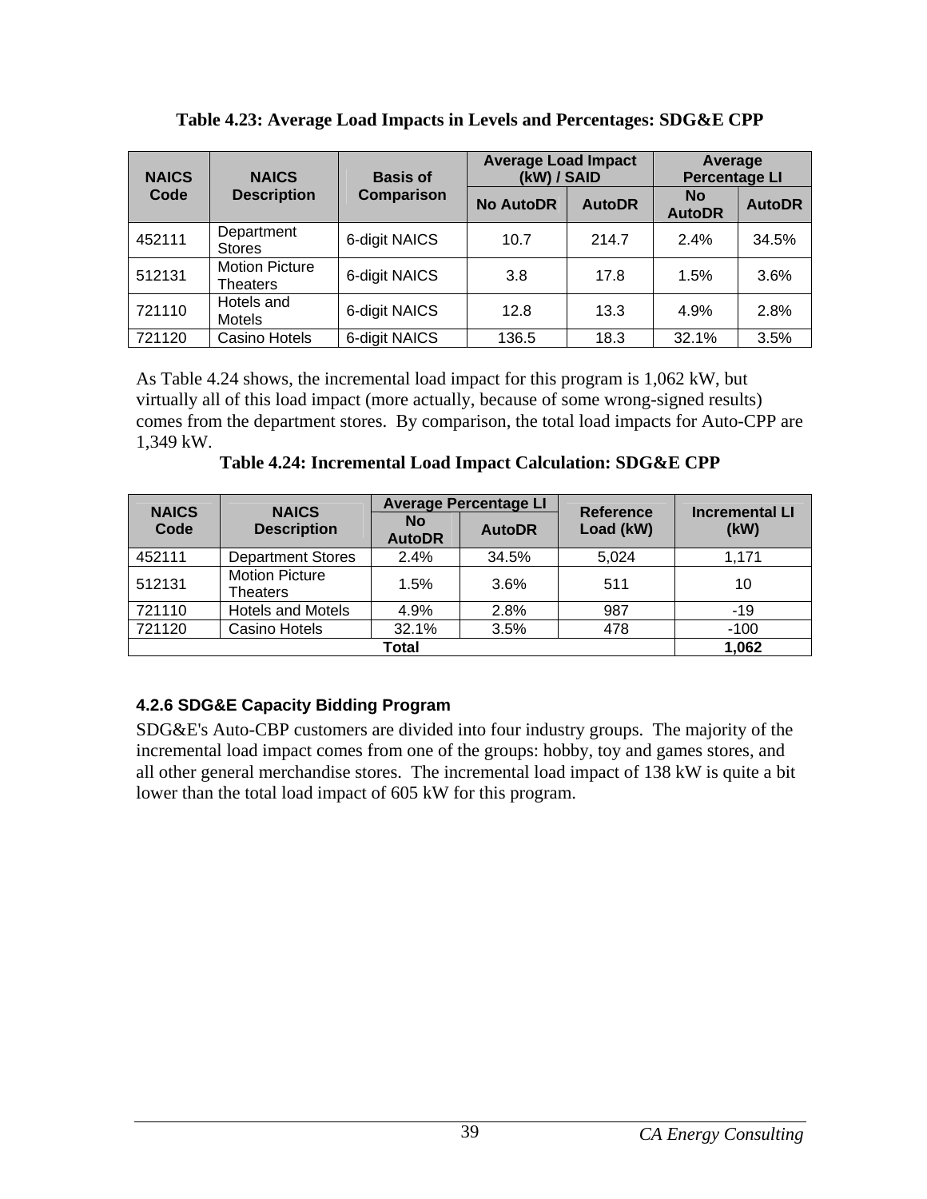**Table 4.23: Average Load Impacts in Levels and Percentages: SDG&E CPP**

| NAICS Code | NAICS Description | Basis of Comparison | Average Load Impact (kW) / SAID | | Average Percentage LI | |
|---|---|---|---|---|---|---|
| | | | No AutoDR | AutoDR | No AutoDR | AutoDR |
| 452111 | Department Stores | 6-digit NAICS | 10.7 | 214.7 | 2.4% | 34.5% |
| 512131 | Motion Picture Theaters | 6-digit NAICS | 3.8 | 17.8 | 1.5% | 3.6% |
| 721110 | Hotels and Motels | 6-digit NAICS | 12.8 | 13.3 | 4.9% | 2.8% |
| 721120 | Casino Hotels | 6-digit NAICS | 136.5 | 18.3 | 32.1% | 3.5% |

As Table 4.24 shows, the incremental load impact for this program is 1,062 kW, but virtually all of this load impact (more actually, because of some wrong-signed results) comes from the department stores. By comparison, the total load impacts for Auto-CPP are 1,349 kW.

**Table 4.24: Incremental Load Impact Calculation: SDG&E CPP**

| NAICS Code | NAICS Description | Average Percentage LI | | Reference Load (kW) | Incremental LI (kW) |
|---|---|---|---|---|---|
| | | No AutoDR | AutoDR | | |
| 452111 | Department Stores | 2.4% | 34.5% | 5,024 | 1,171 |
| 512131 | Motion Picture Theaters | 1.5% | 3.6% | 511 | 10 |
| 721110 | Hotels and Motels | 4.9% | 2.8% | 987 | -19 |
| 721120 | Casino Hotels | 32.1% | 3.5% | 478 | -100 |
| **Total** | | | | | **1,062** |

### 4.2.6 SDG&E Capacity Bidding Program

SDG&E's Auto-CBP customers are divided into four industry groups. The majority of the incremental load impact comes from one of the groups: hobby, toy and games stores, and all other general merchandise stores. The incremental load impact of 138 kW is quite a bit lower than the total load impact of 605 kW for this program.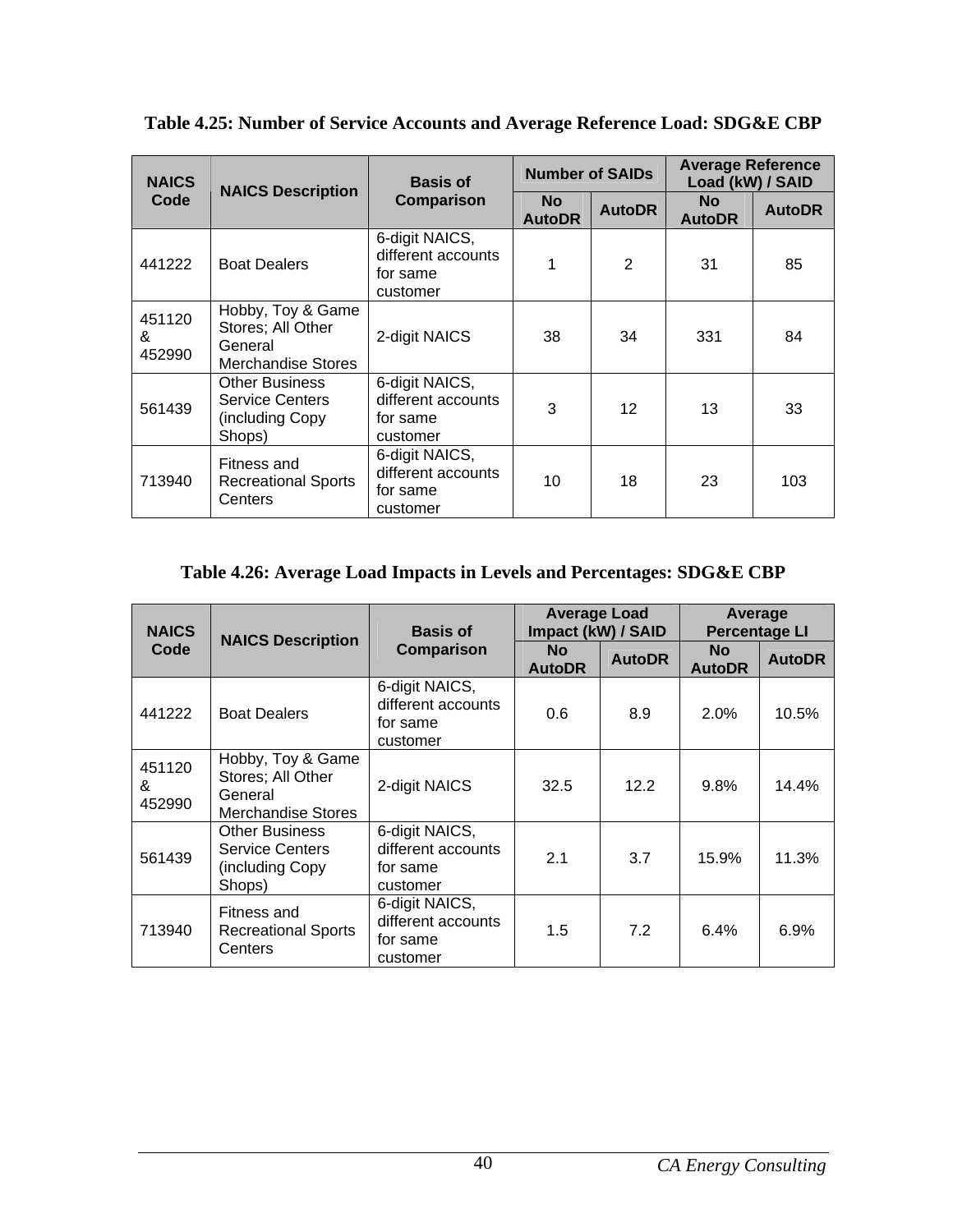**Table 4.25: Number of Service Accounts and Average Reference Load: SDG&E CBP**

| NAICS Code | NAICS Description | Basis of Comparison | Number of SAIDs | | Average Reference Load (kW) / SAID | |
|---|---|---|---|---|---|---|
| | | | No AutoDR | AutoDR | No AutoDR | AutoDR |
| 441222 | Boat Dealers | 6-digit NAICS, different accounts for same customer | 1 | 2 | 31 | 85 |
| 451120 & 452990 | Hobby, Toy & Game Stores; All Other General Merchandise Stores | 2-digit NAICS | 38 | 34 | 331 | 84 |
| 561439 | Other Business Service Centers (including Copy Shops) | 6-digit NAICS, different accounts for same customer | 3 | 12 | 13 | 33 |
| 713940 | Fitness and Recreational Sports Centers | 6-digit NAICS, different accounts for same customer | 10 | 18 | 23 | 103 |

**Table 4.26: Average Load Impacts in Levels and Percentages: SDG&E CBP**

| NAICS Code | NAICS Description | Basis of Comparison | Average Load Impact (kW) / SAID | | Average Percentage LI | |
|---|---|---|---|---|---|---|
| | | | No AutoDR | AutoDR | No AutoDR | AutoDR |
| 441222 | Boat Dealers | 6-digit NAICS, different accounts for same customer | 0.6 | 8.9 | 2.0% | 10.5% |
| 451120 & 452990 | Hobby, Toy & Game Stores; All Other General Merchandise Stores | 2-digit NAICS | 32.5 | 12.2 | 9.8% | 14.4% |
| 561439 | Other Business Service Centers (including Copy Shops) | 6-digit NAICS, different accounts for same customer | 2.1 | 3.7 | 15.9% | 11.3% |
| 713940 | Fitness and Recreational Sports Centers | 6-digit NAICS, different accounts for same customer | 1.5 | 7.2 | 6.4% | 6.9% |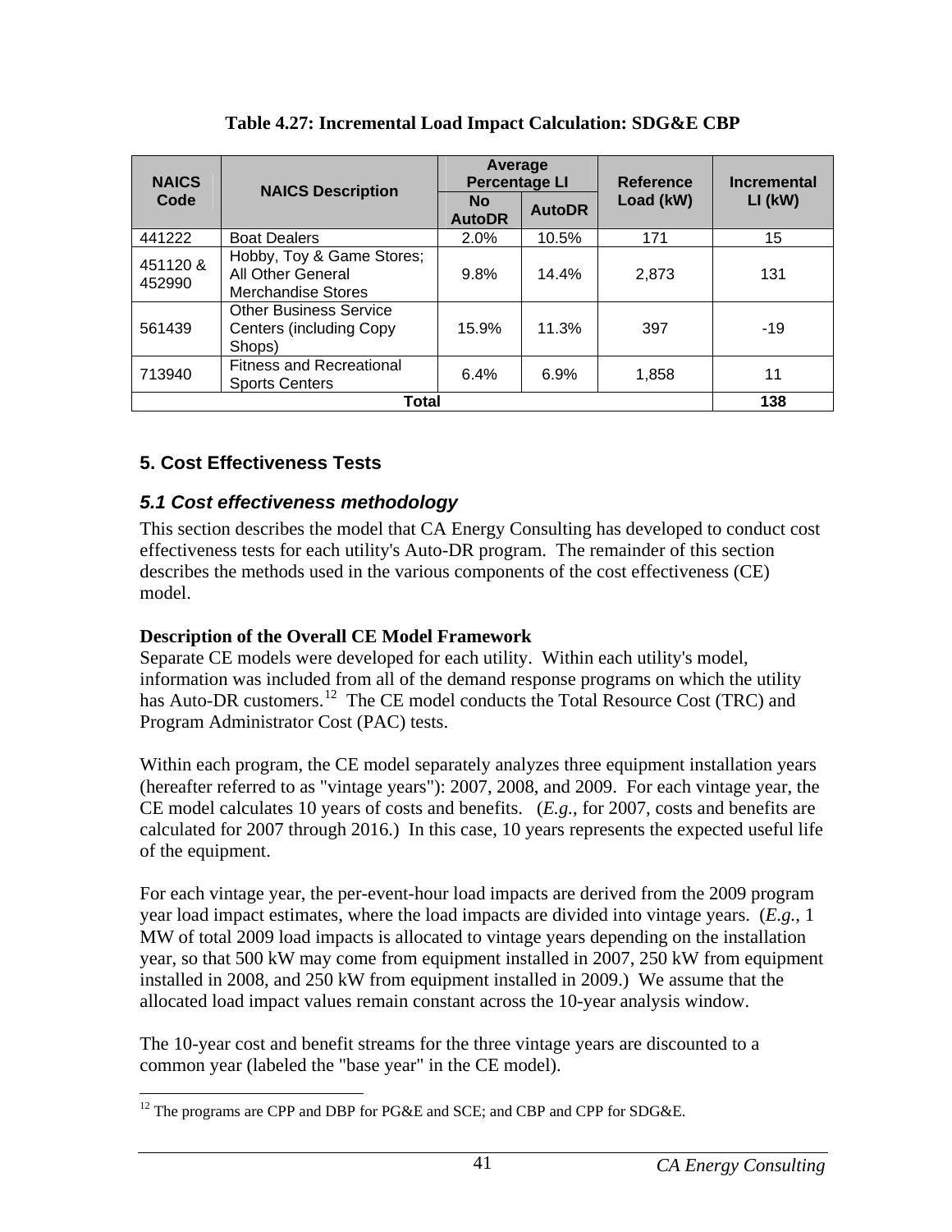**Table 4.27: Incremental Load Impact Calculation: SDG&E CBP**

| NAICS Code | NAICS Description | Average Percentage LI | | Reference Load (kW) | Incremental LI (kW) |
|---|---|---|---|---|---|
| | | No AutoDR | AutoDR | | |
| 441222 | Boat Dealers | 2.0% | 10.5% | 171 | 15 |
| 451120 & 452990 | Hobby, Toy & Game Stores; All Other General Merchandise Stores | 9.8% | 14.4% | 2,873 | 131 |
| 561439 | Other Business Service Centers (including Copy Shops) | 15.9% | 11.3% | 397 | -19 |
| 713940 | Fitness and Recreational Sports Centers | 6.4% | 6.9% | 1,858 | 11 |
| **Total** | | | | | **138** |

## 5. Cost Effectiveness Tests

### *5.1 Cost effectiveness methodology*

This section describes the model that CA Energy Consulting has developed to conduct cost effectiveness tests for each utility's Auto-DR program. The remainder of this section describes the methods used in the various components of the cost effectiveness (CE) model.

**Description of the Overall CE Model Framework**

Separate CE models were developed for each utility. Within each utility's model, information was included from all of the demand response programs on which the utility has Auto-DR customers.[12] The CE model conducts the Total Resource Cost (TRC) and Program Administrator Cost (PAC) tests.

Within each program, the CE model separately analyzes three equipment installation years (hereafter referred to as "vintage years"): 2007, 2008, and 2009. For each vintage year, the CE model calculates 10 years of costs and benefits. (*E.g.*, for 2007, costs and benefits are calculated for 2007 through 2016.) In this case, 10 years represents the expected useful life of the equipment.

For each vintage year, the per-event-hour load impacts are derived from the 2009 program year load impact estimates, where the load impacts are divided into vintage years. (*E.g.*, 1 MW of total 2009 load impacts is allocated to vintage years depending on the installation year, so that 500 kW may come from equipment installed in 2007, 250 kW from equipment installed in 2008, and 250 kW from equipment installed in 2009.) We assume that the allocated load impact values remain constant across the 10-year analysis window.

The 10-year cost and benefit streams for the three vintage years are discounted to a common year (labeled the "base year" in the CE model).

[12] The programs are CPP and DBP for PG&E and SCE; and CBP and CPP for SDG&E.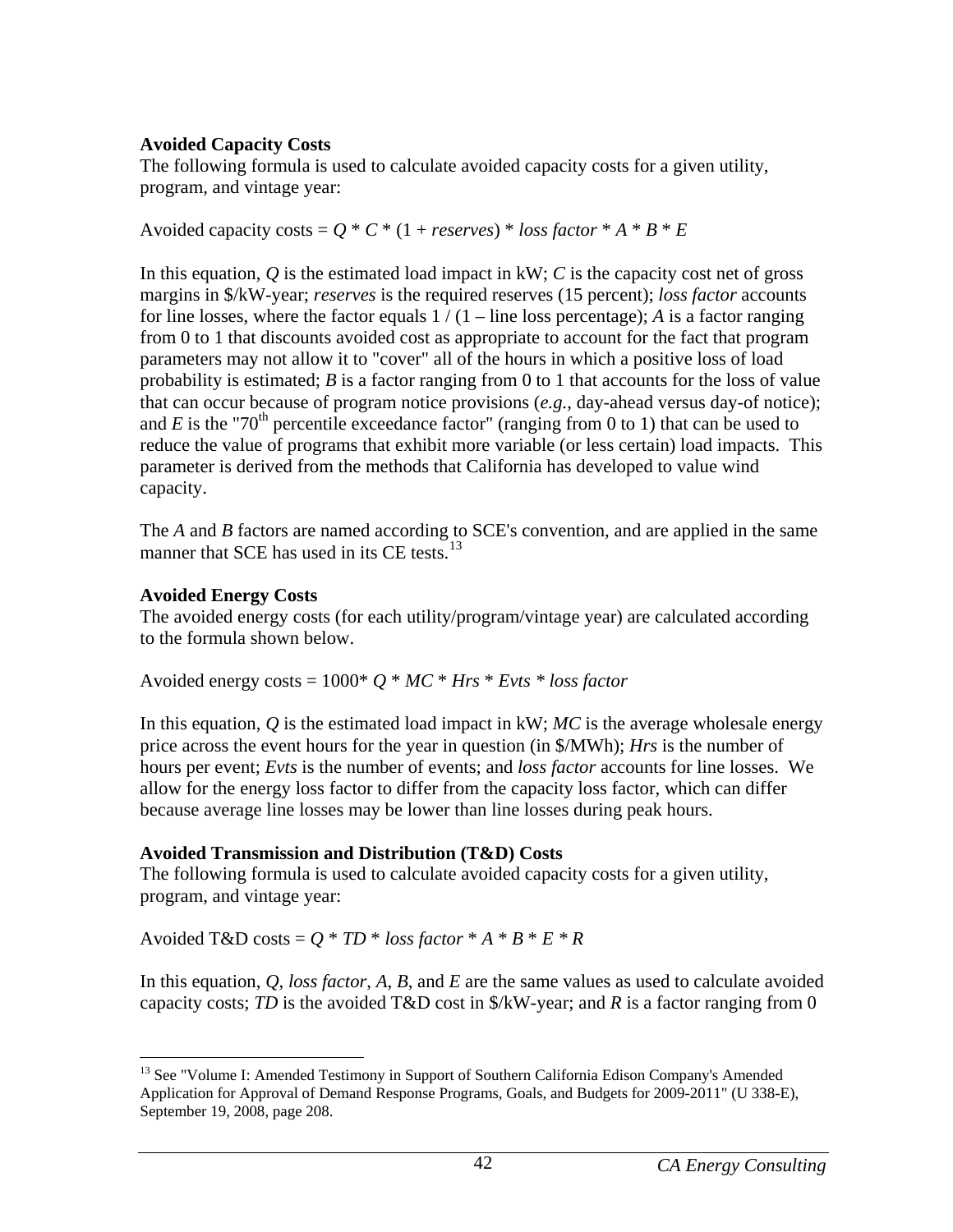**Avoided Capacity Costs**

The following formula is used to calculate avoided capacity costs for a given utility, program, and vintage year:

Avoided capacity costs = $Q * C * (1 + \textit{reserves}) * \textit{loss factor} * A * B * E$

In this equation, $Q$ is the estimated load impact in kW; $C$ is the capacity cost net of gross margins in \$/kW-year; *reserves* is the required reserves (15 percent); *loss factor* accounts for line losses, where the factor equals 1 / (1 – line loss percentage); $A$ is a factor ranging from 0 to 1 that discounts avoided cost as appropriate to account for the fact that program parameters may not allow it to "cover" all of the hours in which a positive loss of load probability is estimated; $B$ is a factor ranging from 0 to 1 that accounts for the loss of value that can occur because of program notice provisions (*e.g.*, day-ahead versus day-of notice); and $E$ is the "70th percentile exceedance factor" (ranging from 0 to 1) that can be used to reduce the value of programs that exhibit more variable (or less certain) load impacts. This parameter is derived from the methods that California has developed to value wind capacity.

The $A$ and $B$ factors are named according to SCE's convention, and are applied in the same manner that SCE has used in its CE tests.[13]

**Avoided Energy Costs**

The avoided energy costs (for each utility/program/vintage year) are calculated according to the formula shown below.

Avoided energy costs = $1000 * Q * MC * \textit{Hrs} * \textit{Evts} * \textit{loss factor}$

In this equation, $Q$ is the estimated load impact in kW; $MC$ is the average wholesale energy price across the event hours for the year in question (in \$/MWh); *Hrs* is the number of hours per event; *Evts* is the number of events; and *loss factor* accounts for line losses. We allow for the energy loss factor to differ from the capacity loss factor, which can differ because average line losses may be lower than line losses during peak hours.

**Avoided Transmission and Distribution (T&D) Costs**

The following formula is used to calculate avoided capacity costs for a given utility, program, and vintage year:

Avoided T&D costs = $Q * TD * \textit{loss factor} * A * B * E * R$

In this equation, $Q$, *loss factor*, $A$, $B$, and $E$ are the same values as used to calculate avoided capacity costs; $TD$ is the avoided T&D cost in \$/kW-year; and $R$ is a factor ranging from 0

[13] See "Volume I: Amended Testimony in Support of Southern California Edison Company's Amended Application for Approval of Demand Response Programs, Goals, and Budgets for 2009-2011" (U 338-E), September 19, 2008, page 208.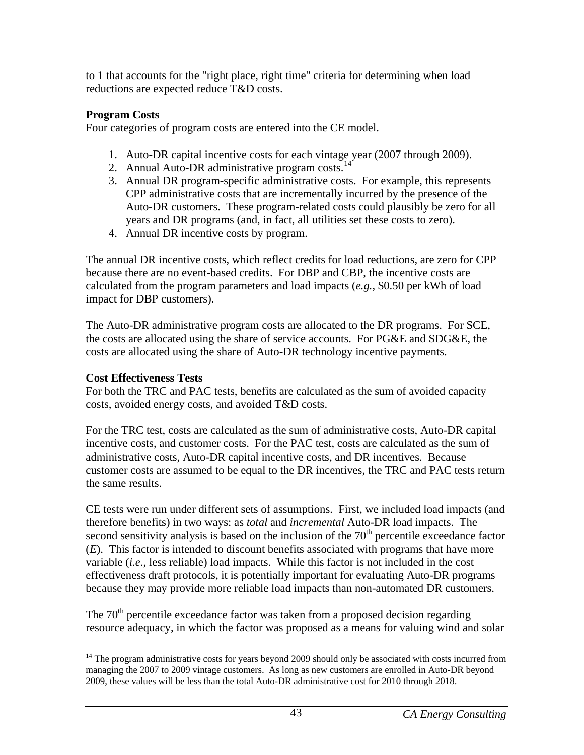to 1 that accounts for the "right place, right time" criteria for determining when load reductions are expected reduce T&D costs.

**Program Costs**

Four categories of program costs are entered into the CE model.

1. Auto-DR capital incentive costs for each vintage year (2007 through 2009).
2. Annual Auto-DR administrative program costs.[14]
3. Annual DR program-specific administrative costs. For example, this represents CPP administrative costs that are incrementally incurred by the presence of the Auto-DR customers. These program-related costs could plausibly be zero for all years and DR programs (and, in fact, all utilities set these costs to zero).
4. Annual DR incentive costs by program.

The annual DR incentive costs, which reflect credits for load reductions, are zero for CPP because there are no event-based credits. For DBP and CBP, the incentive costs are calculated from the program parameters and load impacts (*e.g.*, \$0.50 per kWh of load impact for DBP customers).

The Auto-DR administrative program costs are allocated to the DR programs. For SCE, the costs are allocated using the share of service accounts. For PG&E and SDG&E, the costs are allocated using the share of Auto-DR technology incentive payments.

**Cost Effectiveness Tests**

For both the TRC and PAC tests, benefits are calculated as the sum of avoided capacity costs, avoided energy costs, and avoided T&D costs.

For the TRC test, costs are calculated as the sum of administrative costs, Auto-DR capital incentive costs, and customer costs. For the PAC test, costs are calculated as the sum of administrative costs, Auto-DR capital incentive costs, and DR incentives. Because customer costs are assumed to be equal to the DR incentives, the TRC and PAC tests return the same results.

CE tests were run under different sets of assumptions. First, we included load impacts (and therefore benefits) in two ways: as *total* and *incremental* Auto-DR load impacts. The second sensitivity analysis is based on the inclusion of the 70$^{th}$ percentile exceedance factor (*E*). This factor is intended to discount benefits associated with programs that have more variable (*i.e.*, less reliable) load impacts. While this factor is not included in the cost effectiveness draft protocols, it is potentially important for evaluating Auto-DR programs because they may provide more reliable load impacts than non-automated DR customers.

The 70$^{th}$ percentile exceedance factor was taken from a proposed decision regarding resource adequacy, in which the factor was proposed as a means for valuing wind and solar

[14] The program administrative costs for years beyond 2009 should only be associated with costs incurred from managing the 2007 to 2009 vintage customers. As long as new customers are enrolled in Auto-DR beyond 2009, these values will be less than the total Auto-DR administrative cost for 2010 through 2018.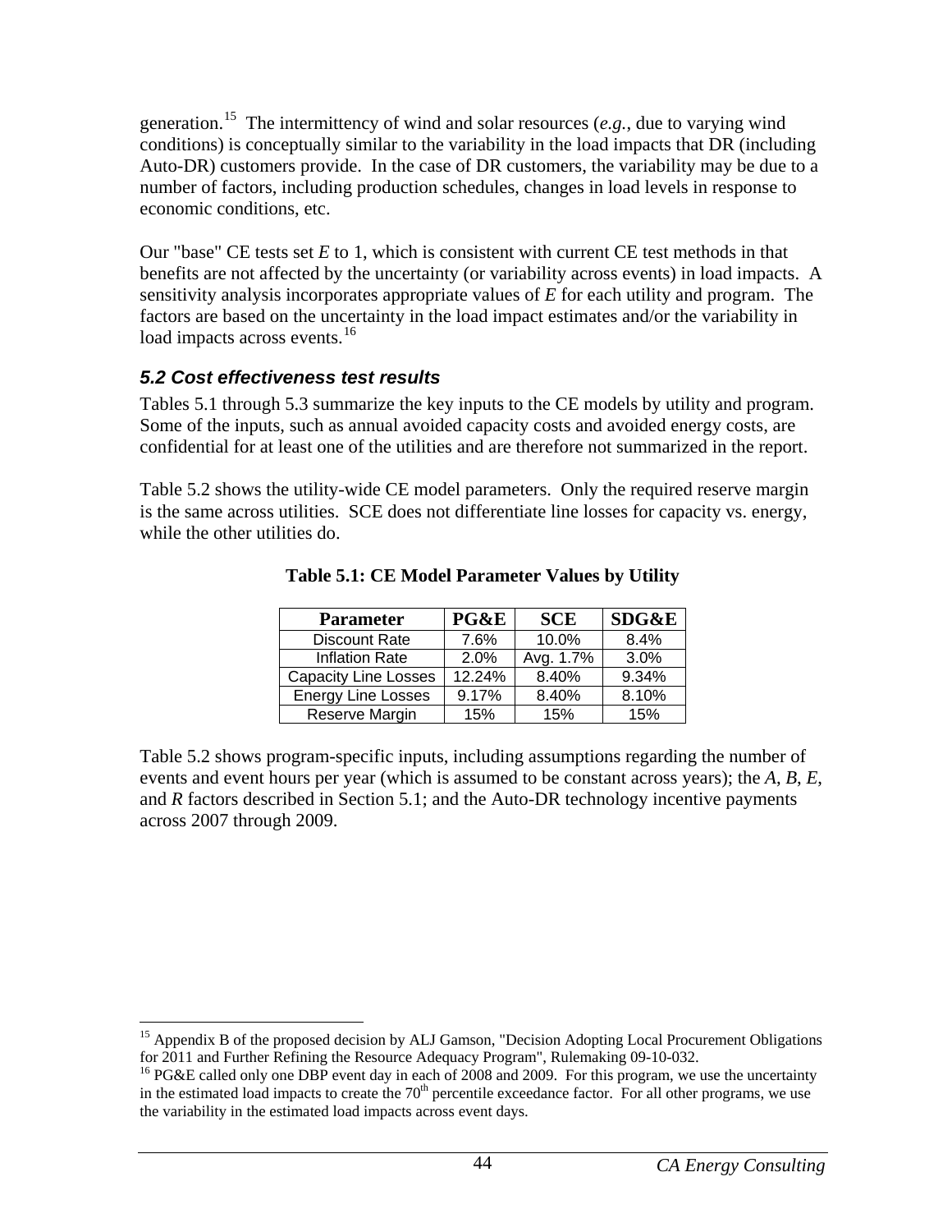generation.[15] The intermittency of wind and solar resources (*e.g.*, due to varying wind conditions) is conceptually similar to the variability in the load impacts that DR (including Auto-DR) customers provide. In the case of DR customers, the variability may be due to a number of factors, including production schedules, changes in load levels in response to economic conditions, etc.

Our "base" CE tests set *E* to 1, which is consistent with current CE test methods in that benefits are not affected by the uncertainty (or variability across events) in load impacts. A sensitivity analysis incorporates appropriate values of *E* for each utility and program. The factors are based on the uncertainty in the load impact estimates and/or the variability in load impacts across events.[16]

### *5.2 Cost effectiveness test results*

Tables 5.1 through 5.3 summarize the key inputs to the CE models by utility and program. Some of the inputs, such as annual avoided capacity costs and avoided energy costs, are confidential for at least one of the utilities and are therefore not summarized in the report.

Table 5.2 shows the utility-wide CE model parameters. Only the required reserve margin is the same across utilities. SCE does not differentiate line losses for capacity vs. energy, while the other utilities do.

**Table 5.1: CE Model Parameter Values by Utility**

| Parameter | PG&E | SCE | SDG&E |
|---|---|---|---|
| Discount Rate | 7.6% | 10.0% | 8.4% |
| Inflation Rate | 2.0% | Avg. 1.7% | 3.0% |
| Capacity Line Losses | 12.24% | 8.40% | 9.34% |
| Energy Line Losses | 9.17% | 8.40% | 8.10% |
| Reserve Margin | 15% | 15% | 15% |

Table 5.2 shows program-specific inputs, including assumptions regarding the number of events and event hours per year (which is assumed to be constant across years); the *A*, *B*, *E*, and *R* factors described in Section 5.1; and the Auto-DR technology incentive payments across 2007 through 2009.

[15] Appendix B of the proposed decision by ALJ Gamson, "Decision Adopting Local Procurement Obligations for 2011 and Further Refining the Resource Adequacy Program", Rulemaking 09-10-032.

[16] PG&E called only one DBP event day in each of 2008 and 2009. For this program, we use the uncertainty in the estimated load impacts to create the 70th percentile exceedance factor. For all other programs, we use the variability in the estimated load impacts across event days.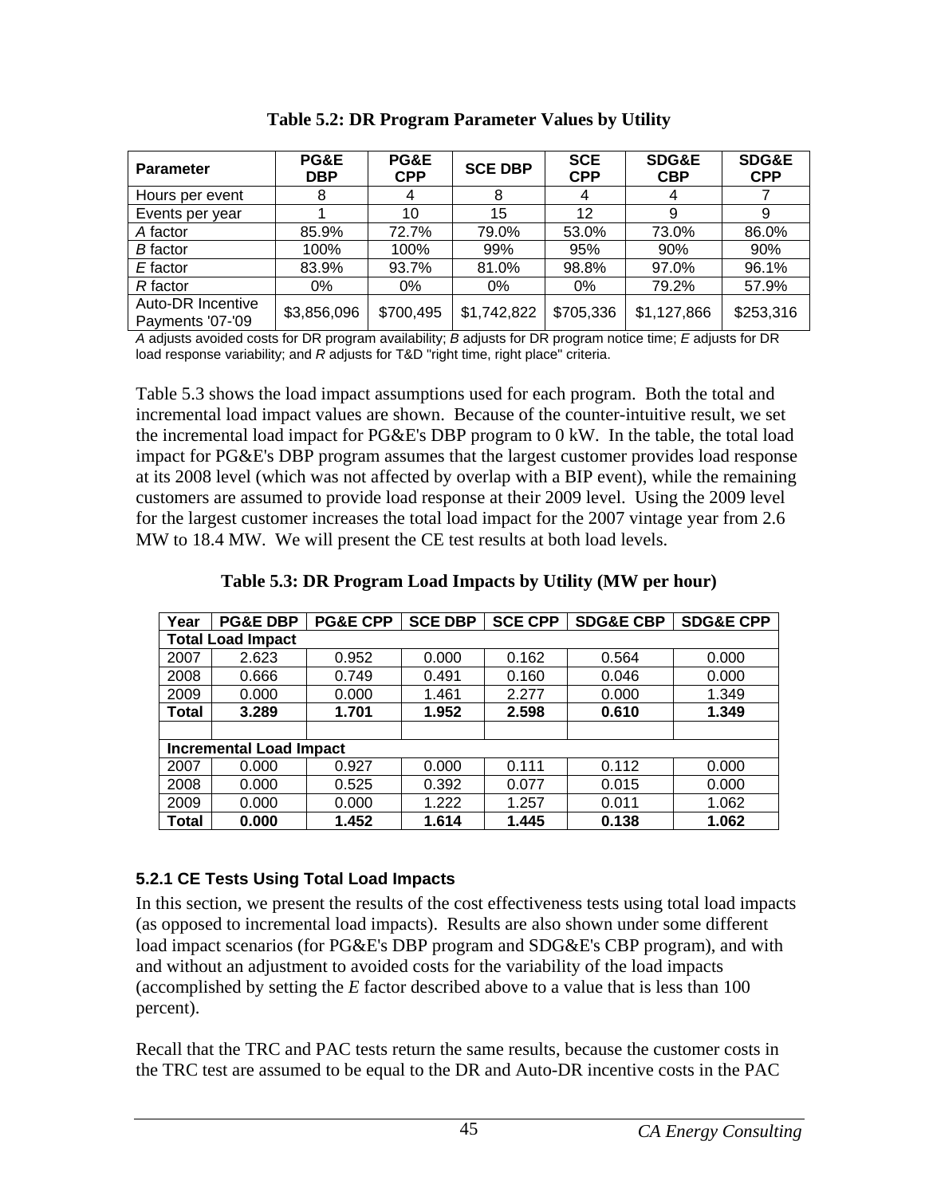**Table 5.2: DR Program Parameter Values by Utility**

| Parameter | PG&E DBP | PG&E CPP | SCE DBP | SCE CPP | SDG&E CBP | SDG&E CPP |
|---|---|---|---|---|---|---|
| Hours per event | 8 | 4 | 8 | 4 | 4 | 7 |
| Events per year | 1 | 10 | 15 | 12 | 9 | 9 |
| *A* factor | 85.9% | 72.7% | 79.0% | 53.0% | 73.0% | 86.0% |
| *B* factor | 100% | 100% | 99% | 95% | 90% | 90% |
| *E* factor | 83.9% | 93.7% | 81.0% | 98.8% | 97.0% | 96.1% |
| *R* factor | 0% | 0% | 0% | 0% | 79.2% | 57.9% |
| Auto-DR Incentive Payments '07-'09 | $3,856,096 | $700,495 | $1,742,822 | $705,336 | $1,127,866 | $253,316 |

*A* adjusts avoided costs for DR program availability; *B* adjusts for DR program notice time; *E* adjusts for DR load response variability; and *R* adjusts for T&D "right time, right place" criteria.

Table 5.3 shows the load impact assumptions used for each program. Both the total and incremental load impact values are shown. Because of the counter-intuitive result, we set the incremental load impact for PG&E's DBP program to 0 kW. In the table, the total load impact for PG&E's DBP program assumes that the largest customer provides load response at its 2008 level (which was not affected by overlap with a BIP event), while the remaining customers are assumed to provide load response at their 2009 level. Using the 2009 level for the largest customer increases the total load impact for the 2007 vintage year from 2.6 MW to 18.4 MW. We will present the CE test results at both load levels.

**Table 5.3: DR Program Load Impacts by Utility (MW per hour)**

| Year | PG&E DBP | PG&E CPP | SCE DBP | SCE CPP | SDG&E CBP | SDG&E CPP |
|---|---|---|---|---|---|---|
| **Total Load Impact** | | | | | | |
| 2007 | 2.623 | 0.952 | 0.000 | 0.162 | 0.564 | 0.000 |
| 2008 | 0.666 | 0.749 | 0.491 | 0.160 | 0.046 | 0.000 |
| 2009 | 0.000 | 0.000 | 1.461 | 2.277 | 0.000 | 1.349 |
| **Total** | **3.289** | **1.701** | **1.952** | **2.598** | **0.610** | **1.349** |
| | | | | | | |
| **Incremental Load Impact** | | | | | | |
| 2007 | 0.000 | 0.927 | 0.000 | 0.111 | 0.112 | 0.000 |
| 2008 | 0.000 | 0.525 | 0.392 | 0.077 | 0.015 | 0.000 |
| 2009 | 0.000 | 0.000 | 1.222 | 1.257 | 0.011 | 1.062 |
| **Total** | **0.000** | **1.452** | **1.614** | **1.445** | **0.138** | **1.062** |

### 5.2.1 CE Tests Using Total Load Impacts

In this section, we present the results of the cost effectiveness tests using total load impacts (as opposed to incremental load impacts). Results are also shown under some different load impact scenarios (for PG&E's DBP program and SDG&E's CBP program), and with and without an adjustment to avoided costs for the variability of the load impacts (accomplished by setting the *E* factor described above to a value that is less than 100 percent).

Recall that the TRC and PAC tests return the same results, because the customer costs in the TRC test are assumed to be equal to the DR and Auto-DR incentive costs in the PAC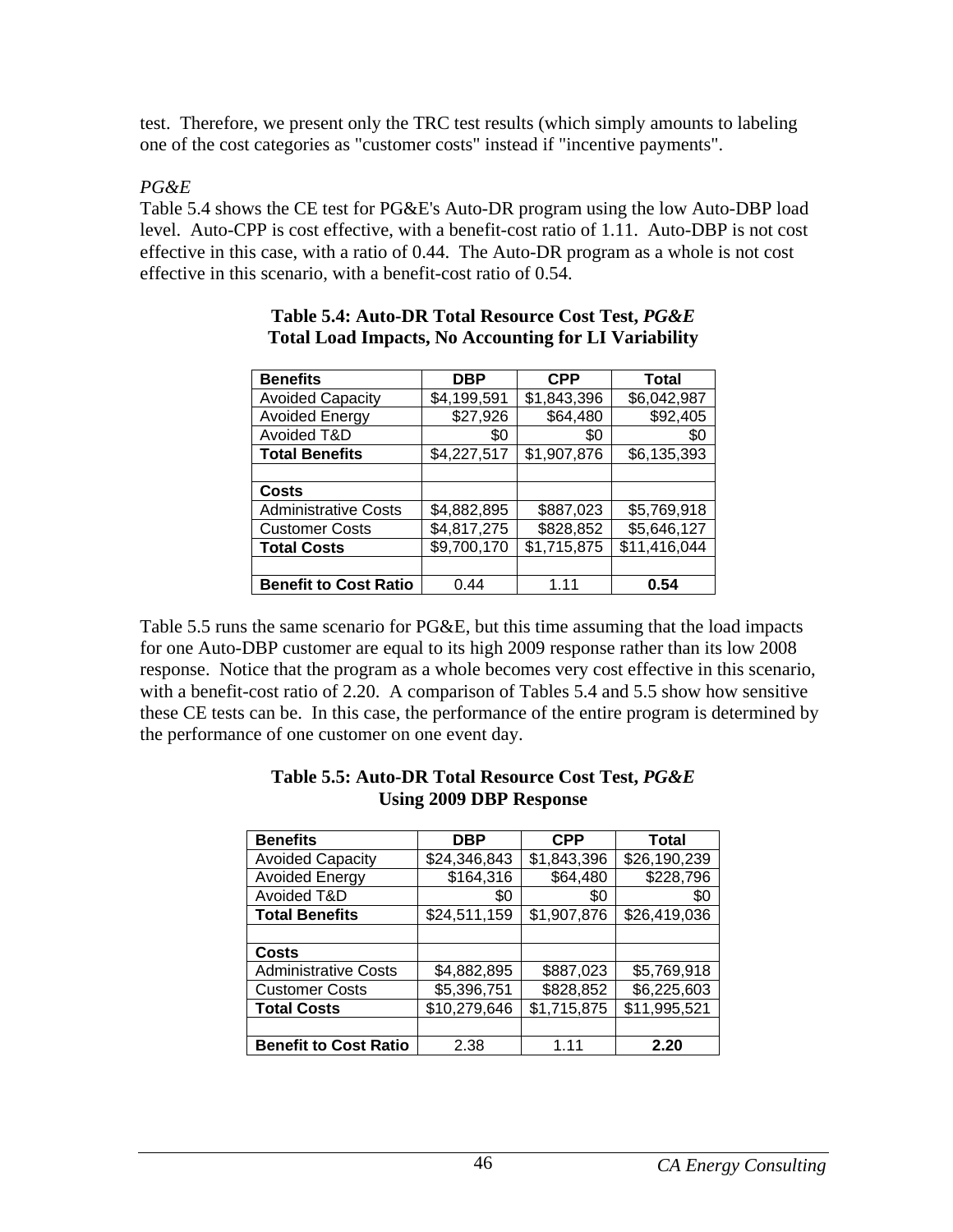test. Therefore, we present only the TRC test results (which simply amounts to labeling one of the cost categories as "customer costs" instead if "incentive payments".

*PG&E*

Table 5.4 shows the CE test for PG&E's Auto-DR program using the low Auto-DBP load level. Auto-CPP is cost effective, with a benefit-cost ratio of 1.11. Auto-DBP is not cost effective in this case, with a ratio of 0.44. The Auto-DR program as a whole is not cost effective in this scenario, with a benefit-cost ratio of 0.54.

**Table 5.4: Auto-DR Total Resource Cost Test, *PG&E***
**Total Load Impacts, No Accounting for LI Variability**

| **Benefits** | **DBP** | **CPP** | **Total** |
|---|---|---|---|
| Avoided Capacity | $4,199,591 | $1,843,396 | $6,042,987 |
| Avoided Energy | $27,926 | $64,480 | $92,405 |
| Avoided T&D | $0 | $0 | $0 |
| **Total Benefits** | $4,227,517 | $1,907,876 | $6,135,393 |
| | | | |
| **Costs** | | | |
| Administrative Costs | $4,882,895 | $887,023 | $5,769,918 |
| Customer Costs | $4,817,275 | $828,852 | $5,646,127 |
| **Total Costs** | $9,700,170 | $1,715,875 | $11,416,044 |
| | | | |
| **Benefit to Cost Ratio** | 0.44 | 1.11 | **0.54** |

Table 5.5 runs the same scenario for PG&E, but this time assuming that the load impacts for one Auto-DBP customer are equal to its high 2009 response rather than its low 2008 response. Notice that the program as a whole becomes very cost effective in this scenario, with a benefit-cost ratio of 2.20. A comparison of Tables 5.4 and 5.5 show how sensitive these CE tests can be. In this case, the performance of the entire program is determined by the performance of one customer on one event day.

**Table 5.5: Auto-DR Total Resource Cost Test, *PG&E***
**Using 2009 DBP Response**

| **Benefits** | **DBP** | **CPP** | **Total** |
|---|---|---|---|
| Avoided Capacity | $24,346,843 | $1,843,396 | $26,190,239 |
| Avoided Energy | $164,316 | $64,480 | $228,796 |
| Avoided T&D | $0 | $0 | $0 |
| **Total Benefits** | $24,511,159 | $1,907,876 | $26,419,036 |
| | | | |
| **Costs** | | | |
| Administrative Costs | $4,882,895 | $887,023 | $5,769,918 |
| Customer Costs | $5,396,751 | $828,852 | $6,225,603 |
| **Total Costs** | $10,279,646 | $1,715,875 | $11,995,521 |
| | | | |
| **Benefit to Cost Ratio** | 2.38 | 1.11 | **2.20** |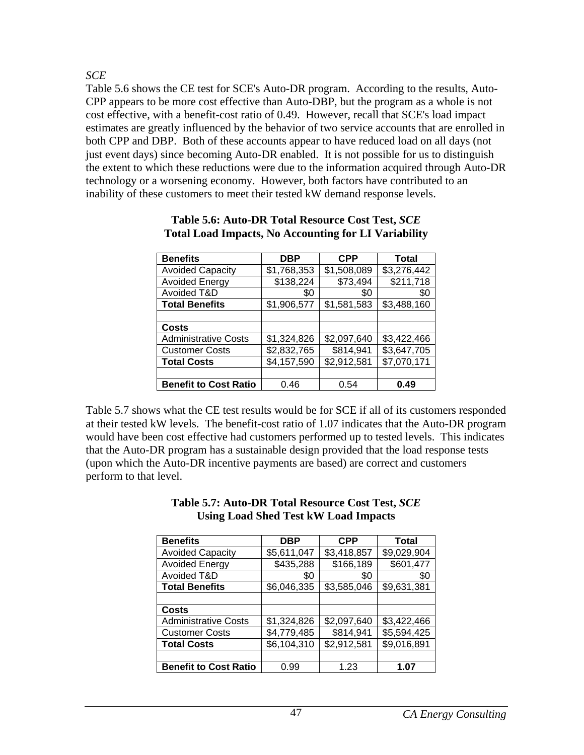*SCE*

Table 5.6 shows the CE test for SCE's Auto-DR program. According to the results, Auto-CPP appears to be more cost effective than Auto-DBP, but the program as a whole is not cost effective, with a benefit-cost ratio of 0.49. However, recall that SCE's load impact estimates are greatly influenced by the behavior of two service accounts that are enrolled in both CPP and DBP. Both of these accounts appear to have reduced load on all days (not just event days) since becoming Auto-DR enabled. It is not possible for us to distinguish the extent to which these reductions were due to the information acquired through Auto-DR technology or a worsening economy. However, both factors have contributed to an inability of these customers to meet their tested kW demand response levels.

**Table 5.6: Auto-DR Total Resource Cost Test, *SCE***
**Total Load Impacts, No Accounting for LI Variability**

| **Benefits** | **DBP** | **CPP** | **Total** |
|---|---|---|---|
| Avoided Capacity | $1,768,353 | $1,508,089 | $3,276,442 |
| Avoided Energy | $138,224 | $73,494 | $211,718 |
| Avoided T&D | $0 | $0 | $0 |
| **Total Benefits** | $1,906,577 | $1,581,583 | $3,488,160 |
| | | | |
| **Costs** | | | |
| Administrative Costs | $1,324,826 | $2,097,640 | $3,422,466 |
| Customer Costs | $2,832,765 | $814,941 | $3,647,705 |
| **Total Costs** | $4,157,590 | $2,912,581 | $7,070,171 |
| | | | |
| **Benefit to Cost Ratio** | 0.46 | 0.54 | **0.49** |

Table 5.7 shows what the CE test results would be for SCE if all of its customers responded at their tested kW levels. The benefit-cost ratio of 1.07 indicates that the Auto-DR program would have been cost effective had customers performed up to tested levels. This indicates that the Auto-DR program has a sustainable design provided that the load response tests (upon which the Auto-DR incentive payments are based) are correct and customers perform to that level.

**Table 5.7: Auto-DR Total Resource Cost Test, *SCE***
**Using Load Shed Test kW Load Impacts**

| **Benefits** | **DBP** | **CPP** | **Total** |
|---|---|---|---|
| Avoided Capacity | $5,611,047 | $3,418,857 | $9,029,904 |
| Avoided Energy | $435,288 | $166,189 | $601,477 |
| Avoided T&D | $0 | $0 | $0 |
| **Total Benefits** | $6,046,335 | $3,585,046 | $9,631,381 |
| | | | |
| **Costs** | | | |
| Administrative Costs | $1,324,826 | $2,097,640 | $3,422,466 |
| Customer Costs | $4,779,485 | $814,941 | $5,594,425 |
| **Total Costs** | $6,104,310 | $2,912,581 | $9,016,891 |
| | | | |
| **Benefit to Cost Ratio** | 0.99 | 1.23 | **1.07** |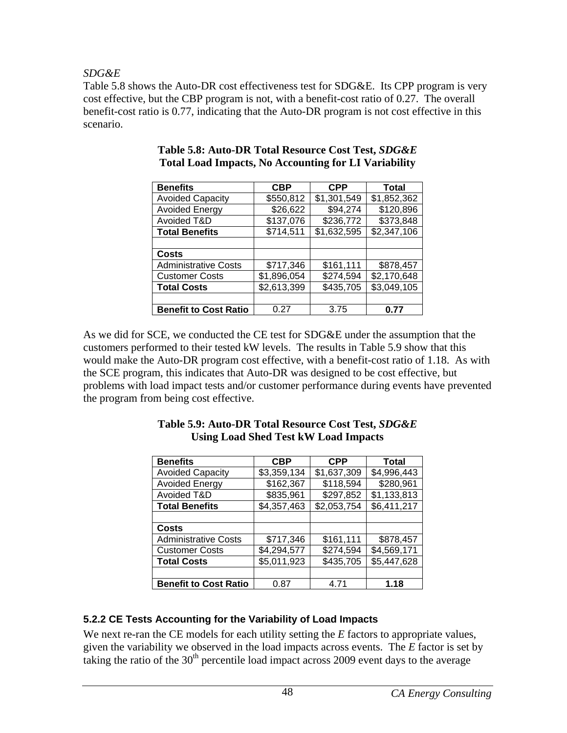*SDG&E*

Table 5.8 shows the Auto-DR cost effectiveness test for SDG&E. Its CPP program is very cost effective, but the CBP program is not, with a benefit-cost ratio of 0.27. The overall benefit-cost ratio is 0.77, indicating that the Auto-DR program is not cost effective in this scenario.

**Table 5.8: Auto-DR Total Resource Cost Test, *SDG&E***
**Total Load Impacts, No Accounting for LI Variability**

| **Benefits** | **CBP** | **CPP** | **Total** |
|---|---|---|---|
| Avoided Capacity | $550,812 | $1,301,549 | $1,852,362 |
| Avoided Energy | $26,622 | $94,274 | $120,896 |
| Avoided T&D | $137,076 | $236,772 | $373,848 |
| **Total Benefits** | $714,511 | $1,632,595 | $2,347,106 |
| | | | |
| **Costs** | | | |
| Administrative Costs | $717,346 | $161,111 | $878,457 |
| Customer Costs | $1,896,054 | $274,594 | $2,170,648 |
| **Total Costs** | $2,613,399 | $435,705 | $3,049,105 |
| | | | |
| **Benefit to Cost Ratio** | 0.27 | 3.75 | **0.77** |

As we did for SCE, we conducted the CE test for SDG&E under the assumption that the customers performed to their tested kW levels. The results in Table 5.9 show that this would make the Auto-DR program cost effective, with a benefit-cost ratio of 1.18. As with the SCE program, this indicates that Auto-DR was designed to be cost effective, but problems with load impact tests and/or customer performance during events have prevented the program from being cost effective.

**Table 5.9: Auto-DR Total Resource Cost Test, *SDG&E***
**Using Load Shed Test kW Load Impacts**

| **Benefits** | **CBP** | **CPP** | **Total** |
|---|---|---|---|
| Avoided Capacity | $3,359,134 | $1,637,309 | $4,996,443 |
| Avoided Energy | $162,367 | $118,594 | $280,961 |
| Avoided T&D | $835,961 | $297,852 | $1,133,813 |
| **Total Benefits** | $4,357,463 | $2,053,754 | $6,411,217 |
| | | | |
| **Costs** | | | |
| Administrative Costs | $717,346 | $161,111 | $878,457 |
| Customer Costs | $4,294,577 | $274,594 | $4,569,171 |
| **Total Costs** | $5,011,923 | $435,705 | $5,447,628 |
| | | | |
| **Benefit to Cost Ratio** | 0.87 | 4.71 | **1.18** |

### 5.2.2 CE Tests Accounting for the Variability of Load Impacts

We next re-ran the CE models for each utility setting the *E* factors to appropriate values, given the variability we observed in the load impacts across events. The *E* factor is set by taking the ratio of the $30^{th}$ percentile load impact across 2009 event days to the average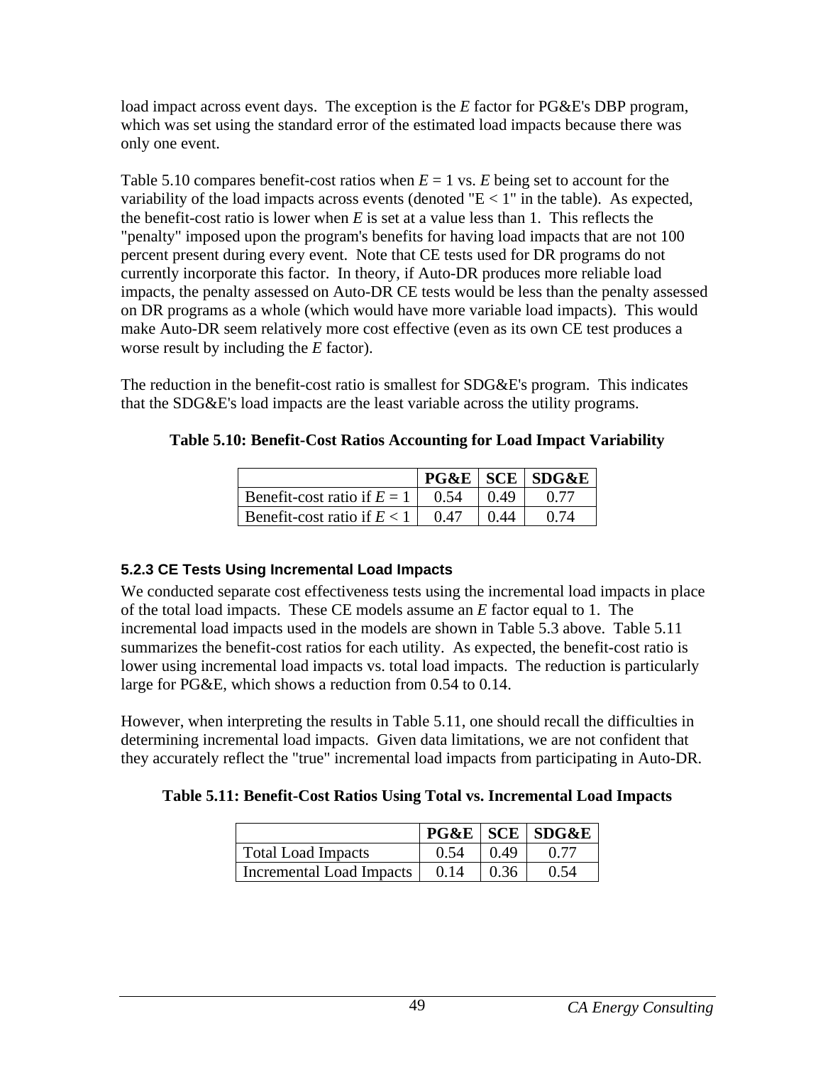load impact across event days. The exception is the *E* factor for PG&E's DBP program, which was set using the standard error of the estimated load impacts because there was only one event.

Table 5.10 compares benefit-cost ratios when $E = 1$ vs. *E* being set to account for the variability of the load impacts across events (denoted "E < 1" in the table). As expected, the benefit-cost ratio is lower when *E* is set at a value less than 1. This reflects the "penalty" imposed upon the program's benefits for having load impacts that are not 100 percent present during every event. Note that CE tests used for DR programs do not currently incorporate this factor. In theory, if Auto-DR produces more reliable load impacts, the penalty assessed on Auto-DR CE tests would be less than the penalty assessed on DR programs as a whole (which would have more variable load impacts). This would make Auto-DR seem relatively more cost effective (even as its own CE test produces a worse result by including the *E* factor).

The reduction in the benefit-cost ratio is smallest for SDG&E's program. This indicates that the SDG&E's load impacts are the least variable across the utility programs.

**Table 5.10: Benefit-Cost Ratios Accounting for Load Impact Variability**

| | PG&E | SCE | SDG&E |
|---|---|---|---|
| Benefit-cost ratio if $E = 1$ | 0.54 | 0.49 | 0.77 |
| Benefit-cost ratio if $E < 1$ | 0.47 | 0.44 | 0.74 |

### 5.2.3 CE Tests Using Incremental Load Impacts

We conducted separate cost effectiveness tests using the incremental load impacts in place of the total load impacts. These CE models assume an *E* factor equal to 1. The incremental load impacts used in the models are shown in Table 5.3 above. Table 5.11 summarizes the benefit-cost ratios for each utility. As expected, the benefit-cost ratio is lower using incremental load impacts vs. total load impacts. The reduction is particularly large for PG&E, which shows a reduction from 0.54 to 0.14.

However, when interpreting the results in Table 5.11, one should recall the difficulties in determining incremental load impacts. Given data limitations, we are not confident that they accurately reflect the "true" incremental load impacts from participating in Auto-DR.

**Table 5.11: Benefit-Cost Ratios Using Total vs. Incremental Load Impacts**

| | PG&E | SCE | SDG&E |
|---|---|---|---|
| Total Load Impacts | 0.54 | 0.49 | 0.77 |
| Incremental Load Impacts | 0.14 | 0.36 | 0.54 |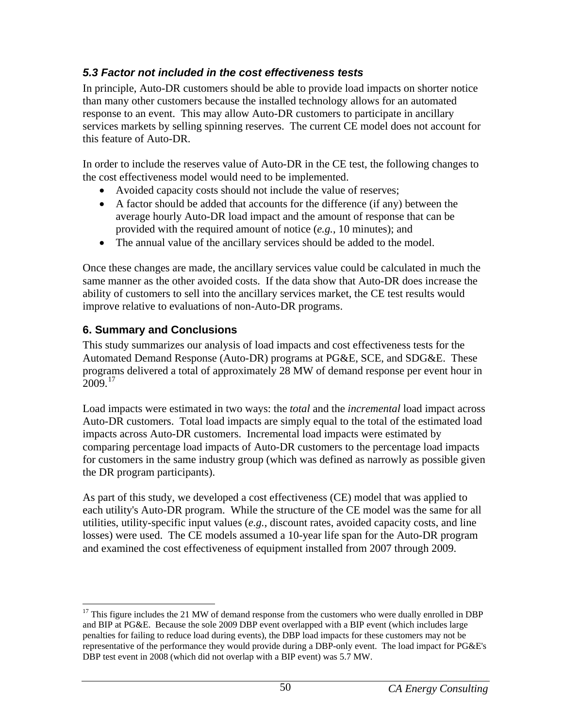### *5.3 Factor not included in the cost effectiveness tests*

In principle, Auto-DR customers should be able to provide load impacts on shorter notice than many other customers because the installed technology allows for an automated response to an event. This may allow Auto-DR customers to participate in ancillary services markets by selling spinning reserves. The current CE model does not account for this feature of Auto-DR.

In order to include the reserves value of Auto-DR in the CE test, the following changes to the cost effectiveness model would need to be implemented.

- Avoided capacity costs should not include the value of reserves;
- A factor should be added that accounts for the difference (if any) between the average hourly Auto-DR load impact and the amount of response that can be provided with the required amount of notice (*e.g.*, 10 minutes); and
- The annual value of the ancillary services should be added to the model.

Once these changes are made, the ancillary services value could be calculated in much the same manner as the other avoided costs. If the data show that Auto-DR does increase the ability of customers to sell into the ancillary services market, the CE test results would improve relative to evaluations of non-Auto-DR programs.

## 6. Summary and Conclusions

This study summarizes our analysis of load impacts and cost effectiveness tests for the Automated Demand Response (Auto-DR) programs at PG&E, SCE, and SDG&E. These programs delivered a total of approximately 28 MW of demand response per event hour in 2009.[17]

Load impacts were estimated in two ways: the *total* and the *incremental* load impact across Auto-DR customers. Total load impacts are simply equal to the total of the estimated load impacts across Auto-DR customers. Incremental load impacts were estimated by comparing percentage load impacts of Auto-DR customers to the percentage load impacts for customers in the same industry group (which was defined as narrowly as possible given the DR program participants).

As part of this study, we developed a cost effectiveness (CE) model that was applied to each utility's Auto-DR program. While the structure of the CE model was the same for all utilities, utility-specific input values (*e.g.*, discount rates, avoided capacity costs, and line losses) were used. The CE models assumed a 10-year life span for the Auto-DR program and examined the cost effectiveness of equipment installed from 2007 through 2009.

[17] This figure includes the 21 MW of demand response from the customers who were dually enrolled in DBP and BIP at PG&E. Because the sole 2009 DBP event overlapped with a BIP event (which includes large penalties for failing to reduce load during events), the DBP load impacts for these customers may not be representative of the performance they would provide during a DBP-only event. The load impact for PG&E's DBP test event in 2008 (which did not overlap with a BIP event) was 5.7 MW.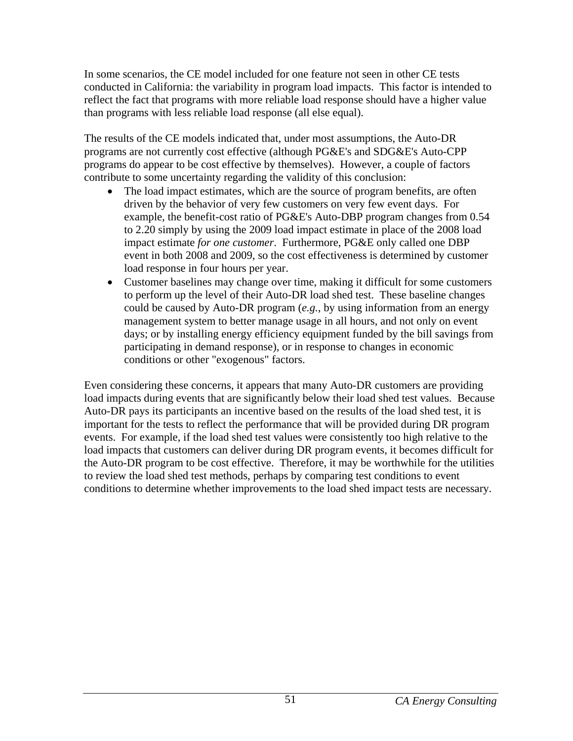In some scenarios, the CE model included for one feature not seen in other CE tests conducted in California: the variability in program load impacts. This factor is intended to reflect the fact that programs with more reliable load response should have a higher value than programs with less reliable load response (all else equal).

The results of the CE models indicated that, under most assumptions, the Auto-DR programs are not currently cost effective (although PG&E's and SDG&E's Auto-CPP programs do appear to be cost effective by themselves). However, a couple of factors contribute to some uncertainty regarding the validity of this conclusion:

- The load impact estimates, which are the source of program benefits, are often driven by the behavior of very few customers on very few event days. For example, the benefit-cost ratio of PG&E's Auto-DBP program changes from 0.54 to 2.20 simply by using the 2009 load impact estimate in place of the 2008 load impact estimate *for one customer*. Furthermore, PG&E only called one DBP event in both 2008 and 2009, so the cost effectiveness is determined by customer load response in four hours per year.
- Customer baselines may change over time, making it difficult for some customers to perform up the level of their Auto-DR load shed test. These baseline changes could be caused by Auto-DR program (*e.g.*, by using information from an energy management system to better manage usage in all hours, and not only on event days; or by installing energy efficiency equipment funded by the bill savings from participating in demand response), or in response to changes in economic conditions or other "exogenous" factors.

Even considering these concerns, it appears that many Auto-DR customers are providing load impacts during events that are significantly below their load shed test values. Because Auto-DR pays its participants an incentive based on the results of the load shed test, it is important for the tests to reflect the performance that will be provided during DR program events. For example, if the load shed test values were consistently too high relative to the load impacts that customers can deliver during DR program events, it becomes difficult for the Auto-DR program to be cost effective. Therefore, it may be worthwhile for the utilities to review the load shed test methods, perhaps by comparing test conditions to event conditions to determine whether improvements to the load shed impact tests are necessary.